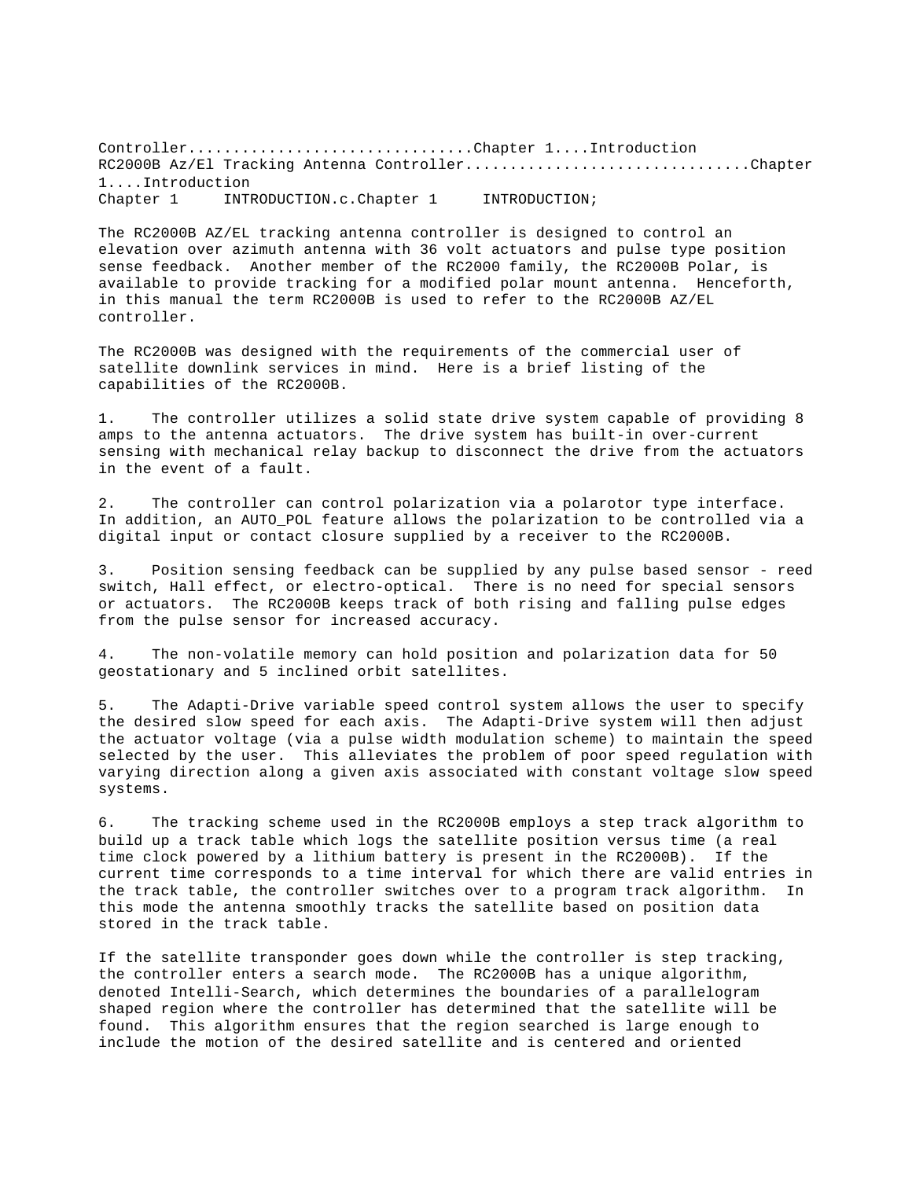Controller................................Chapter 1....Introduction
RC2000B Az/El Tracking Antenna Controller................................Chapter 1....Introduction
Chapter 1     INTRODUCTION.c.Chapter 1     INTRODUCTION;

The RC2000B AZ/EL tracking antenna controller is designed to control an elevation over azimuth antenna with 36 volt actuators and pulse type position sense feedback. Another member of the RC2000 family, the RC2000B Polar, is available to provide tracking for a modified polar mount antenna. Henceforth, in this manual the term RC2000B is used to refer to the RC2000B AZ/EL controller.

The RC2000B was designed with the requirements of the commercial user of satellite downlink services in mind. Here is a brief listing of the capabilities of the RC2000B.

1. The controller utilizes a solid state drive system capable of providing 8 amps to the antenna actuators. The drive system has built-in over-current sensing with mechanical relay backup to disconnect the drive from the actuators in the event of a fault.

2. The controller can control polarization via a polarotor type interface. In addition, an AUTO_POL feature allows the polarization to be controlled via a digital input or contact closure supplied by a receiver to the RC2000B.

3. Position sensing feedback can be supplied by any pulse based sensor - reed switch, Hall effect, or electro-optical. There is no need for special sensors or actuators. The RC2000B keeps track of both rising and falling pulse edges from the pulse sensor for increased accuracy.

4. The non-volatile memory can hold position and polarization data for 50 geostationary and 5 inclined orbit satellites.

5. The Adapti-Drive variable speed control system allows the user to specify the desired slow speed for each axis. The Adapti-Drive system will then adjust the actuator voltage (via a pulse width modulation scheme) to maintain the speed selected by the user. This alleviates the problem of poor speed regulation with varying direction along a given axis associated with constant voltage slow speed systems.

6. The tracking scheme used in the RC2000B employs a step track algorithm to build up a track table which logs the satellite position versus time (a real time clock powered by a lithium battery is present in the RC2000B). If the current time corresponds to a time interval for which there are valid entries in the track table, the controller switches over to a program track algorithm. In this mode the antenna smoothly tracks the satellite based on position data stored in the track table.

If the satellite transponder goes down while the controller is step tracking, the controller enters a search mode. The RC2000B has a unique algorithm, denoted Intelli-Search, which determines the boundaries of a parallelogram shaped region where the controller has determined that the satellite will be found. This algorithm ensures that the region searched is large enough to include the motion of the desired satellite and is centered and oriented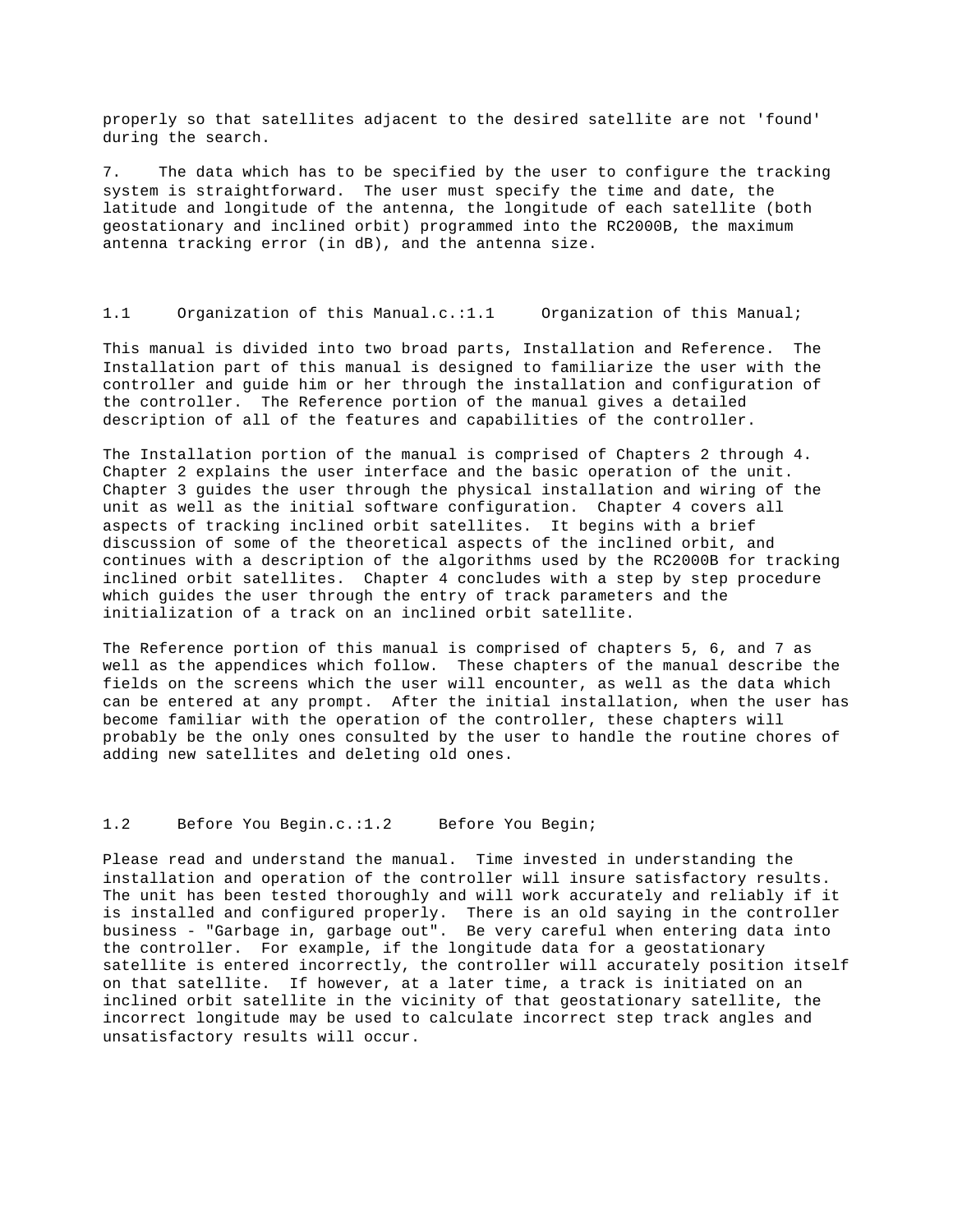properly so that satellites adjacent to the desired satellite are not 'found' during the search.

7. The data which has to be specified by the user to configure the tracking system is straightforward. The user must specify the time and date, the latitude and longitude of the antenna, the longitude of each satellite (both geostationary and inclined orbit) programmed into the RC2000B, the maximum antenna tracking error (in dB), and the antenna size.

## 1.1 Organization of this Manual.c.:1.1 Organization of this Manual;

This manual is divided into two broad parts, Installation and Reference. The Installation part of this manual is designed to familiarize the user with the controller and guide him or her through the installation and configuration of the controller. The Reference portion of the manual gives a detailed description of all of the features and capabilities of the controller.

The Installation portion of the manual is comprised of Chapters 2 through 4. Chapter 2 explains the user interface and the basic operation of the unit. Chapter 3 guides the user through the physical installation and wiring of the unit as well as the initial software configuration. Chapter 4 covers all aspects of tracking inclined orbit satellites. It begins with a brief discussion of some of the theoretical aspects of the inclined orbit, and continues with a description of the algorithms used by the RC2000B for tracking inclined orbit satellites. Chapter 4 concludes with a step by step procedure which guides the user through the entry of track parameters and the initialization of a track on an inclined orbit satellite.

The Reference portion of this manual is comprised of chapters 5, 6, and 7 as well as the appendices which follow. These chapters of the manual describe the fields on the screens which the user will encounter, as well as the data which can be entered at any prompt. After the initial installation, when the user has become familiar with the operation of the controller, these chapters will probably be the only ones consulted by the user to handle the routine chores of adding new satellites and deleting old ones.

## 1.2 Before You Begin.c.:1.2 Before You Begin;

Please read and understand the manual. Time invested in understanding the installation and operation of the controller will insure satisfactory results. The unit has been tested thoroughly and will work accurately and reliably if it is installed and configured properly. There is an old saying in the controller business - "Garbage in, garbage out". Be very careful when entering data into the controller. For example, if the longitude data for a geostationary satellite is entered incorrectly, the controller will accurately position itself on that satellite. If however, at a later time, a track is initiated on an inclined orbit satellite in the vicinity of that geostationary satellite, the incorrect longitude may be used to calculate incorrect step track angles and unsatisfactory results will occur.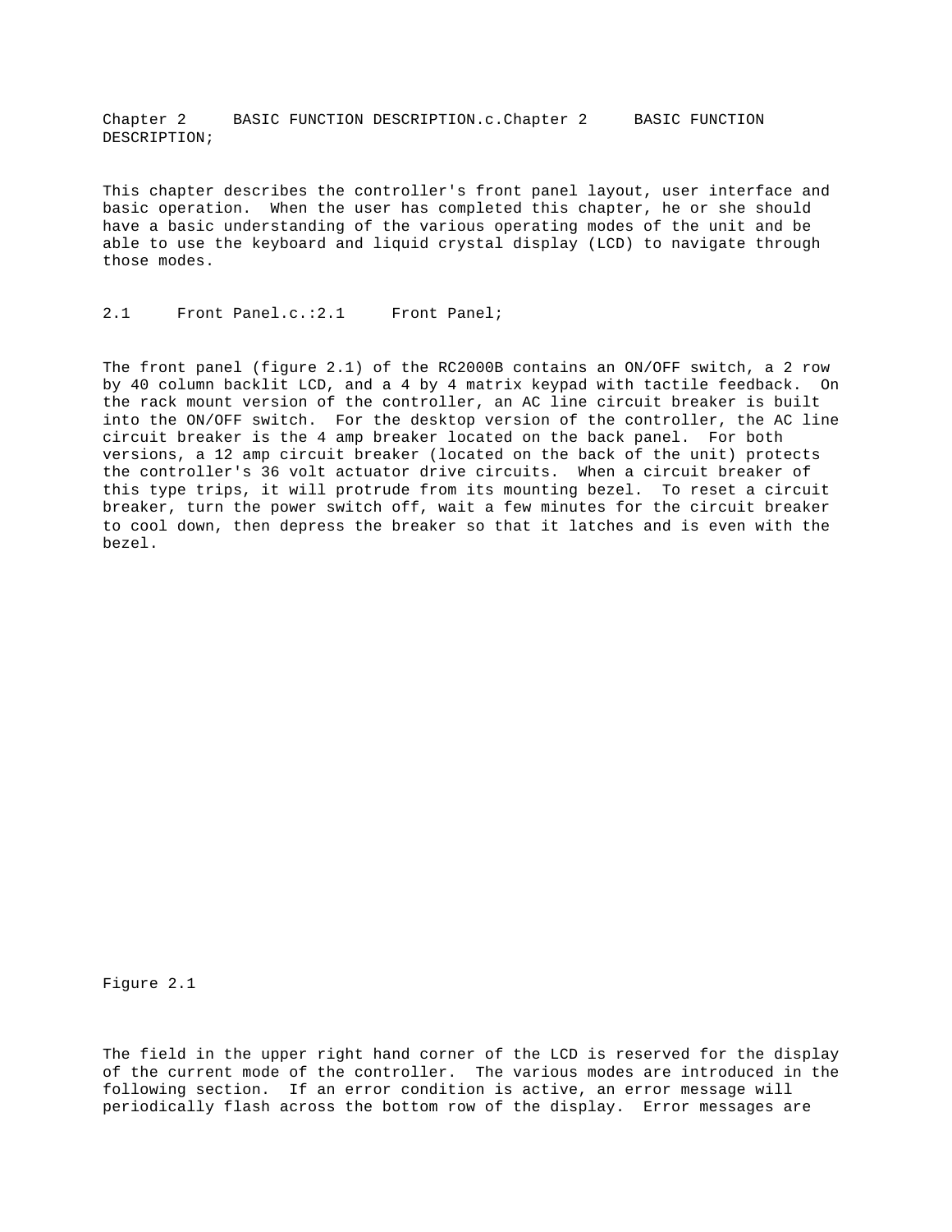# Chapter 2     BASIC FUNCTION DESCRIPTION.c.Chapter 2     BASIC FUNCTION DESCRIPTION;

This chapter describes the controller's front panel layout, user interface and basic operation. When the user has completed this chapter, he or she should have a basic understanding of the various operating modes of the unit and be able to use the keyboard and liquid crystal display (LCD) to navigate through those modes.

## 2.1     Front Panel.c.:2.1     Front Panel;

The front panel (figure 2.1) of the RC2000B contains an ON/OFF switch, a 2 row by 40 column backlit LCD, and a 4 by 4 matrix keypad with tactile feedback. On the rack mount version of the controller, an AC line circuit breaker is built into the ON/OFF switch. For the desktop version of the controller, the AC line circuit breaker is the 4 amp breaker located on the back panel. For both versions, a 12 amp circuit breaker (located on the back of the unit) protects the controller's 36 volt actuator drive circuits. When a circuit breaker of this type trips, it will protrude from its mounting bezel. To reset a circuit breaker, turn the power switch off, wait a few minutes for the circuit breaker to cool down, then depress the breaker so that it latches and is even with the bezel.

Figure 2.1

The field in the upper right hand corner of the LCD is reserved for the display of the current mode of the controller. The various modes are introduced in the following section. If an error condition is active, an error message will periodically flash across the bottom row of the display. Error messages are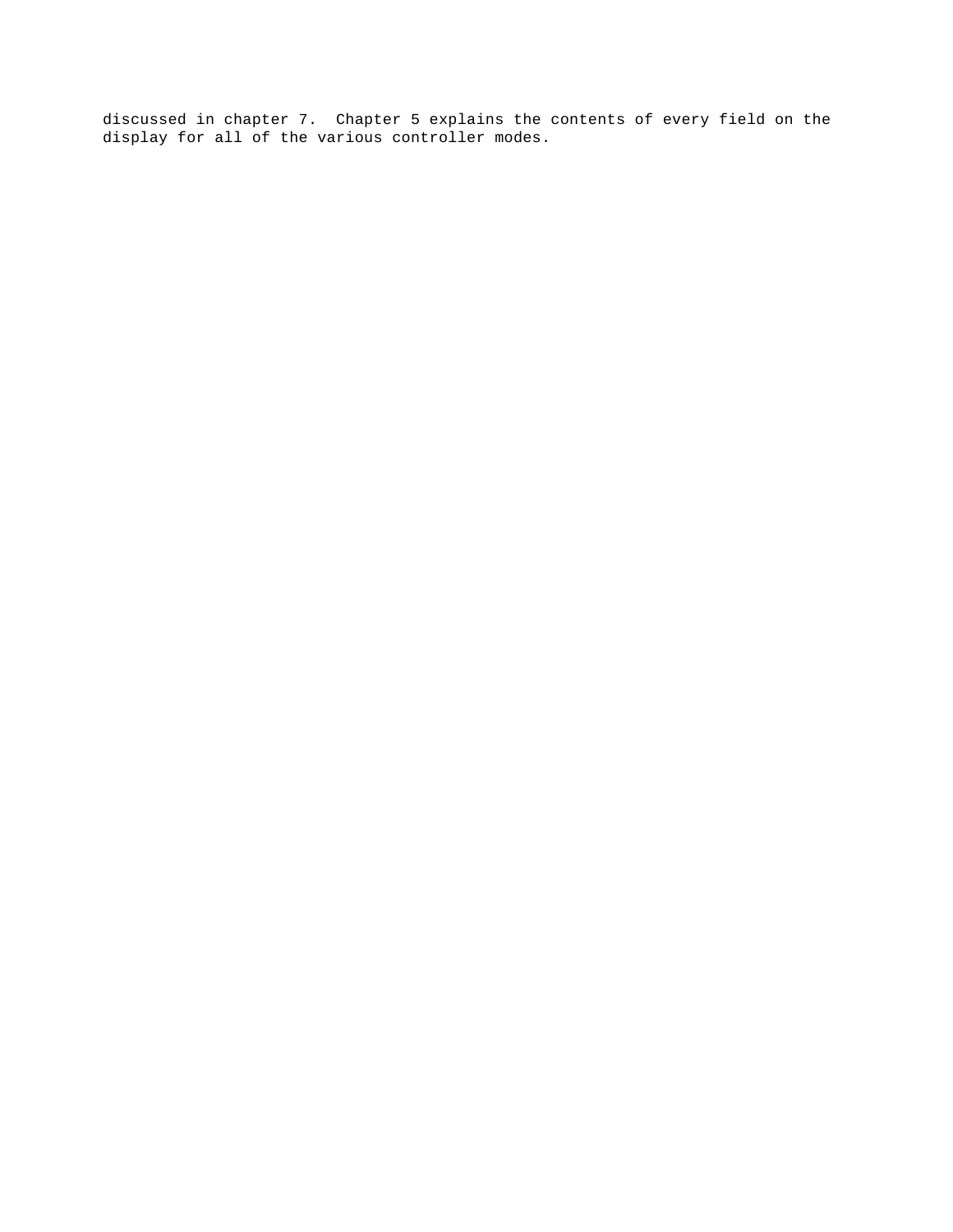discussed in chapter 7. Chapter 5 explains the contents of every field on the display for all of the various controller modes.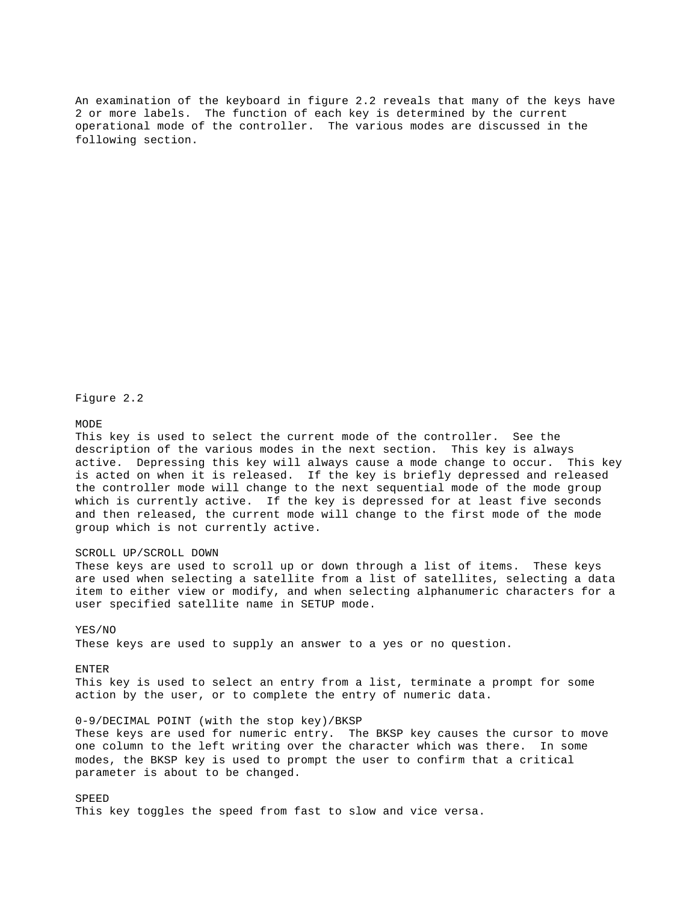An examination of the keyboard in figure 2.2 reveals that many of the keys have 2 or more labels. The function of each key is determined by the current operational mode of the controller. The various modes are discussed in the following section.

Figure 2.2

MODE
This key is used to select the current mode of the controller. See the description of the various modes in the next section. This key is always active. Depressing this key will always cause a mode change to occur. This key is acted on when it is released. If the key is briefly depressed and released the controller mode will change to the next sequential mode of the mode group which is currently active. If the key is depressed for at least five seconds and then released, the current mode will change to the first mode of the mode group which is not currently active.

SCROLL UP/SCROLL DOWN
These keys are used to scroll up or down through a list of items. These keys are used when selecting a satellite from a list of satellites, selecting a data item to either view or modify, and when selecting alphanumeric characters for a user specified satellite name in SETUP mode.

YES/NO
These keys are used to supply an answer to a yes or no question.

ENTER
This key is used to select an entry from a list, terminate a prompt for some action by the user, or to complete the entry of numeric data.

0-9/DECIMAL POINT (with the stop key)/BKSP
These keys are used for numeric entry. The BKSP key causes the cursor to move one column to the left writing over the character which was there. In some modes, the BKSP key is used to prompt the user to confirm that a critical parameter is about to be changed.

SPEED
This key toggles the speed from fast to slow and vice versa.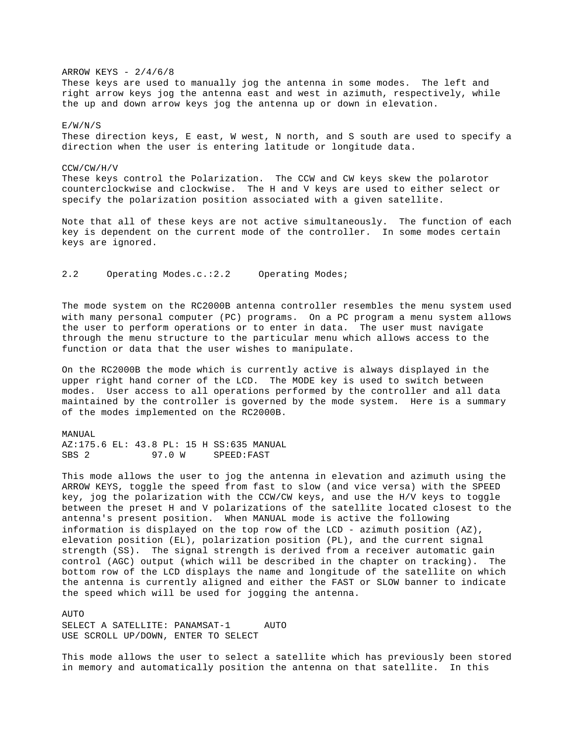ARROW KEYS - 2/4/6/8

These keys are used to manually jog the antenna in some modes. The left and right arrow keys jog the antenna east and west in azimuth, respectively, while the up and down arrow keys jog the antenna up or down in elevation.

E/W/N/S

These direction keys, E east, W west, N north, and S south are used to specify a direction when the user is entering latitude or longitude data.

CCW/CW/H/V

These keys control the Polarization. The CCW and CW keys skew the polarotor counterclockwise and clockwise. The H and V keys are used to either select or specify the polarization position associated with a given satellite.

Note that all of these keys are not active simultaneously. The function of each key is dependent on the current mode of the controller. In some modes certain keys are ignored.

## 2.2 Operating Modes.c.:2.2 Operating Modes;

The mode system on the RC2000B antenna controller resembles the menu system used with many personal computer (PC) programs. On a PC program a menu system allows the user to perform operations or to enter in data. The user must navigate through the menu structure to the particular menu which allows access to the function or data that the user wishes to manipulate.

On the RC2000B the mode which is currently active is always displayed in the upper right hand corner of the LCD. The MODE key is used to switch between modes. User access to all operations performed by the controller and all data maintained by the controller is governed by the mode system. Here is a summary of the modes implemented on the RC2000B.

MANUAL

```
AZ:175.6 EL: 43.8 PL: 15 H SS:635 MANUAL
SBS 2           97.0 W     SPEED:FAST
```

This mode allows the user to jog the antenna in elevation and azimuth using the ARROW KEYS, toggle the speed from fast to slow (and vice versa) with the SPEED key, jog the polarization with the CCW/CW keys, and use the H/V keys to toggle between the preset H and V polarizations of the satellite located closest to the antenna's present position. When MANUAL mode is active the following information is displayed on the top row of the LCD - azimuth position (AZ), elevation position (EL), polarization position (PL), and the current signal strength (SS). The signal strength is derived from a receiver automatic gain control (AGC) output (which will be described in the chapter on tracking). The bottom row of the LCD displays the name and longitude of the satellite on which the antenna is currently aligned and either the FAST or SLOW banner to indicate the speed which will be used for jogging the antenna.

AUTO

```
SELECT A SATELLITE: PANAMSAT-1      AUTO
USE SCROLL UP/DOWN, ENTER TO SELECT
```

This mode allows the user to select a satellite which has previously been stored in memory and automatically position the antenna on that satellite. In this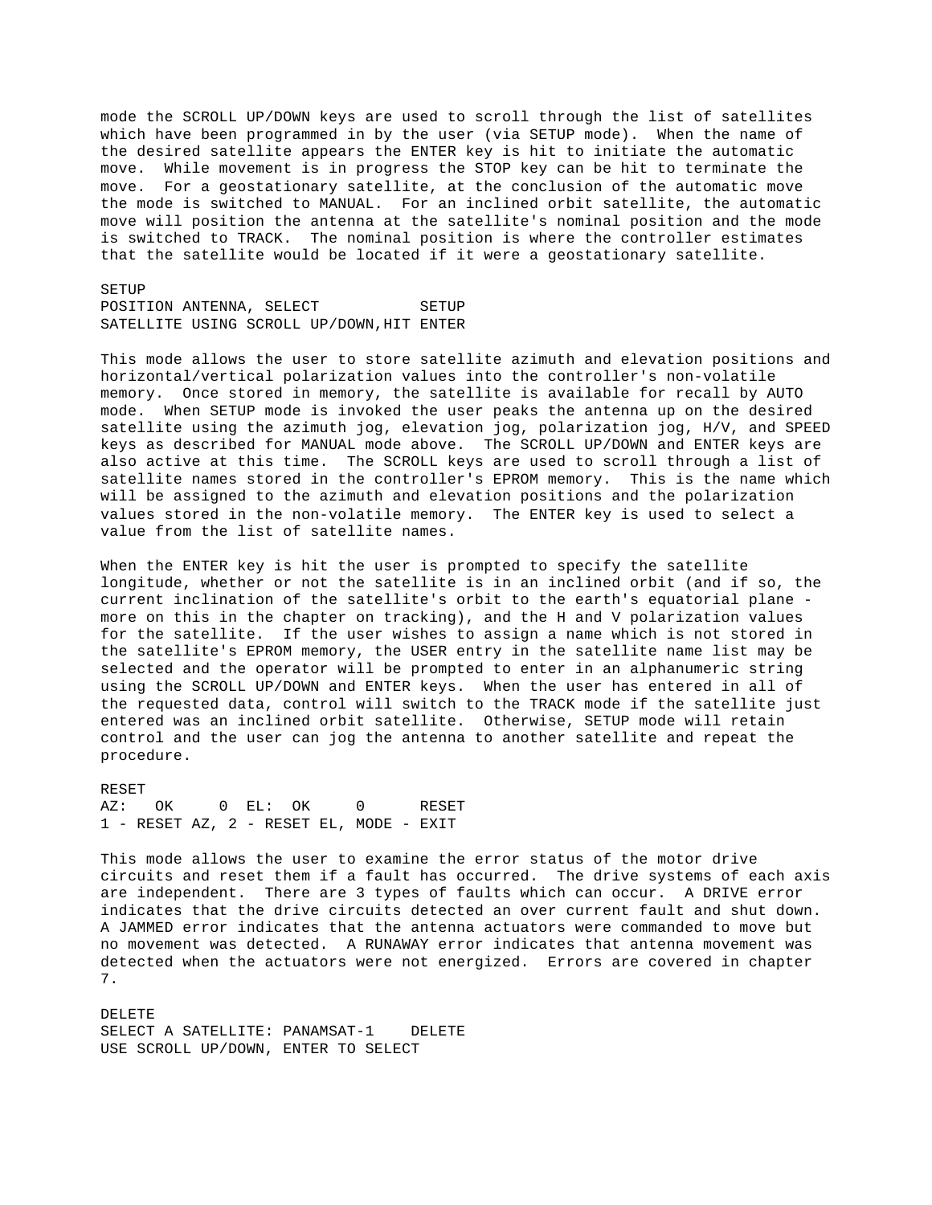mode the SCROLL UP/DOWN keys are used to scroll through the list of satellites which have been programmed in by the user (via SETUP mode). When the name of the desired satellite appears the ENTER key is hit to initiate the automatic move. While movement is in progress the STOP key can be hit to terminate the move. For a geostationary satellite, at the conclusion of the automatic move the mode is switched to MANUAL. For an inclined orbit satellite, the automatic move will position the antenna at the satellite's nominal position and the mode is switched to TRACK. The nominal position is where the controller estimates that the satellite would be located if it were a geostationary satellite.

SETUP

```
POSITION ANTENNA, SELECT           SETUP
SATELLITE USING SCROLL UP/DOWN,HIT ENTER
```

This mode allows the user to store satellite azimuth and elevation positions and horizontal/vertical polarization values into the controller's non-volatile memory. Once stored in memory, the satellite is available for recall by AUTO mode. When SETUP mode is invoked the user peaks the antenna up on the desired satellite using the azimuth jog, elevation jog, polarization jog, H/V, and SPEED keys as described for MANUAL mode above. The SCROLL UP/DOWN and ENTER keys are also active at this time. The SCROLL keys are used to scroll through a list of satellite names stored in the controller's EPROM memory. This is the name which will be assigned to the azimuth and elevation positions and the polarization values stored in the non-volatile memory. The ENTER key is used to select a value from the list of satellite names.

When the ENTER key is hit the user is prompted to specify the satellite longitude, whether or not the satellite is in an inclined orbit (and if so, the current inclination of the satellite's orbit to the earth's equatorial plane - more on this in the chapter on tracking), and the H and V polarization values for the satellite. If the user wishes to assign a name which is not stored in the satellite's EPROM memory, the USER entry in the satellite name list may be selected and the operator will be prompted to enter in an alphanumeric string using the SCROLL UP/DOWN and ENTER keys. When the user has entered in all of the requested data, control will switch to the TRACK mode if the satellite just entered was an inclined orbit satellite. Otherwise, SETUP mode will retain control and the user can jog the antenna to another satellite and repeat the procedure.

RESET

```
AZ:   OK     0  EL:  OK     0      RESET
1 - RESET AZ, 2 - RESET EL, MODE - EXIT
```

This mode allows the user to examine the error status of the motor drive circuits and reset them if a fault has occurred. The drive systems of each axis are independent. There are 3 types of faults which can occur. A DRIVE error indicates that the drive circuits detected an over current fault and shut down. A JAMMED error indicates that the antenna actuators were commanded to move but no movement was detected. A RUNAWAY error indicates that antenna movement was detected when the actuators were not energized. Errors are covered in chapter 7.

DELETE

```
SELECT A SATELLITE: PANAMSAT-1    DELETE
USE SCROLL UP/DOWN, ENTER TO SELECT
```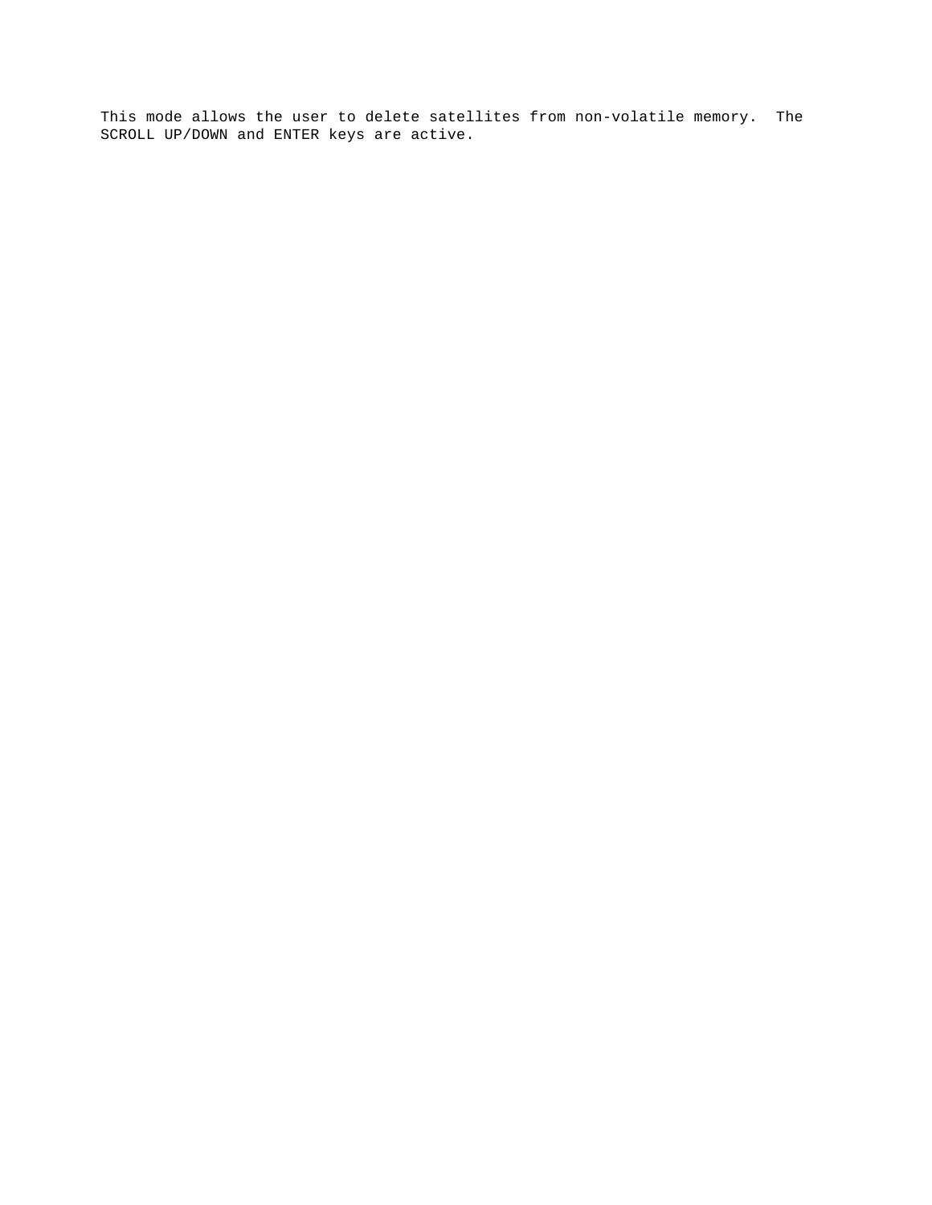This mode allows the user to delete satellites from non-volatile memory.  The SCROLL UP/DOWN and ENTER keys are active.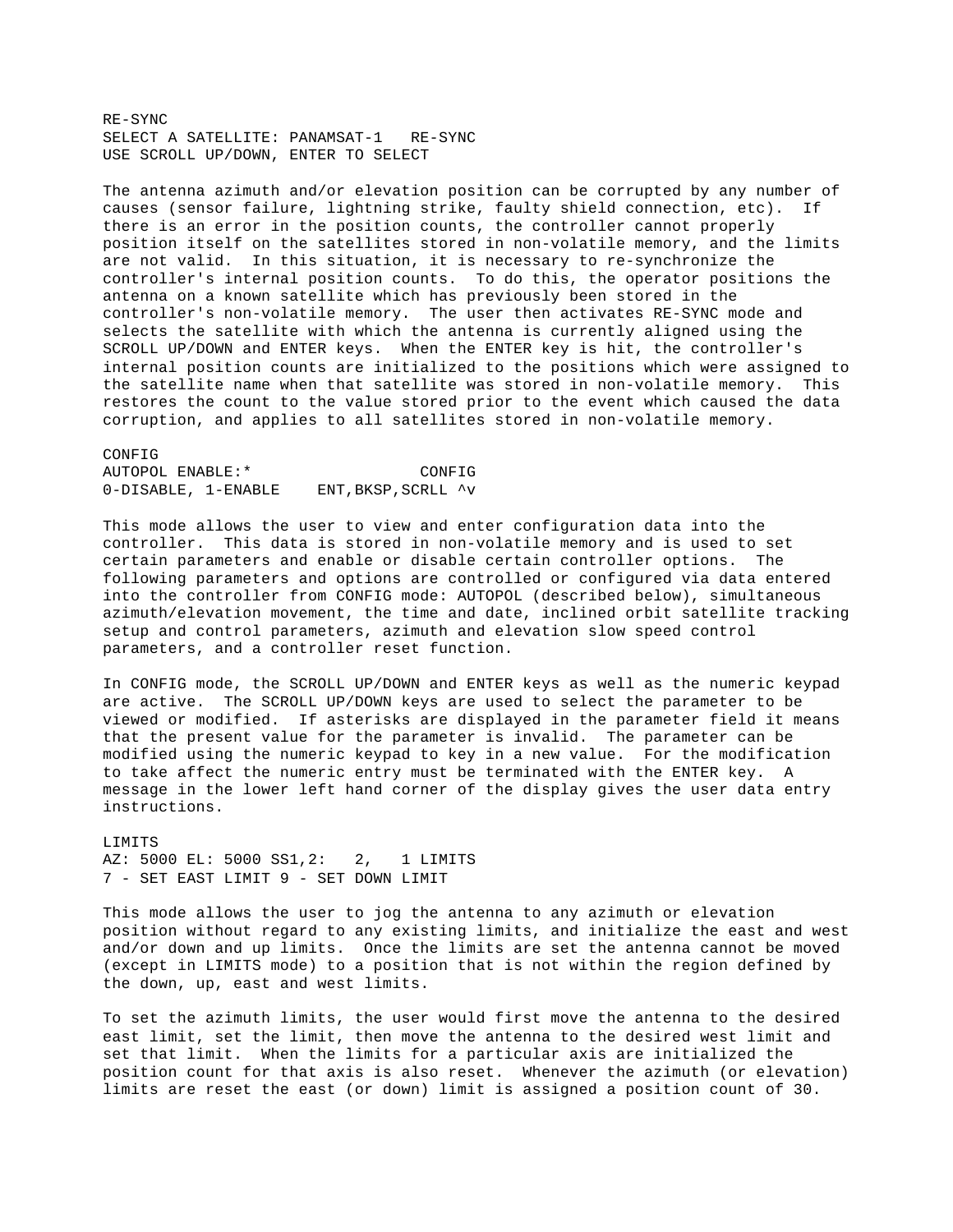## RE-SYNC

```
SELECT A SATELLITE: PANAMSAT-1   RE-SYNC
USE SCROLL UP/DOWN, ENTER TO SELECT
```

The antenna azimuth and/or elevation position can be corrupted by any number of causes (sensor failure, lightning strike, faulty shield connection, etc). If there is an error in the position counts, the controller cannot properly position itself on the satellites stored in non-volatile memory, and the limits are not valid. In this situation, it is necessary to re-synchronize the controller's internal position counts. To do this, the operator positions the antenna on a known satellite which has previously been stored in the controller's non-volatile memory. The user then activates RE-SYNC mode and selects the satellite with which the antenna is currently aligned using the SCROLL UP/DOWN and ENTER keys. When the ENTER key is hit, the controller's internal position counts are initialized to the positions which were assigned to the satellite name when that satellite was stored in non-volatile memory. This restores the count to the value stored prior to the event which caused the data corruption, and applies to all satellites stored in non-volatile memory.

## CONFIG

```
AUTOPOL ENABLE:*                  CONFIG
0-DISABLE, 1-ENABLE    ENT,BKSP,SCRLL ^v
```

This mode allows the user to view and enter configuration data into the controller. This data is stored in non-volatile memory and is used to set certain parameters and enable or disable certain controller options. The following parameters and options are controlled or configured via data entered into the controller from CONFIG mode: AUTOPOL (described below), simultaneous azimuth/elevation movement, the time and date, inclined orbit satellite tracking setup and control parameters, azimuth and elevation slow speed control parameters, and a controller reset function.

In CONFIG mode, the SCROLL UP/DOWN and ENTER keys as well as the numeric keypad are active. The SCROLL UP/DOWN keys are used to select the parameter to be viewed or modified. If asterisks are displayed in the parameter field it means that the present value for the parameter is invalid. The parameter can be modified using the numeric keypad to key in a new value. For the modification to take affect the numeric entry must be terminated with the ENTER key. A message in the lower left hand corner of the display gives the user data entry instructions.

## LIMITS

```
AZ: 5000 EL: 5000 SS1,2:   2,   1 LIMITS
7 - SET EAST LIMIT 9 - SET DOWN LIMIT
```

This mode allows the user to jog the antenna to any azimuth or elevation position without regard to any existing limits, and initialize the east and west and/or down and up limits. Once the limits are set the antenna cannot be moved (except in LIMITS mode) to a position that is not within the region defined by the down, up, east and west limits.

To set the azimuth limits, the user would first move the antenna to the desired east limit, set the limit, then move the antenna to the desired west limit and set that limit. When the limits for a particular axis are initialized the position count for that axis is also reset. Whenever the azimuth (or elevation) limits are reset the east (or down) limit is assigned a position count of 30.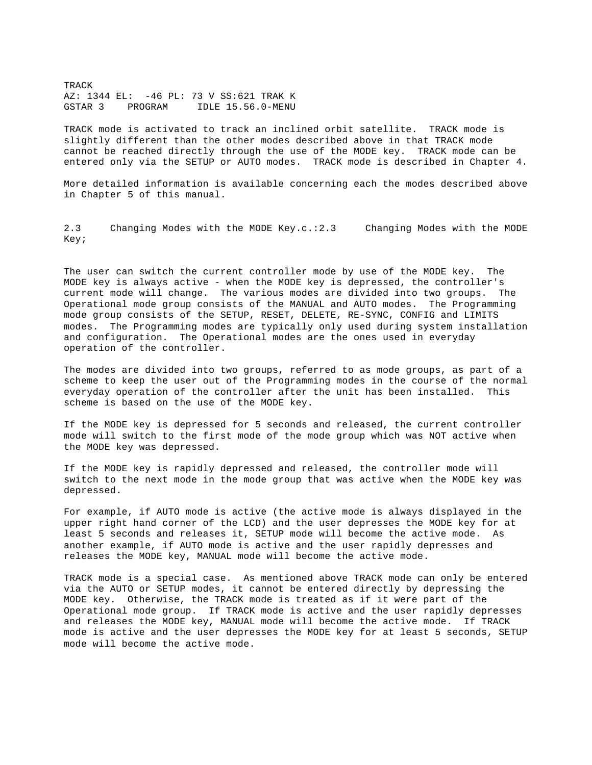```
TRACK
AZ: 1344 EL:  -46 PL: 73 V SS:621 TRAK K
GSTAR 3    PROGRAM     IDLE 15.56.0-MENU
```

TRACK mode is activated to track an inclined orbit satellite. TRACK mode is slightly different than the other modes described above in that TRACK mode cannot be reached directly through the use of the MODE key. TRACK mode can be entered only via the SETUP or AUTO modes. TRACK mode is described in Chapter 4.

More detailed information is available concerning each the modes described above in Chapter 5 of this manual.

## 2.3 Changing Modes with the MODE Key.c.:2.3 Changing Modes with the MODE Key;

The user can switch the current controller mode by use of the MODE key. The MODE key is always active - when the MODE key is depressed, the controller's current mode will change. The various modes are divided into two groups. The Operational mode group consists of the MANUAL and AUTO modes. The Programming mode group consists of the SETUP, RESET, DELETE, RE-SYNC, CONFIG and LIMITS modes. The Programming modes are typically only used during system installation and configuration. The Operational modes are the ones used in everyday operation of the controller.

The modes are divided into two groups, referred to as mode groups, as part of a scheme to keep the user out of the Programming modes in the course of the normal everyday operation of the controller after the unit has been installed. This scheme is based on the use of the MODE key.

If the MODE key is depressed for 5 seconds and released, the current controller mode will switch to the first mode of the mode group which was NOT active when the MODE key was depressed.

If the MODE key is rapidly depressed and released, the controller mode will switch to the next mode in the mode group that was active when the MODE key was depressed.

For example, if AUTO mode is active (the active mode is always displayed in the upper right hand corner of the LCD) and the user depresses the MODE key for at least 5 seconds and releases it, SETUP mode will become the active mode. As another example, if AUTO mode is active and the user rapidly depresses and releases the MODE key, MANUAL mode will become the active mode.

TRACK mode is a special case. As mentioned above TRACK mode can only be entered via the AUTO or SETUP modes, it cannot be entered directly by depressing the MODE key. Otherwise, the TRACK mode is treated as if it were part of the Operational mode group. If TRACK mode is active and the user rapidly depresses and releases the MODE key, MANUAL mode will become the active mode. If TRACK mode is active and the user depresses the MODE key for at least 5 seconds, SETUP mode will become the active mode.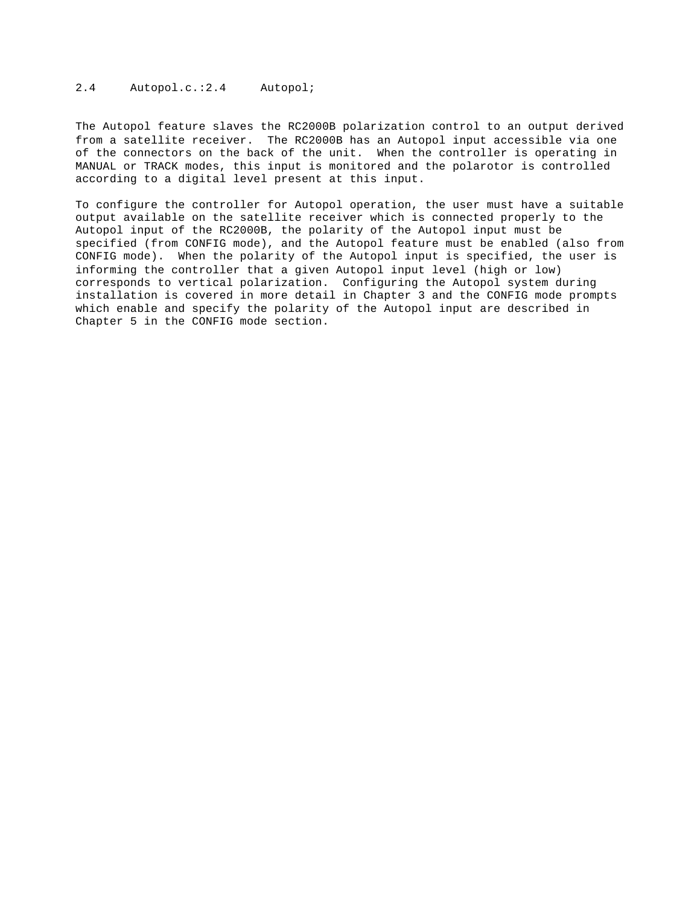## 2.4 Autopol.c.:2.4 Autopol;

The Autopol feature slaves the RC2000B polarization control to an output derived from a satellite receiver. The RC2000B has an Autopol input accessible via one of the connectors on the back of the unit. When the controller is operating in MANUAL or TRACK modes, this input is monitored and the polarotor is controlled according to a digital level present at this input.

To configure the controller for Autopol operation, the user must have a suitable output available on the satellite receiver which is connected properly to the Autopol input of the RC2000B, the polarity of the Autopol input must be specified (from CONFIG mode), and the Autopol feature must be enabled (also from CONFIG mode). When the polarity of the Autopol input is specified, the user is informing the controller that a given Autopol input level (high or low) corresponds to vertical polarization. Configuring the Autopol system during installation is covered in more detail in Chapter 3 and the CONFIG mode prompts which enable and specify the polarity of the Autopol input are described in Chapter 5 in the CONFIG mode section.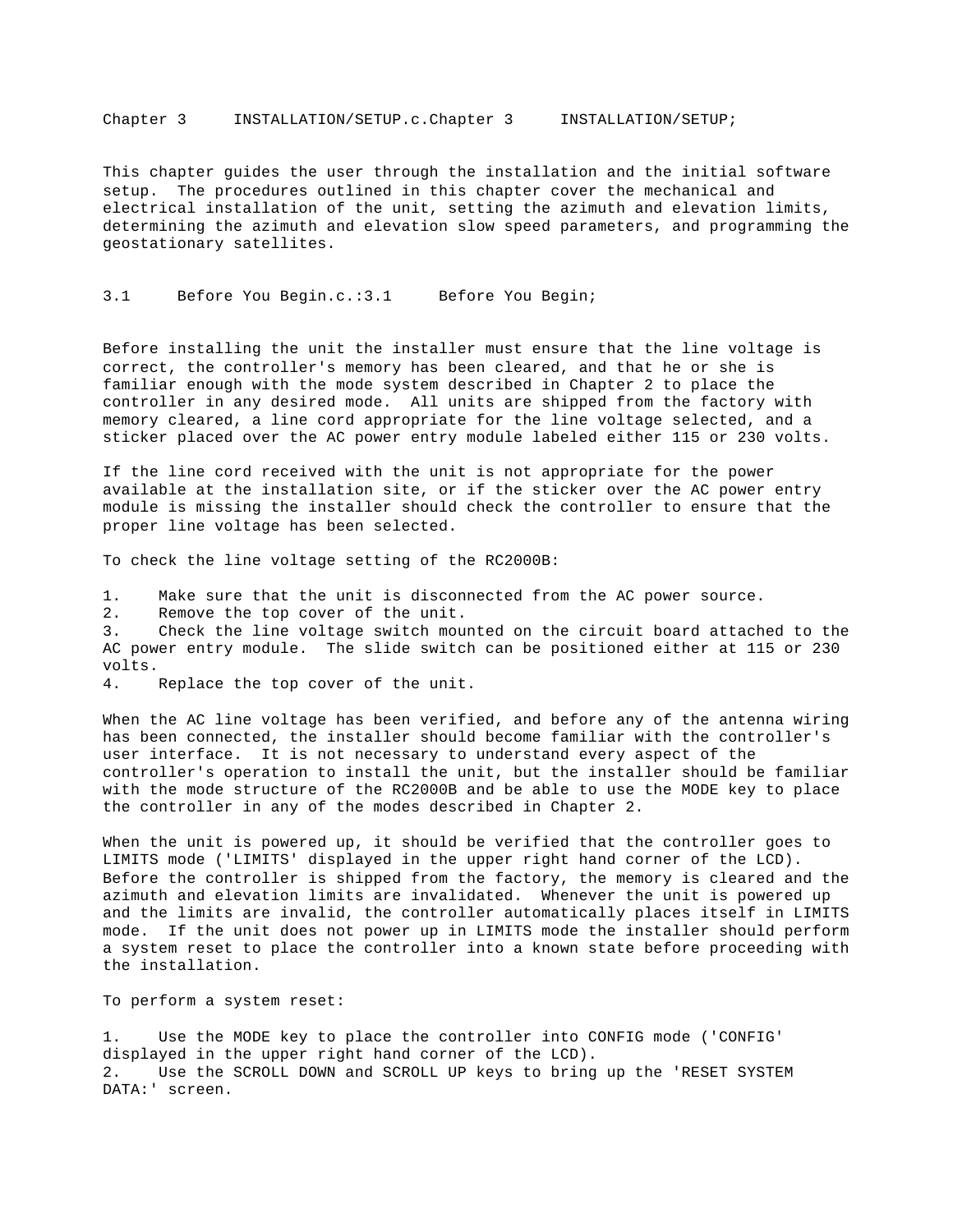# Chapter 3 INSTALLATION/SETUP.c.Chapter 3 INSTALLATION/SETUP;

This chapter guides the user through the installation and the initial software setup. The procedures outlined in this chapter cover the mechanical and electrical installation of the unit, setting the azimuth and elevation limits, determining the azimuth and elevation slow speed parameters, and programming the geostationary satellites.

## 3.1 Before You Begin.c.:3.1 Before You Begin;

Before installing the unit the installer must ensure that the line voltage is correct, the controller's memory has been cleared, and that he or she is familiar enough with the mode system described in Chapter 2 to place the controller in any desired mode. All units are shipped from the factory with memory cleared, a line cord appropriate for the line voltage selected, and a sticker placed over the AC power entry module labeled either 115 or 230 volts.

If the line cord received with the unit is not appropriate for the power available at the installation site, or if the sticker over the AC power entry module is missing the installer should check the controller to ensure that the proper line voltage has been selected.

To check the line voltage setting of the RC2000B:

1. Make sure that the unit is disconnected from the AC power source.
2. Remove the top cover of the unit.
3. Check the line voltage switch mounted on the circuit board attached to the AC power entry module. The slide switch can be positioned either at 115 or 230 volts.
4. Replace the top cover of the unit.

When the AC line voltage has been verified, and before any of the antenna wiring has been connected, the installer should become familiar with the controller's user interface. It is not necessary to understand every aspect of the controller's operation to install the unit, but the installer should be familiar with the mode structure of the RC2000B and be able to use the MODE key to place the controller in any of the modes described in Chapter 2.

When the unit is powered up, it should be verified that the controller goes to LIMITS mode ('LIMITS' displayed in the upper right hand corner of the LCD). Before the controller is shipped from the factory, the memory is cleared and the azimuth and elevation limits are invalidated. Whenever the unit is powered up and the limits are invalid, the controller automatically places itself in LIMITS mode. If the unit does not power up in LIMITS mode the installer should perform a system reset to place the controller into a known state before proceeding with the installation.

To perform a system reset:

1. Use the MODE key to place the controller into CONFIG mode ('CONFIG' displayed in the upper right hand corner of the LCD).
2. Use the SCROLL DOWN and SCROLL UP keys to bring up the 'RESET SYSTEM DATA:' screen.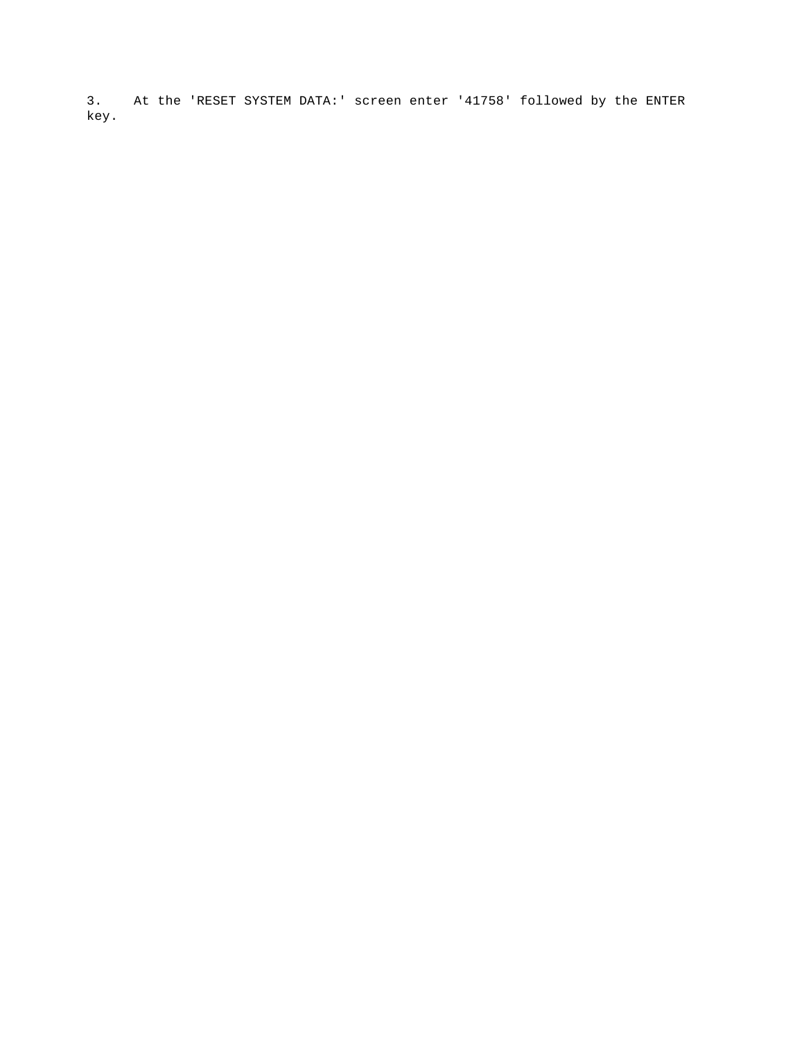3. At the 'RESET SYSTEM DATA:' screen enter '41758' followed by the ENTER key.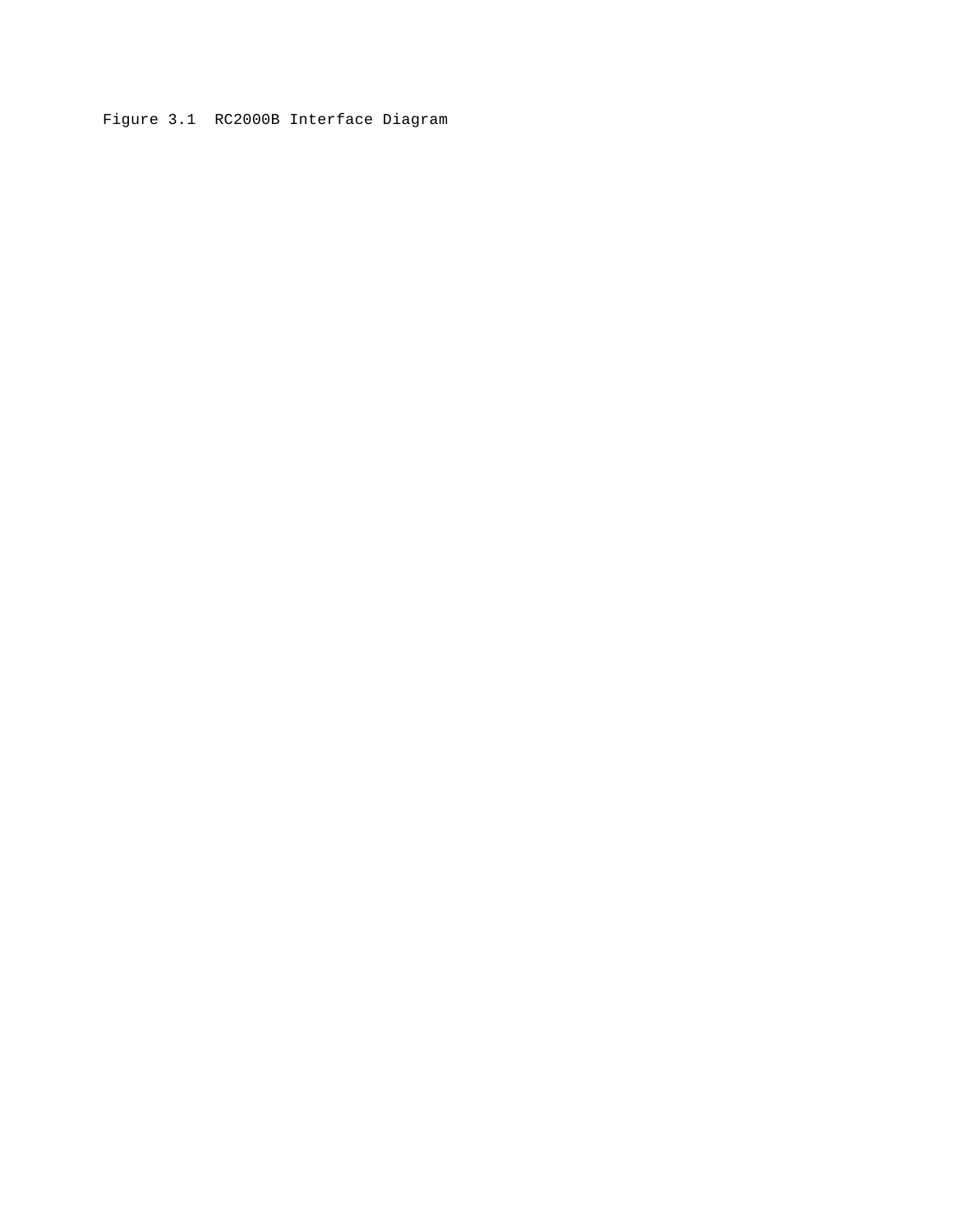Figure 3.1 RC2000B Interface Diagram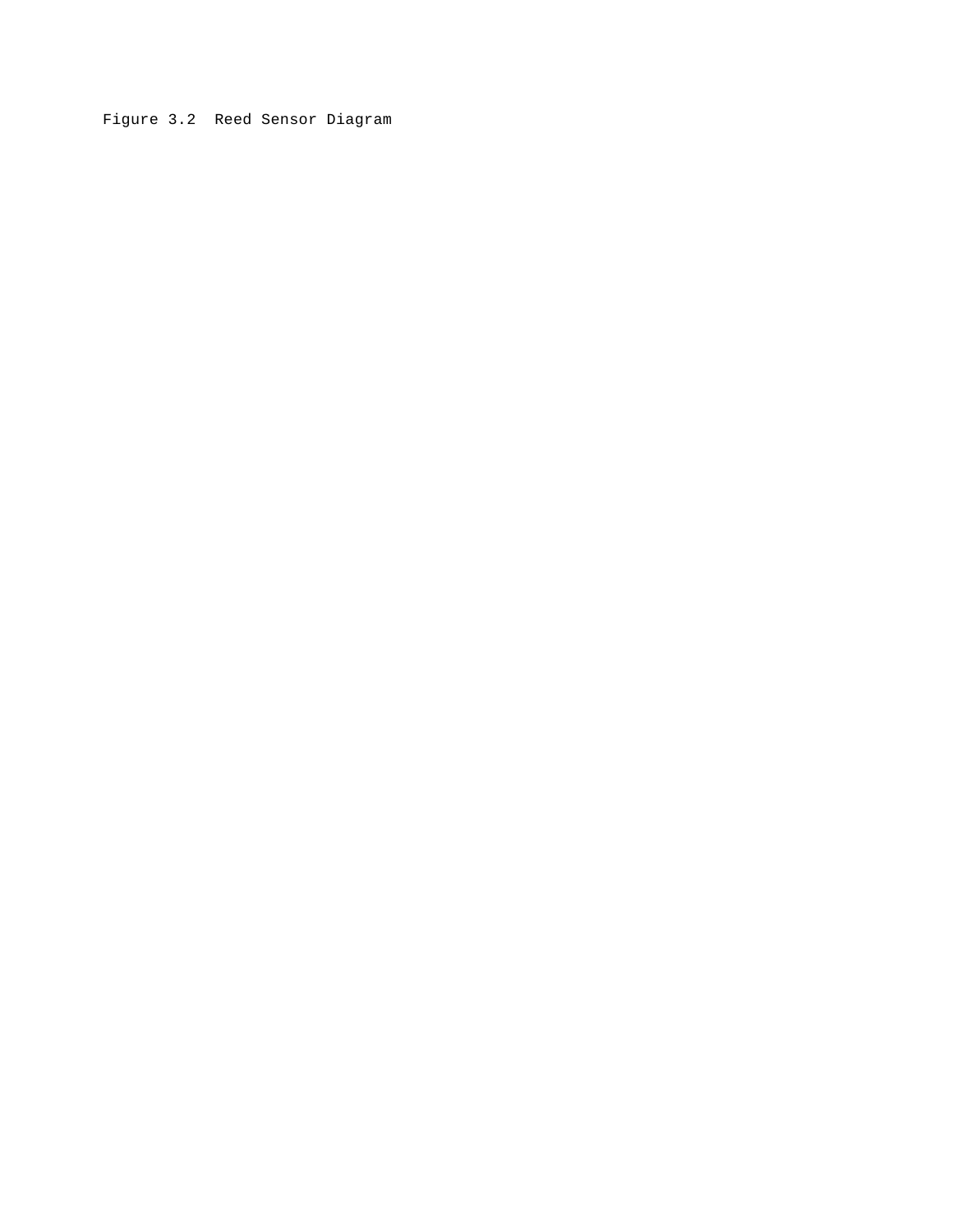Figure 3.2  Reed Sensor Diagram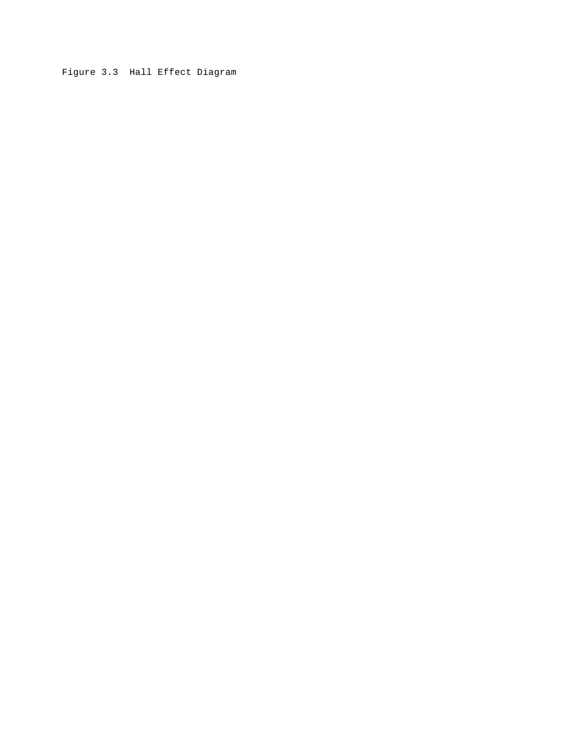Figure 3.3  Hall Effect Diagram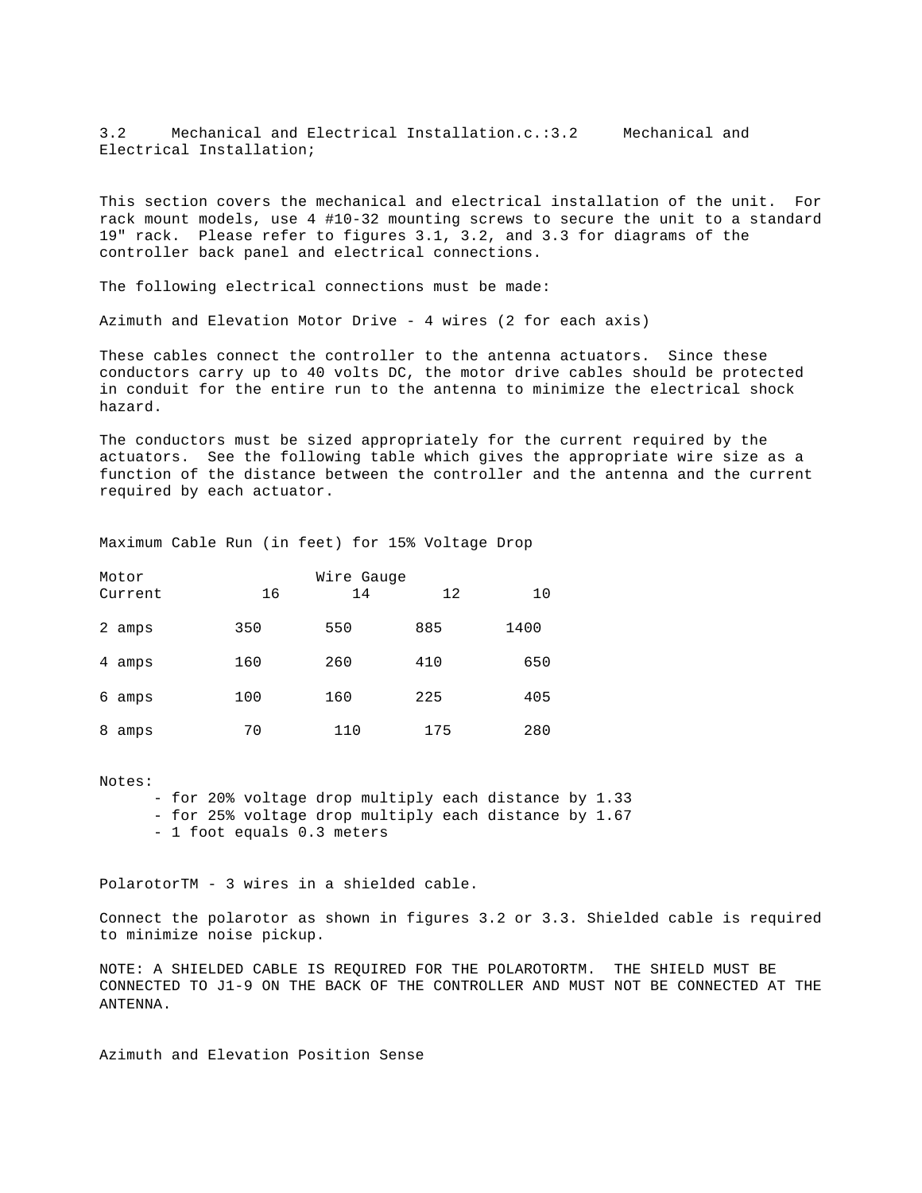## 3.2 Mechanical and Electrical Installation.c.:3.2 Mechanical and Electrical Installation;

This section covers the mechanical and electrical installation of the unit. For rack mount models, use 4 #10-32 mounting screws to secure the unit to a standard 19" rack. Please refer to figures 3.1, 3.2, and 3.3 for diagrams of the controller back panel and electrical connections.

The following electrical connections must be made:

Azimuth and Elevation Motor Drive - 4 wires (2 for each axis)

These cables connect the controller to the antenna actuators. Since these conductors carry up to 40 volts DC, the motor drive cables should be protected in conduit for the entire run to the antenna to minimize the electrical shock hazard.

The conductors must be sized appropriately for the current required by the actuators. See the following table which gives the appropriate wire size as a function of the distance between the controller and the antenna and the current required by each actuator.

Maximum Cable Run (in feet) for 15% Voltage Drop

| Motor | Wire Gauge | | | |
|---|---|---|---|---|
| Current | 16 | 14 | 12 | 10 |
| 2 amps | 350 | 550 | 885 | 1400 |
| 4 amps | 160 | 260 | 410 | 650 |
| 6 amps | 100 | 160 | 225 | 405 |
| 8 amps | 70 | 110 | 175 | 280 |

Notes:

- for 20% voltage drop multiply each distance by 1.33
- for 25% voltage drop multiply each distance by 1.67
- 1 foot equals 0.3 meters

PolarotorTM - 3 wires in a shielded cable.

Connect the polarotor as shown in figures 3.2 or 3.3. Shielded cable is required to minimize noise pickup.

NOTE: A SHIELDED CABLE IS REQUIRED FOR THE POLAROTORTM. THE SHIELD MUST BE CONNECTED TO J1-9 ON THE BACK OF THE CONTROLLER AND MUST NOT BE CONNECTED AT THE ANTENNA.

Azimuth and Elevation Position Sense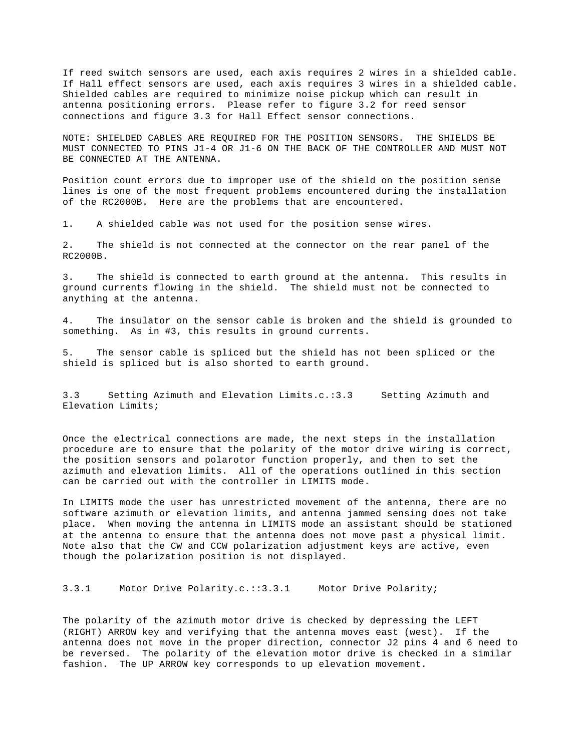If reed switch sensors are used, each axis requires 2 wires in a shielded cable. If Hall effect sensors are used, each axis requires 3 wires in a shielded cable. Shielded cables are required to minimize noise pickup which can result in antenna positioning errors. Please refer to figure 3.2 for reed sensor connections and figure 3.3 for Hall Effect sensor connections.

NOTE: SHIELDED CABLES ARE REQUIRED FOR THE POSITION SENSORS. THE SHIELDS BE MUST CONNECTED TO PINS J1-4 OR J1-6 ON THE BACK OF THE CONTROLLER AND MUST NOT BE CONNECTED AT THE ANTENNA.

Position count errors due to improper use of the shield on the position sense lines is one of the most frequent problems encountered during the installation of the RC2000B. Here are the problems that are encountered.

1. A shielded cable was not used for the position sense wires.

2. The shield is not connected at the connector on the rear panel of the RC2000B.

3. The shield is connected to earth ground at the antenna. This results in ground currents flowing in the shield. The shield must not be connected to anything at the antenna.

4. The insulator on the sensor cable is broken and the shield is grounded to something. As in #3, this results in ground currents.

5. The sensor cable is spliced but the shield has not been spliced or the shield is spliced but is also shorted to earth ground.

## 3.3 Setting Azimuth and Elevation Limits.c.:3.3 Setting Azimuth and Elevation Limits;

Once the electrical connections are made, the next steps in the installation procedure are to ensure that the polarity of the motor drive wiring is correct, the position sensors and polarotor function properly, and then to set the azimuth and elevation limits. All of the operations outlined in this section can be carried out with the controller in LIMITS mode.

In LIMITS mode the user has unrestricted movement of the antenna, there are no software azimuth or elevation limits, and antenna jammed sensing does not take place. When moving the antenna in LIMITS mode an assistant should be stationed at the antenna to ensure that the antenna does not move past a physical limit. Note also that the CW and CCW polarization adjustment keys are active, even though the polarization position is not displayed.

### 3.3.1 Motor Drive Polarity.c.::3.3.1 Motor Drive Polarity;

The polarity of the azimuth motor drive is checked by depressing the LEFT (RIGHT) ARROW key and verifying that the antenna moves east (west). If the antenna does not move in the proper direction, connector J2 pins 4 and 6 need to be reversed. The polarity of the elevation motor drive is checked in a similar fashion. The UP ARROW key corresponds to up elevation movement.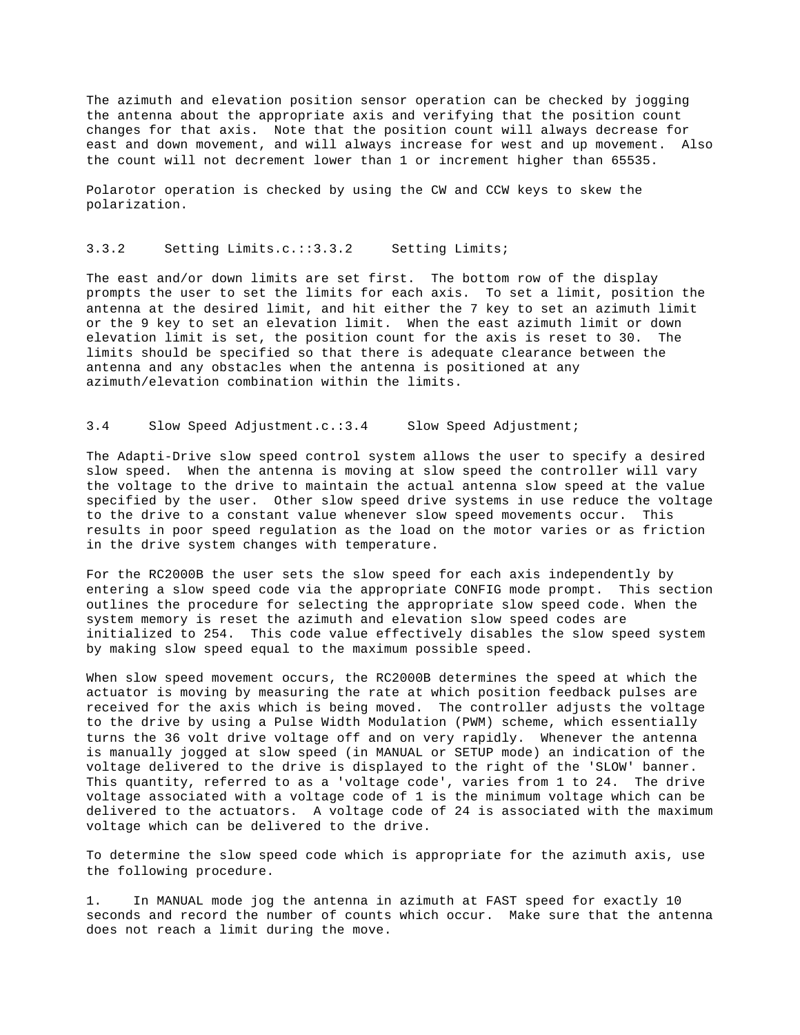The azimuth and elevation position sensor operation can be checked by jogging the antenna about the appropriate axis and verifying that the position count changes for that axis. Note that the position count will always decrease for east and down movement, and will always increase for west and up movement. Also the count will not decrement lower than 1 or increment higher than 65535.

Polarotor operation is checked by using the CW and CCW keys to skew the polarization.

### 3.3.2 Setting Limits.c.::3.3.2 Setting Limits;

The east and/or down limits are set first. The bottom row of the display prompts the user to set the limits for each axis. To set a limit, position the antenna at the desired limit, and hit either the 7 key to set an azimuth limit or the 9 key to set an elevation limit. When the east azimuth limit or down elevation limit is set, the position count for the axis is reset to 30. The limits should be specified so that there is adequate clearance between the antenna and any obstacles when the antenna is positioned at any azimuth/elevation combination within the limits.

## 3.4 Slow Speed Adjustment.c.:3.4 Slow Speed Adjustment;

The Adapti-Drive slow speed control system allows the user to specify a desired slow speed. When the antenna is moving at slow speed the controller will vary the voltage to the drive to maintain the actual antenna slow speed at the value specified by the user. Other slow speed drive systems in use reduce the voltage to the drive to a constant value whenever slow speed movements occur. This results in poor speed regulation as the load on the motor varies or as friction in the drive system changes with temperature.

For the RC2000B the user sets the slow speed for each axis independently by entering a slow speed code via the appropriate CONFIG mode prompt. This section outlines the procedure for selecting the appropriate slow speed code. When the system memory is reset the azimuth and elevation slow speed codes are initialized to 254. This code value effectively disables the slow speed system by making slow speed equal to the maximum possible speed.

When slow speed movement occurs, the RC2000B determines the speed at which the actuator is moving by measuring the rate at which position feedback pulses are received for the axis which is being moved. The controller adjusts the voltage to the drive by using a Pulse Width Modulation (PWM) scheme, which essentially turns the 36 volt drive voltage off and on very rapidly. Whenever the antenna is manually jogged at slow speed (in MANUAL or SETUP mode) an indication of the voltage delivered to the drive is displayed to the right of the 'SLOW' banner. This quantity, referred to as a 'voltage code', varies from 1 to 24. The drive voltage associated with a voltage code of 1 is the minimum voltage which can be delivered to the actuators. A voltage code of 24 is associated with the maximum voltage which can be delivered to the drive.

To determine the slow speed code which is appropriate for the azimuth axis, use the following procedure.

1. In MANUAL mode jog the antenna in azimuth at FAST speed for exactly 10 seconds and record the number of counts which occur. Make sure that the antenna does not reach a limit during the move.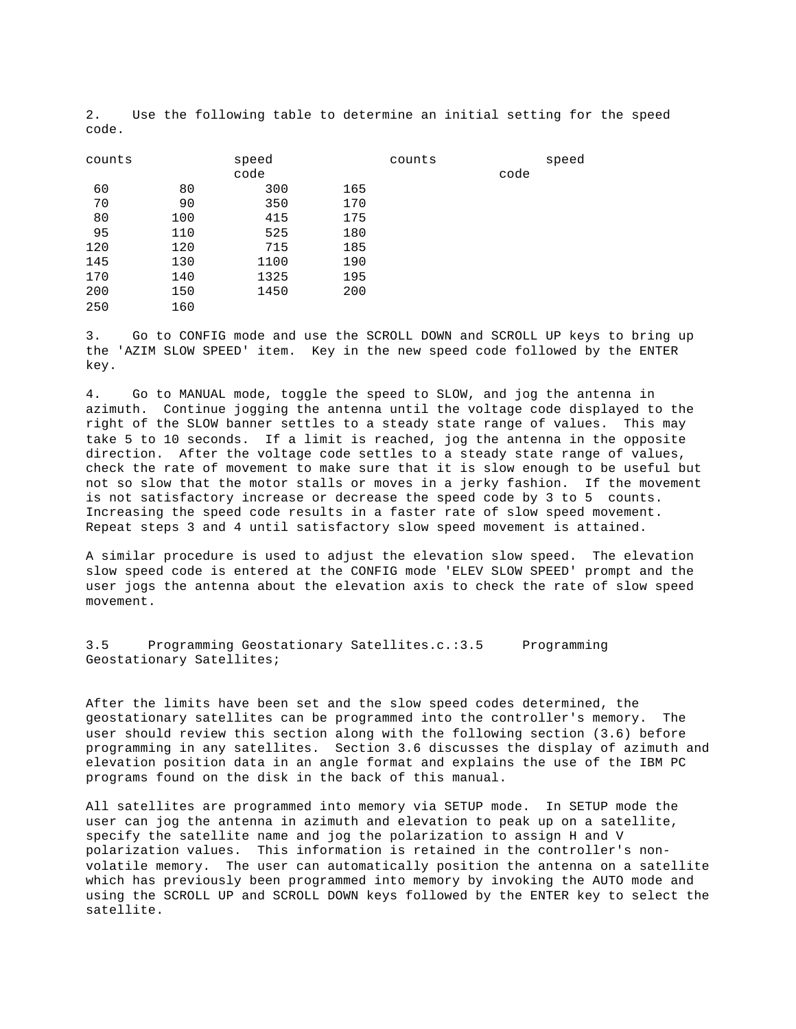2. Use the following table to determine an initial setting for the speed code.

| counts | speed code | counts | speed code |
|---|---|---|---|
| 60 | 80 | 300 | 165 |
| 70 | 90 | 350 | 170 |
| 80 | 100 | 415 | 175 |
| 95 | 110 | 525 | 180 |
| 120 | 120 | 715 | 185 |
| 145 | 130 | 1100 | 190 |
| 170 | 140 | 1325 | 195 |
| 200 | 150 | 1450 | 200 |
| 250 | 160 | | |

3. Go to CONFIG mode and use the SCROLL DOWN and SCROLL UP keys to bring up the 'AZIM SLOW SPEED' item. Key in the new speed code followed by the ENTER key.

4. Go to MANUAL mode, toggle the speed to SLOW, and jog the antenna in azimuth. Continue jogging the antenna until the voltage code displayed to the right of the SLOW banner settles to a steady state range of values. This may take 5 to 10 seconds. If a limit is reached, jog the antenna in the opposite direction. After the voltage code settles to a steady state range of values, check the rate of movement to make sure that it is slow enough to be useful but not so slow that the motor stalls or moves in a jerky fashion. If the movement is not satisfactory increase or decrease the speed code by 3 to 5 counts. Increasing the speed code results in a faster rate of slow speed movement. Repeat steps 3 and 4 until satisfactory slow speed movement is attained.

A similar procedure is used to adjust the elevation slow speed. The elevation slow speed code is entered at the CONFIG mode 'ELEV SLOW SPEED' prompt and the user jogs the antenna about the elevation axis to check the rate of slow speed movement.

## 3.5 Programming Geostationary Satellites.c.:3.5 Programming Geostationary Satellites;

After the limits have been set and the slow speed codes determined, the geostationary satellites can be programmed into the controller's memory. The user should review this section along with the following section (3.6) before programming in any satellites. Section 3.6 discusses the display of azimuth and elevation position data in an angle format and explains the use of the IBM PC programs found on the disk in the back of this manual.

All satellites are programmed into memory via SETUP mode. In SETUP mode the user can jog the antenna in azimuth and elevation to peak up on a satellite, specify the satellite name and jog the polarization to assign H and V polarization values. This information is retained in the controller's non-volatile memory. The user can automatically position the antenna on a satellite which has previously been programmed into memory by invoking the AUTO mode and using the SCROLL UP and SCROLL DOWN keys followed by the ENTER key to select the satellite.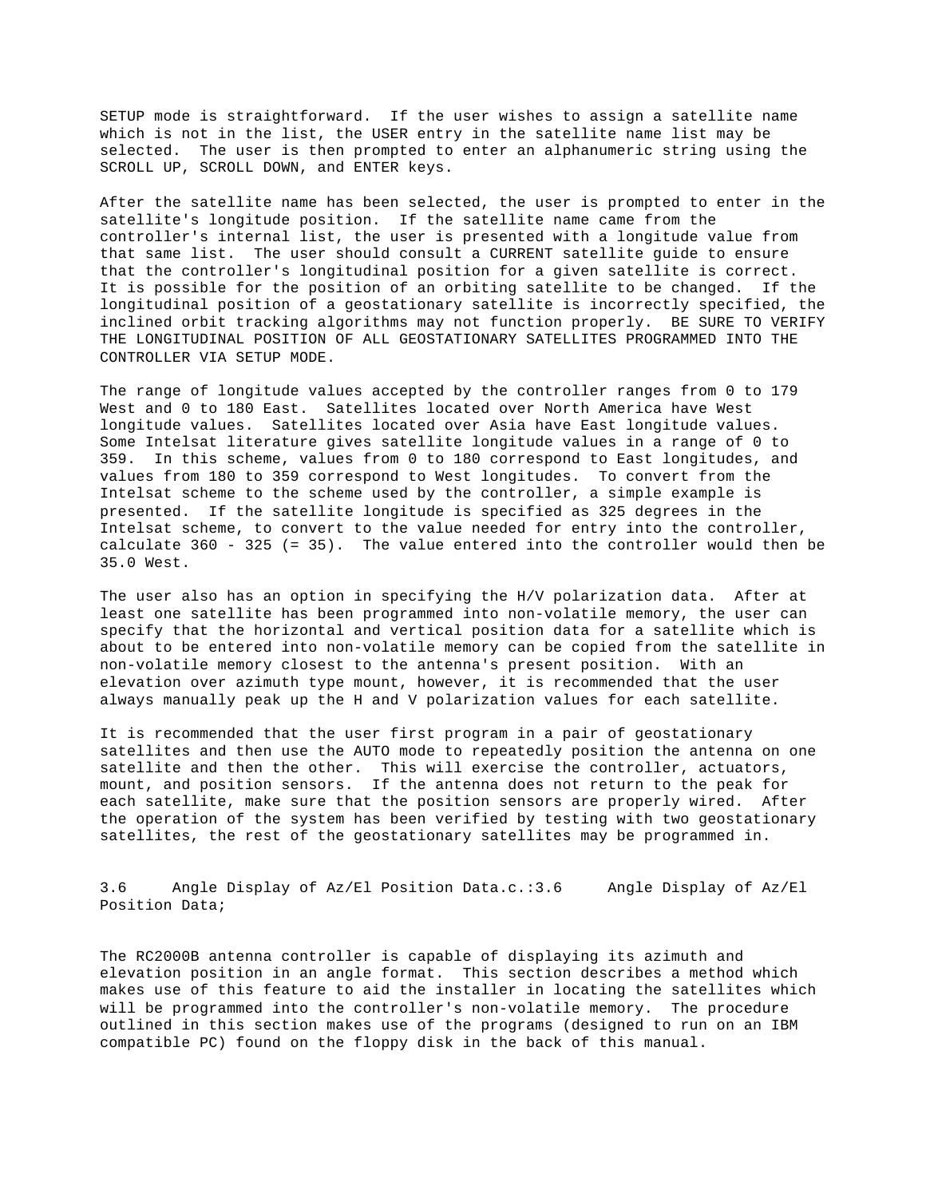SETUP mode is straightforward. If the user wishes to assign a satellite name which is not in the list, the USER entry in the satellite name list may be selected. The user is then prompted to enter an alphanumeric string using the SCROLL UP, SCROLL DOWN, and ENTER keys.

After the satellite name has been selected, the user is prompted to enter in the satellite's longitude position. If the satellite name came from the controller's internal list, the user is presented with a longitude value from that same list. The user should consult a CURRENT satellite guide to ensure that the controller's longitudinal position for a given satellite is correct. It is possible for the position of an orbiting satellite to be changed. If the longitudinal position of a geostationary satellite is incorrectly specified, the inclined orbit tracking algorithms may not function properly. BE SURE TO VERIFY THE LONGITUDINAL POSITION OF ALL GEOSTATIONARY SATELLITES PROGRAMMED INTO THE CONTROLLER VIA SETUP MODE.

The range of longitude values accepted by the controller ranges from 0 to 179 West and 0 to 180 East. Satellites located over North America have West longitude values. Satellites located over Asia have East longitude values. Some Intelsat literature gives satellite longitude values in a range of 0 to 359. In this scheme, values from 0 to 180 correspond to East longitudes, and values from 180 to 359 correspond to West longitudes. To convert from the Intelsat scheme to the scheme used by the controller, a simple example is presented. If the satellite longitude is specified as 325 degrees in the Intelsat scheme, to convert to the value needed for entry into the controller, calculate 360 - 325 (= 35). The value entered into the controller would then be 35.0 West.

The user also has an option in specifying the H/V polarization data. After at least one satellite has been programmed into non-volatile memory, the user can specify that the horizontal and vertical position data for a satellite which is about to be entered into non-volatile memory can be copied from the satellite in non-volatile memory closest to the antenna's present position. With an elevation over azimuth type mount, however, it is recommended that the user always manually peak up the H and V polarization values for each satellite.

It is recommended that the user first program in a pair of geostationary satellites and then use the AUTO mode to repeatedly position the antenna on one satellite and then the other. This will exercise the controller, actuators, mount, and position sensors. If the antenna does not return to the peak for each satellite, make sure that the position sensors are properly wired. After the operation of the system has been verified by testing with two geostationary satellites, the rest of the geostationary satellites may be programmed in.

## 3.6 Angle Display of Az/El Position Data.c.:3.6 Angle Display of Az/El Position Data;

The RC2000B antenna controller is capable of displaying its azimuth and elevation position in an angle format. This section describes a method which makes use of this feature to aid the installer in locating the satellites which will be programmed into the controller's non-volatile memory. The procedure outlined in this section makes use of the programs (designed to run on an IBM compatible PC) found on the floppy disk in the back of this manual.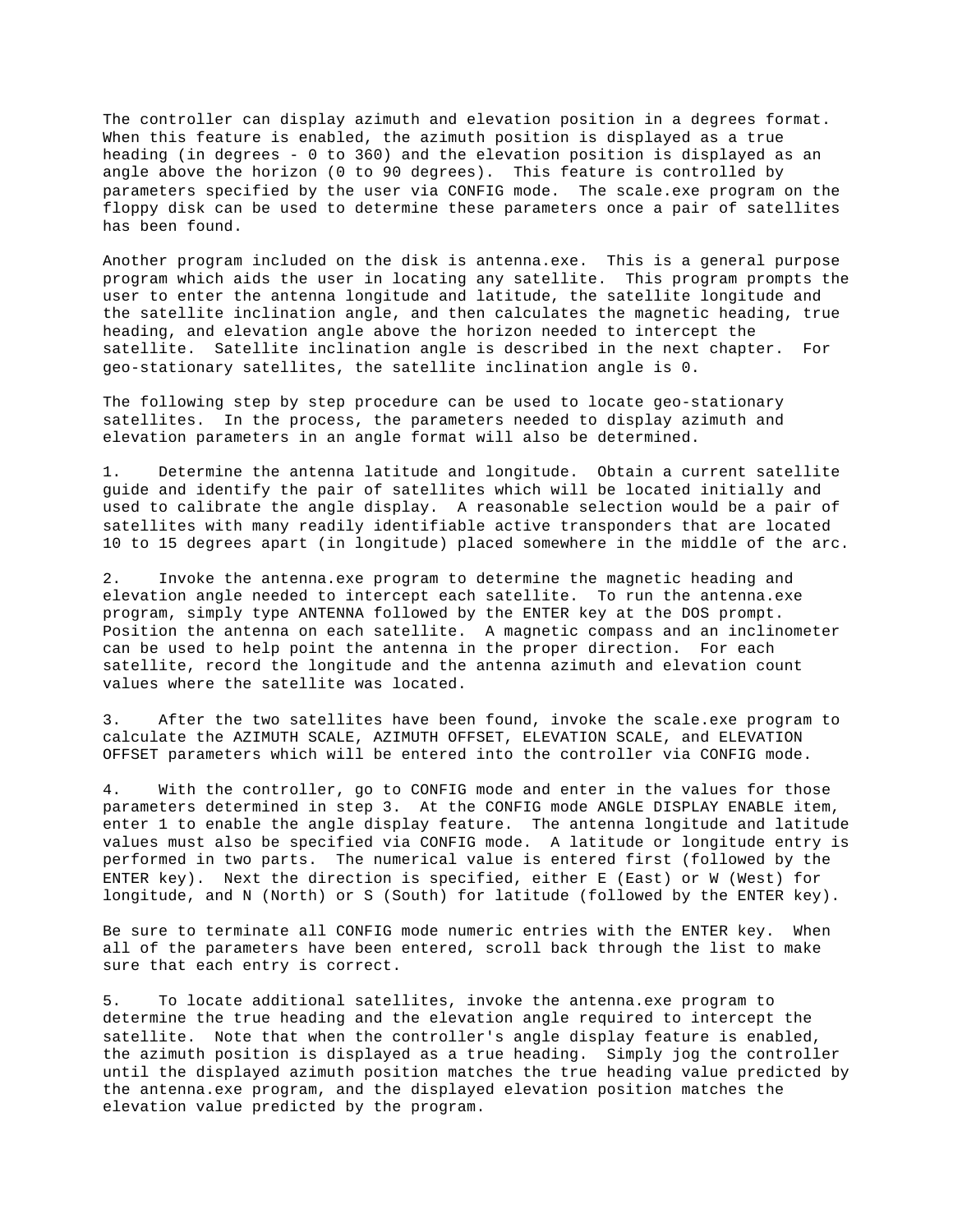The controller can display azimuth and elevation position in a degrees format. When this feature is enabled, the azimuth position is displayed as a true heading (in degrees - 0 to 360) and the elevation position is displayed as an angle above the horizon (0 to 90 degrees). This feature is controlled by parameters specified by the user via CONFIG mode. The scale.exe program on the floppy disk can be used to determine these parameters once a pair of satellites has been found.

Another program included on the disk is antenna.exe. This is a general purpose program which aids the user in locating any satellite. This program prompts the user to enter the antenna longitude and latitude, the satellite longitude and the satellite inclination angle, and then calculates the magnetic heading, true heading, and elevation angle above the horizon needed to intercept the satellite. Satellite inclination angle is described in the next chapter. For geo-stationary satellites, the satellite inclination angle is 0.

The following step by step procedure can be used to locate geo-stationary satellites. In the process, the parameters needed to display azimuth and elevation parameters in an angle format will also be determined.

1. Determine the antenna latitude and longitude. Obtain a current satellite guide and identify the pair of satellites which will be located initially and used to calibrate the angle display. A reasonable selection would be a pair of satellites with many readily identifiable active transponders that are located 10 to 15 degrees apart (in longitude) placed somewhere in the middle of the arc.

2. Invoke the antenna.exe program to determine the magnetic heading and elevation angle needed to intercept each satellite. To run the antenna.exe program, simply type ANTENNA followed by the ENTER key at the DOS prompt. Position the antenna on each satellite. A magnetic compass and an inclinometer can be used to help point the antenna in the proper direction. For each satellite, record the longitude and the antenna azimuth and elevation count values where the satellite was located.

3. After the two satellites have been found, invoke the scale.exe program to calculate the AZIMUTH SCALE, AZIMUTH OFFSET, ELEVATION SCALE, and ELEVATION OFFSET parameters which will be entered into the controller via CONFIG mode.

4. With the controller, go to CONFIG mode and enter in the values for those parameters determined in step 3. At the CONFIG mode ANGLE DISPLAY ENABLE item, enter 1 to enable the angle display feature. The antenna longitude and latitude values must also be specified via CONFIG mode. A latitude or longitude entry is performed in two parts. The numerical value is entered first (followed by the ENTER key). Next the direction is specified, either E (East) or W (West) for longitude, and N (North) or S (South) for latitude (followed by the ENTER key).

   Be sure to terminate all CONFIG mode numeric entries with the ENTER key. When all of the parameters have been entered, scroll back through the list to make sure that each entry is correct.

5. To locate additional satellites, invoke the antenna.exe program to determine the true heading and the elevation angle required to intercept the satellite. Note that when the controller's angle display feature is enabled, the azimuth position is displayed as a true heading. Simply jog the controller until the displayed azimuth position matches the true heading value predicted by the antenna.exe program, and the displayed elevation position matches the elevation value predicted by the program.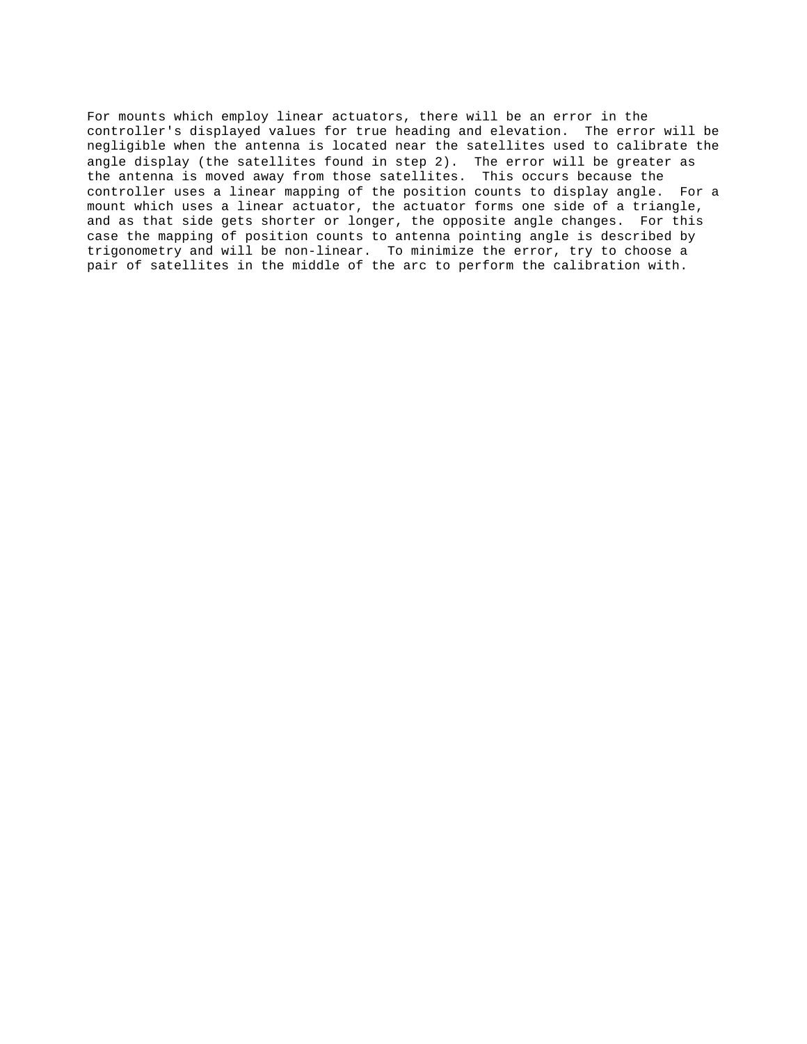For mounts which employ linear actuators, there will be an error in the controller's displayed values for true heading and elevation. The error will be negligible when the antenna is located near the satellites used to calibrate the angle display (the satellites found in step 2). The error will be greater as the antenna is moved away from those satellites. This occurs because the controller uses a linear mapping of the position counts to display angle. For a mount which uses a linear actuator, the actuator forms one side of a triangle, and as that side gets shorter or longer, the opposite angle changes. For this case the mapping of position counts to antenna pointing angle is described by trigonometry and will be non-linear. To minimize the error, try to choose a pair of satellites in the middle of the arc to perform the calibration with.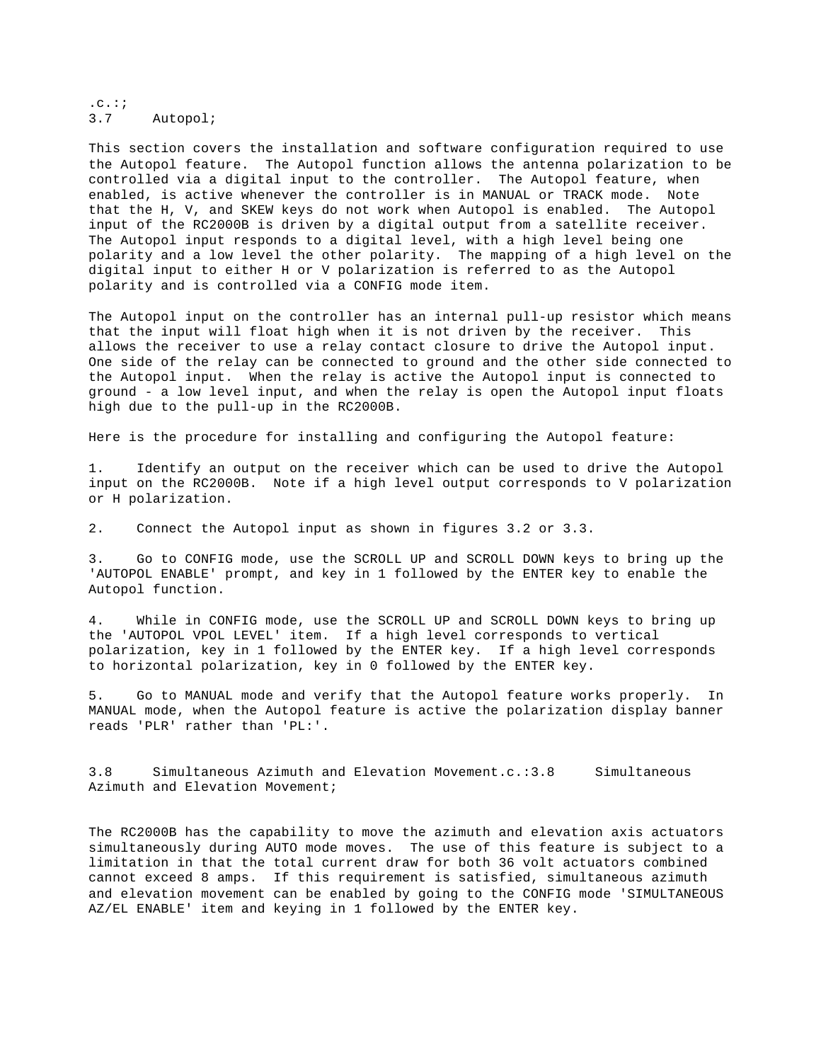.c.:;
## 3.7 Autopol;

This section covers the installation and software configuration required to use the Autopol feature. The Autopol function allows the antenna polarization to be controlled via a digital input to the controller. The Autopol feature, when enabled, is active whenever the controller is in MANUAL or TRACK mode. Note that the H, V, and SKEW keys do not work when Autopol is enabled. The Autopol input of the RC2000B is driven by a digital output from a satellite receiver. The Autopol input responds to a digital level, with a high level being one polarity and a low level the other polarity. The mapping of a high level on the digital input to either H or V polarization is referred to as the Autopol polarity and is controlled via a CONFIG mode item.

The Autopol input on the controller has an internal pull-up resistor which means that the input will float high when it is not driven by the receiver. This allows the receiver to use a relay contact closure to drive the Autopol input. One side of the relay can be connected to ground and the other side connected to the Autopol input. When the relay is active the Autopol input is connected to ground - a low level input, and when the relay is open the Autopol input floats high due to the pull-up in the RC2000B.

Here is the procedure for installing and configuring the Autopol feature:

1. Identify an output on the receiver which can be used to drive the Autopol input on the RC2000B. Note if a high level output corresponds to V polarization or H polarization.

2. Connect the Autopol input as shown in figures 3.2 or 3.3.

3. Go to CONFIG mode, use the SCROLL UP and SCROLL DOWN keys to bring up the 'AUTOPOL ENABLE' prompt, and key in 1 followed by the ENTER key to enable the Autopol function.

4. While in CONFIG mode, use the SCROLL UP and SCROLL DOWN keys to bring up the 'AUTOPOL VPOL LEVEL' item. If a high level corresponds to vertical polarization, key in 1 followed by the ENTER key. If a high level corresponds to horizontal polarization, key in 0 followed by the ENTER key.

5. Go to MANUAL mode and verify that the Autopol feature works properly. In MANUAL mode, when the Autopol feature is active the polarization display banner reads 'PLR' rather than 'PL:'.

## 3.8 Simultaneous Azimuth and Elevation Movement.c.:3.8 Simultaneous Azimuth and Elevation Movement;

The RC2000B has the capability to move the azimuth and elevation axis actuators simultaneously during AUTO mode moves. The use of this feature is subject to a limitation in that the total current draw for both 36 volt actuators combined cannot exceed 8 amps. If this requirement is satisfied, simultaneous azimuth and elevation movement can be enabled by going to the CONFIG mode 'SIMULTANEOUS AZ/EL ENABLE' item and keying in 1 followed by the ENTER key.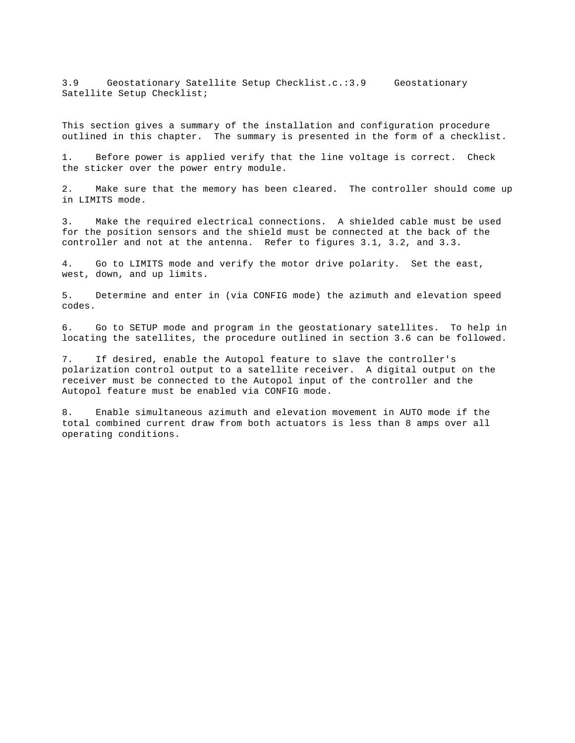## 3.9 Geostationary Satellite Setup Checklist.c.:3.9 Geostationary Satellite Setup Checklist;

This section gives a summary of the installation and configuration procedure outlined in this chapter. The summary is presented in the form of a checklist.

1. Before power is applied verify that the line voltage is correct. Check the sticker over the power entry module.

2. Make sure that the memory has been cleared. The controller should come up in LIMITS mode.

3. Make the required electrical connections. A shielded cable must be used for the position sensors and the shield must be connected at the back of the controller and not at the antenna. Refer to figures 3.1, 3.2, and 3.3.

4. Go to LIMITS mode and verify the motor drive polarity. Set the east, west, down, and up limits.

5. Determine and enter in (via CONFIG mode) the azimuth and elevation speed codes.

6. Go to SETUP mode and program in the geostationary satellites. To help in locating the satellites, the procedure outlined in section 3.6 can be followed.

7. If desired, enable the Autopol feature to slave the controller's polarization control output to a satellite receiver. A digital output on the receiver must be connected to the Autopol input of the controller and the Autopol feature must be enabled via CONFIG mode.

8. Enable simultaneous azimuth and elevation movement in AUTO mode if the total combined current draw from both actuators is less than 8 amps over all operating conditions.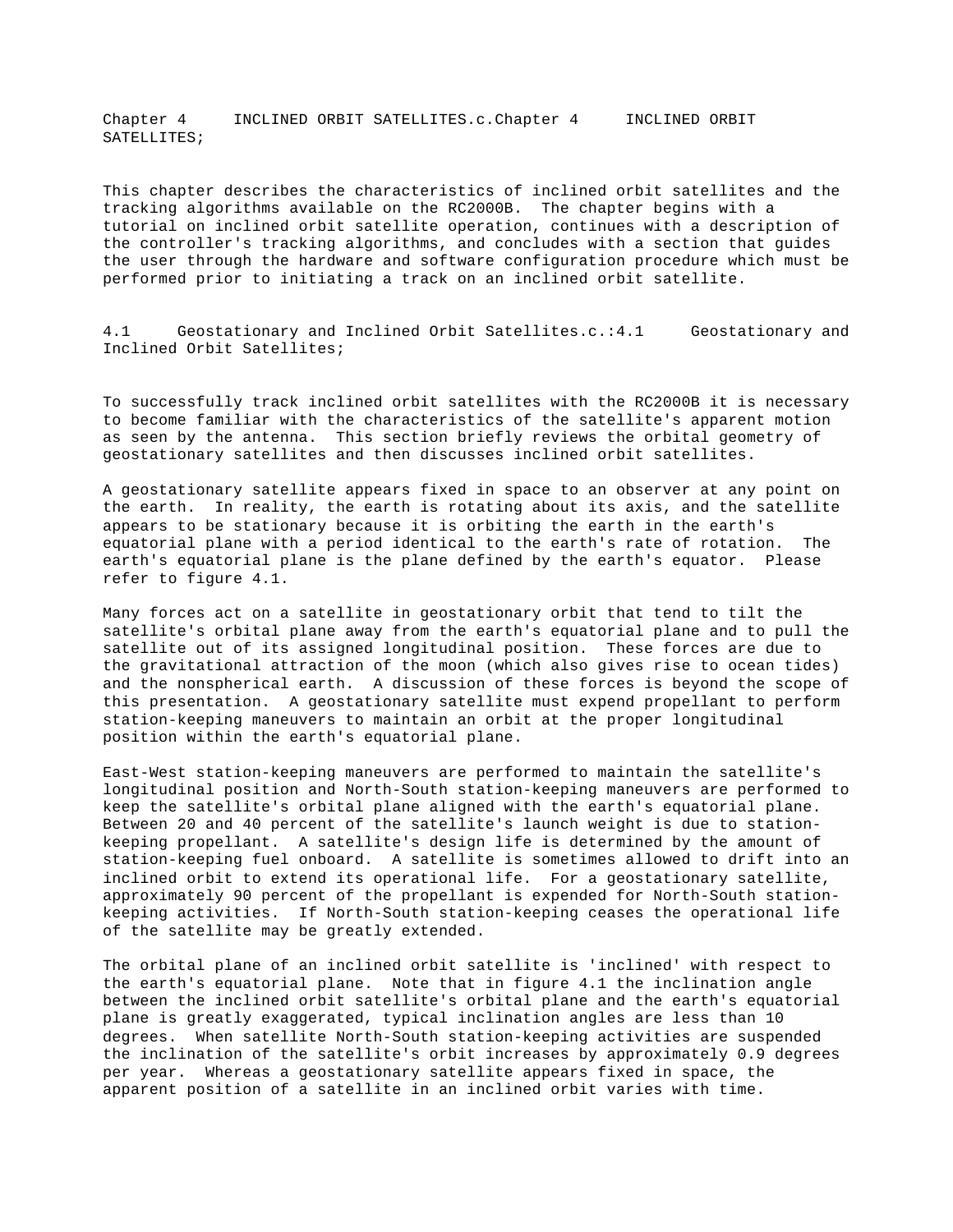# Chapter 4 INCLINED ORBIT SATELLITES.c.Chapter 4 INCLINED ORBIT SATELLITES;

This chapter describes the characteristics of inclined orbit satellites and the tracking algorithms available on the RC2000B. The chapter begins with a tutorial on inclined orbit satellite operation, continues with a description of the controller's tracking algorithms, and concludes with a section that guides the user through the hardware and software configuration procedure which must be performed prior to initiating a track on an inclined orbit satellite.

## 4.1 Geostationary and Inclined Orbit Satellites.c.:4.1 Geostationary and Inclined Orbit Satellites;

To successfully track inclined orbit satellites with the RC2000B it is necessary to become familiar with the characteristics of the satellite's apparent motion as seen by the antenna. This section briefly reviews the orbital geometry of geostationary satellites and then discusses inclined orbit satellites.

A geostationary satellite appears fixed in space to an observer at any point on the earth. In reality, the earth is rotating about its axis, and the satellite appears to be stationary because it is orbiting the earth in the earth's equatorial plane with a period identical to the earth's rate of rotation. The earth's equatorial plane is the plane defined by the earth's equator. Please refer to figure 4.1.

Many forces act on a satellite in geostationary orbit that tend to tilt the satellite's orbital plane away from the earth's equatorial plane and to pull the satellite out of its assigned longitudinal position. These forces are due to the gravitational attraction of the moon (which also gives rise to ocean tides) and the nonspherical earth. A discussion of these forces is beyond the scope of this presentation. A geostationary satellite must expend propellant to perform station-keeping maneuvers to maintain an orbit at the proper longitudinal position within the earth's equatorial plane.

East-West station-keeping maneuvers are performed to maintain the satellite's longitudinal position and North-South station-keeping maneuvers are performed to keep the satellite's orbital plane aligned with the earth's equatorial plane. Between 20 and 40 percent of the satellite's launch weight is due to station-keeping propellant. A satellite's design life is determined by the amount of station-keeping fuel onboard. A satellite is sometimes allowed to drift into an inclined orbit to extend its operational life. For a geostationary satellite, approximately 90 percent of the propellant is expended for North-South station-keeping activities. If North-South station-keeping ceases the operational life of the satellite may be greatly extended.

The orbital plane of an inclined orbit satellite is 'inclined' with respect to the earth's equatorial plane. Note that in figure 4.1 the inclination angle between the inclined orbit satellite's orbital plane and the earth's equatorial plane is greatly exaggerated, typical inclination angles are less than 10 degrees. When satellite North-South station-keeping activities are suspended the inclination of the satellite's orbit increases by approximately 0.9 degrees per year. Whereas a geostationary satellite appears fixed in space, the apparent position of a satellite in an inclined orbit varies with time.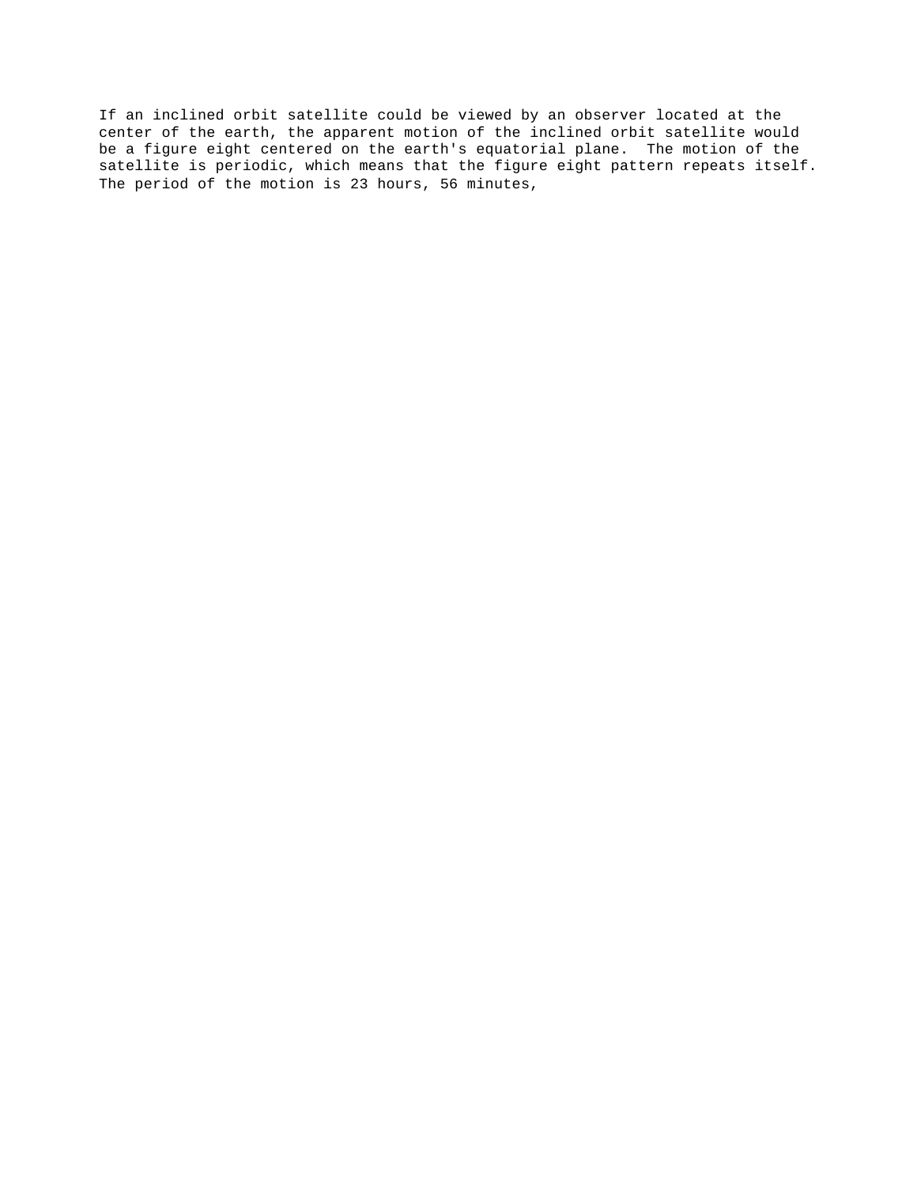If an inclined orbit satellite could be viewed by an observer located at the center of the earth, the apparent motion of the inclined orbit satellite would be a figure eight centered on the earth's equatorial plane. The motion of the satellite is periodic, which means that the figure eight pattern repeats itself. The period of the motion is 23 hours, 56 minutes,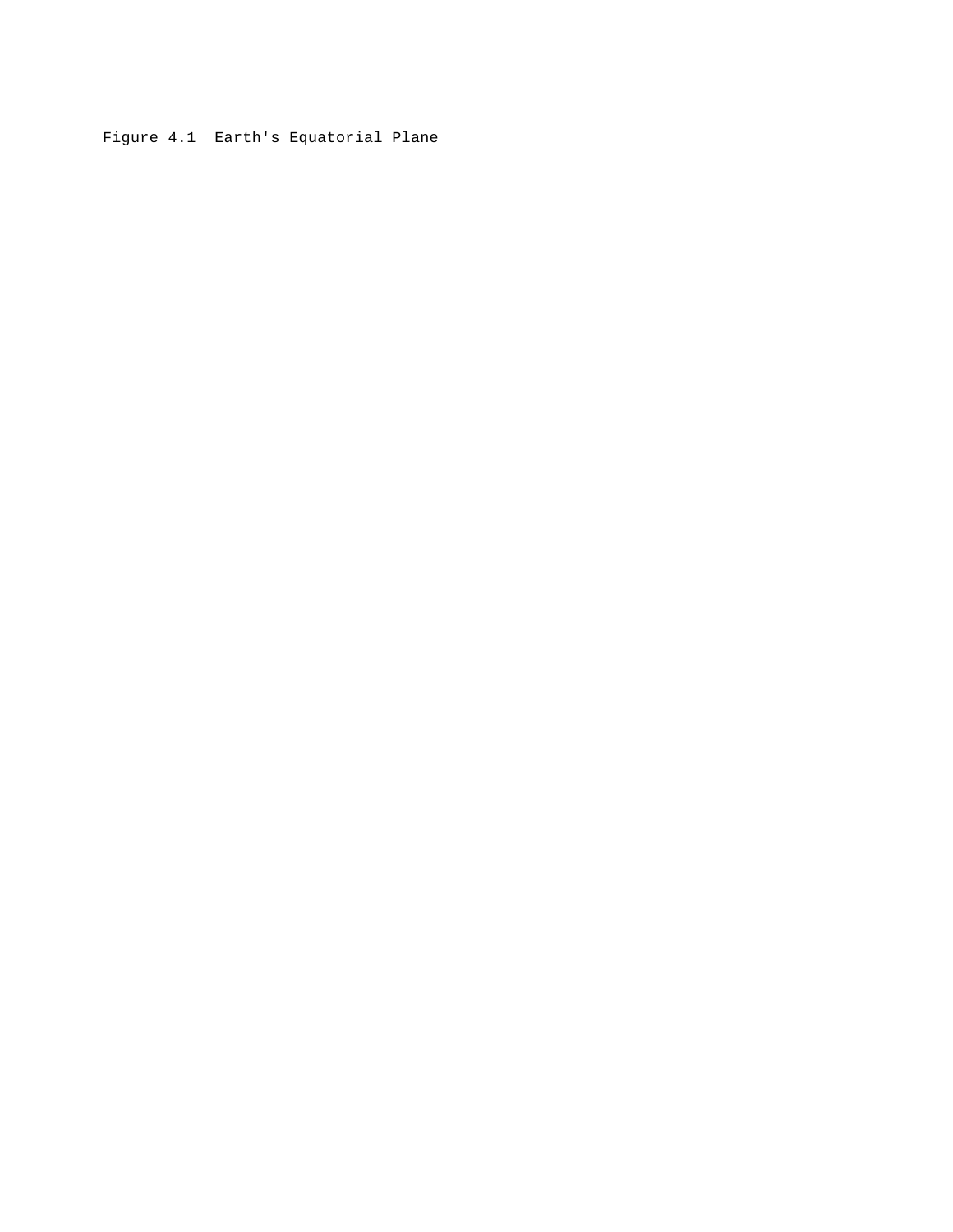Figure 4.1  Earth's Equatorial Plane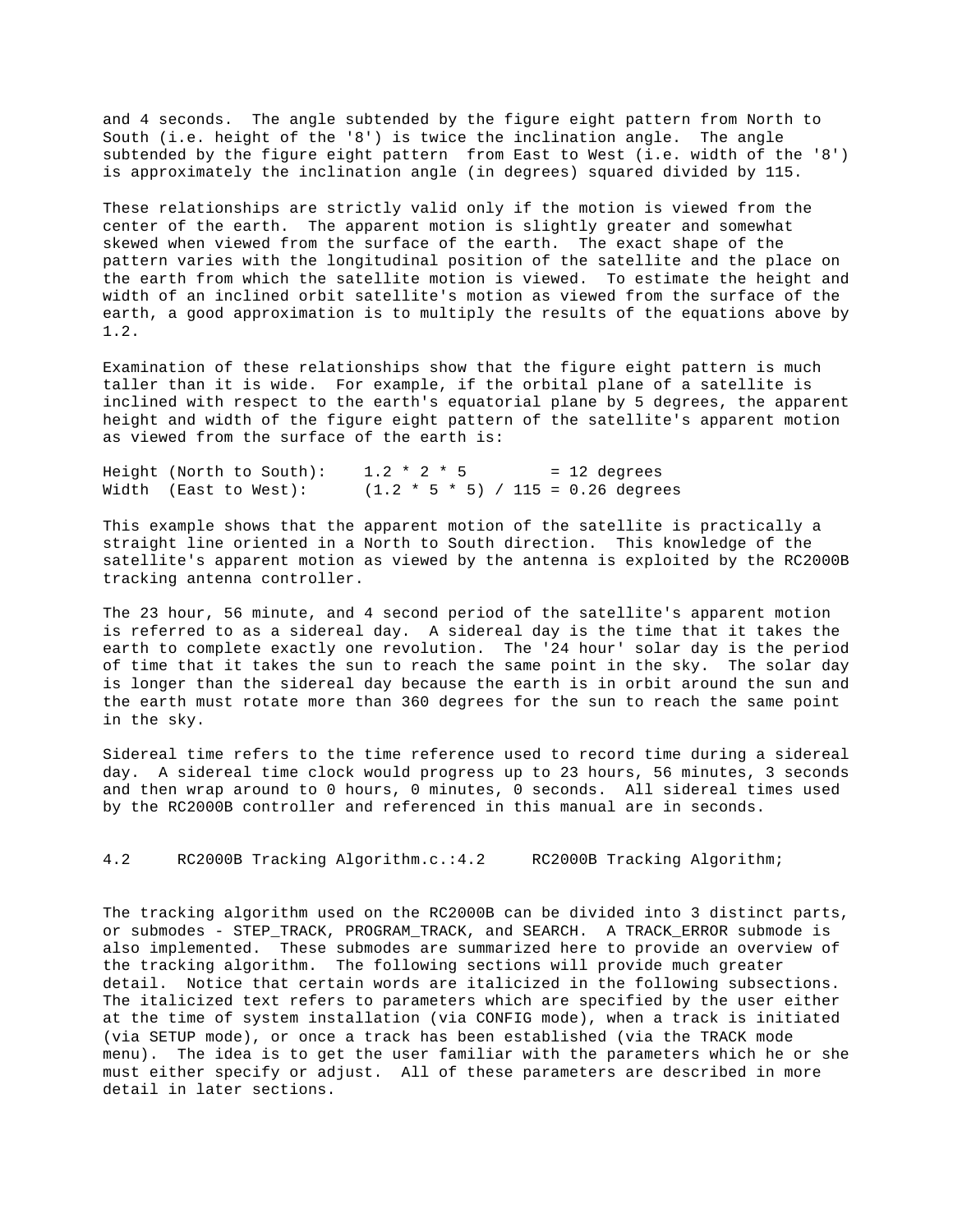and 4 seconds. The angle subtended by the figure eight pattern from North to South (i.e. height of the '8') is twice the inclination angle. The angle subtended by the figure eight pattern from East to West (i.e. width of the '8') is approximately the inclination angle (in degrees) squared divided by 115.

These relationships are strictly valid only if the motion is viewed from the center of the earth. The apparent motion is slightly greater and somewhat skewed when viewed from the surface of the earth. The exact shape of the pattern varies with the longitudinal position of the satellite and the place on the earth from which the satellite motion is viewed. To estimate the height and width of an inclined orbit satellite's motion as viewed from the surface of the earth, a good approximation is to multiply the results of the equations above by 1.2.

Examination of these relationships show that the figure eight pattern is much taller than it is wide. For example, if the orbital plane of a satellite is inclined with respect to the earth's equatorial plane by 5 degrees, the apparent height and width of the figure eight pattern of the satellite's apparent motion as viewed from the surface of the earth is:

```
Height (North to South):    1.2 * 2 * 5         = 12 degrees
Width  (East to West):      (1.2 * 5 * 5) / 115 = 0.26 degrees
```

This example shows that the apparent motion of the satellite is practically a straight line oriented in a North to South direction. This knowledge of the satellite's apparent motion as viewed by the antenna is exploited by the RC2000B tracking antenna controller.

The 23 hour, 56 minute, and 4 second period of the satellite's apparent motion is referred to as a sidereal day. A sidereal day is the time that it takes the earth to complete exactly one revolution. The '24 hour' solar day is the period of time that it takes the sun to reach the same point in the sky. The solar day is longer than the sidereal day because the earth is in orbit around the sun and the earth must rotate more than 360 degrees for the sun to reach the same point in the sky.

Sidereal time refers to the time reference used to record time during a sidereal day. A sidereal time clock would progress up to 23 hours, 56 minutes, 3 seconds and then wrap around to 0 hours, 0 minutes, 0 seconds. All sidereal times used by the RC2000B controller and referenced in this manual are in seconds.

## 4.2 RC2000B Tracking Algorithm.c.:4.2 RC2000B Tracking Algorithm;

The tracking algorithm used on the RC2000B can be divided into 3 distinct parts, or submodes - STEP_TRACK, PROGRAM_TRACK, and SEARCH. A TRACK_ERROR submode is also implemented. These submodes are summarized here to provide an overview of the tracking algorithm. The following sections will provide much greater detail. Notice that certain words are italicized in the following subsections. The italicized text refers to parameters which are specified by the user either at the time of system installation (via CONFIG mode), when a track is initiated (via SETUP mode), or once a track has been established (via the TRACK mode menu). The idea is to get the user familiar with the parameters which he or she must either specify or adjust. All of these parameters are described in more detail in later sections.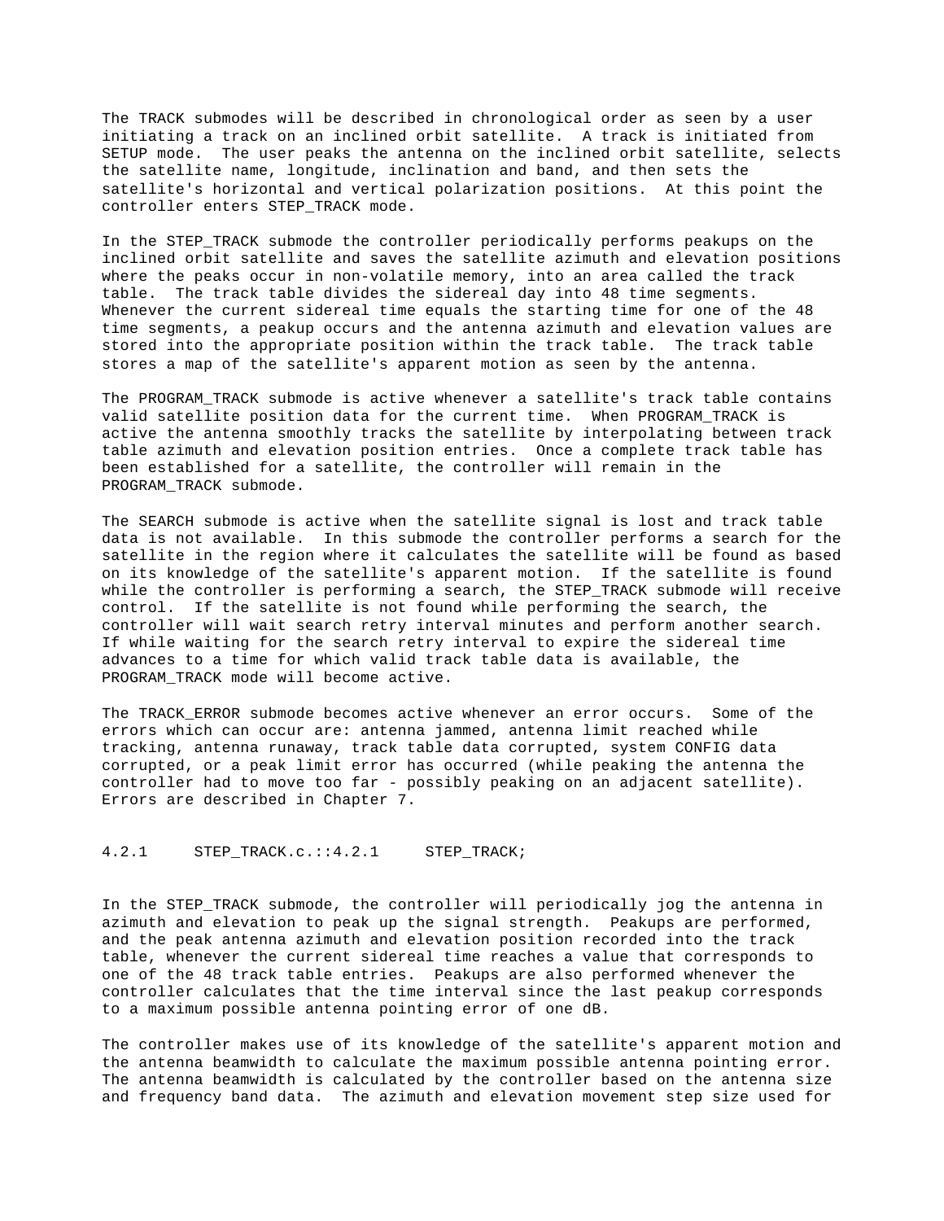The TRACK submodes will be described in chronological order as seen by a user initiating a track on an inclined orbit satellite. A track is initiated from SETUP mode. The user peaks the antenna on the inclined orbit satellite, selects the satellite name, longitude, inclination and band, and then sets the satellite's horizontal and vertical polarization positions. At this point the controller enters STEP_TRACK mode.

In the STEP_TRACK submode the controller periodically performs peakups on the inclined orbit satellite and saves the satellite azimuth and elevation positions where the peaks occur in non-volatile memory, into an area called the track table. The track table divides the sidereal day into 48 time segments. Whenever the current sidereal time equals the starting time for one of the 48 time segments, a peakup occurs and the antenna azimuth and elevation values are stored into the appropriate position within the track table. The track table stores a map of the satellite's apparent motion as seen by the antenna.

The PROGRAM_TRACK submode is active whenever a satellite's track table contains valid satellite position data for the current time. When PROGRAM_TRACK is active the antenna smoothly tracks the satellite by interpolating between track table azimuth and elevation position entries. Once a complete track table has been established for a satellite, the controller will remain in the PROGRAM_TRACK submode.

The SEARCH submode is active when the satellite signal is lost and track table data is not available. In this submode the controller performs a search for the satellite in the region where it calculates the satellite will be found as based on its knowledge of the satellite's apparent motion. If the satellite is found while the controller is performing a search, the STEP_TRACK submode will receive control. If the satellite is not found while performing the search, the controller will wait search retry interval minutes and perform another search. If while waiting for the search retry interval to expire the sidereal time advances to a time for which valid track table data is available, the PROGRAM_TRACK mode will become active.

The TRACK_ERROR submode becomes active whenever an error occurs. Some of the errors which can occur are: antenna jammed, antenna limit reached while tracking, antenna runaway, track table data corrupted, system CONFIG data corrupted, or a peak limit error has occurred (while peaking the antenna the controller had to move too far - possibly peaking on an adjacent satellite). Errors are described in Chapter 7.

### 4.2.1 STEP_TRACK.c.::4.2.1 STEP_TRACK;

In the STEP_TRACK submode, the controller will periodically jog the antenna in azimuth and elevation to peak up the signal strength. Peakups are performed, and the peak antenna azimuth and elevation position recorded into the track table, whenever the current sidereal time reaches a value that corresponds to one of the 48 track table entries. Peakups are also performed whenever the controller calculates that the time interval since the last peakup corresponds to a maximum possible antenna pointing error of one dB.

The controller makes use of its knowledge of the satellite's apparent motion and the antenna beamwidth to calculate the maximum possible antenna pointing error. The antenna beamwidth is calculated by the controller based on the antenna size and frequency band data. The azimuth and elevation movement step size used for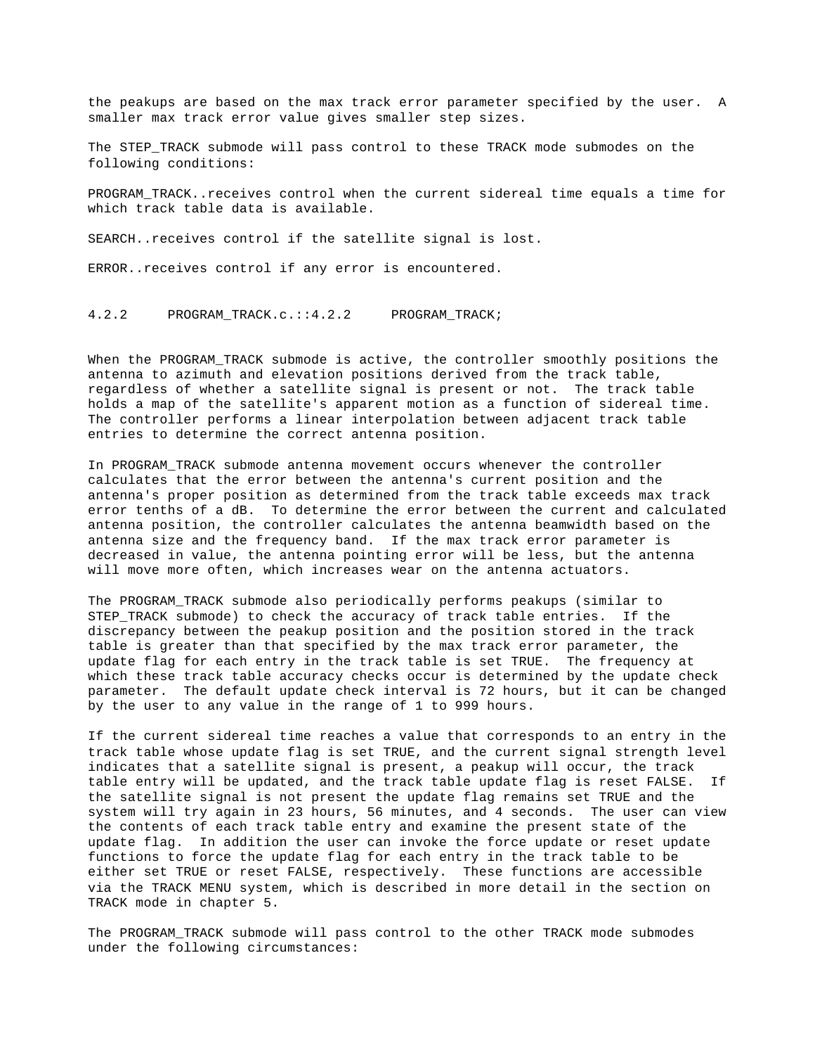the peakups are based on the max track error parameter specified by the user.  A smaller max track error value gives smaller step sizes.

The STEP_TRACK submode will pass control to these TRACK mode submodes on the following conditions:

PROGRAM_TRACK..receives control when the current sidereal time equals a time for which track table data is available.

SEARCH..receives control if the satellite signal is lost.

ERROR..receives control if any error is encountered.

### 4.2.2 PROGRAM_TRACK.c.::4.2.2 PROGRAM_TRACK;

When the PROGRAM_TRACK submode is active, the controller smoothly positions the antenna to azimuth and elevation positions derived from the track table, regardless of whether a satellite signal is present or not.  The track table holds a map of the satellite's apparent motion as a function of sidereal time. The controller performs a linear interpolation between adjacent track table entries to determine the correct antenna position.

In PROGRAM_TRACK submode antenna movement occurs whenever the controller calculates that the error between the antenna's current position and the antenna's proper position as determined from the track table exceeds max track error tenths of a dB.  To determine the error between the current and calculated antenna position, the controller calculates the antenna beamwidth based on the antenna size and the frequency band.  If the max track error parameter is decreased in value, the antenna pointing error will be less, but the antenna will move more often, which increases wear on the antenna actuators.

The PROGRAM_TRACK submode also periodically performs peakups (similar to STEP_TRACK submode) to check the accuracy of track table entries.  If the discrepancy between the peakup position and the position stored in the track table is greater than that specified by the max track error parameter, the update flag for each entry in the track table is set TRUE.  The frequency at which these track table accuracy checks occur is determined by the update check parameter.  The default update check interval is 72 hours, but it can be changed by the user to any value in the range of 1 to 999 hours.

If the current sidereal time reaches a value that corresponds to an entry in the track table whose update flag is set TRUE, and the current signal strength level indicates that a satellite signal is present, a peakup will occur, the track table entry will be updated, and the track table update flag is reset FALSE.  If the satellite signal is not present the update flag remains set TRUE and the system will try again in 23 hours, 56 minutes, and 4 seconds.  The user can view the contents of each track table entry and examine the present state of the update flag.  In addition the user can invoke the force update or reset update functions to force the update flag for each entry in the track table to be either set TRUE or reset FALSE, respectively.  These functions are accessible via the TRACK MENU system, which is described in more detail in the section on TRACK mode in chapter 5.

The PROGRAM_TRACK submode will pass control to the other TRACK mode submodes under the following circumstances: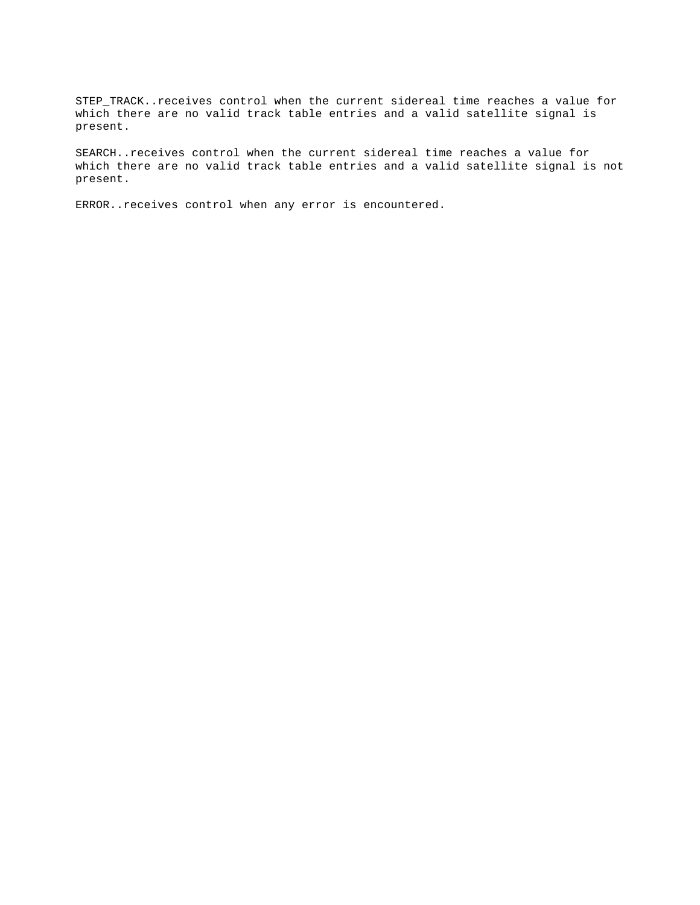STEP_TRACK..receives control when the current sidereal time reaches a value for which there are no valid track table entries and a valid satellite signal is present.

SEARCH..receives control when the current sidereal time reaches a value for which there are no valid track table entries and a valid satellite signal is not present.

ERROR..receives control when any error is encountered.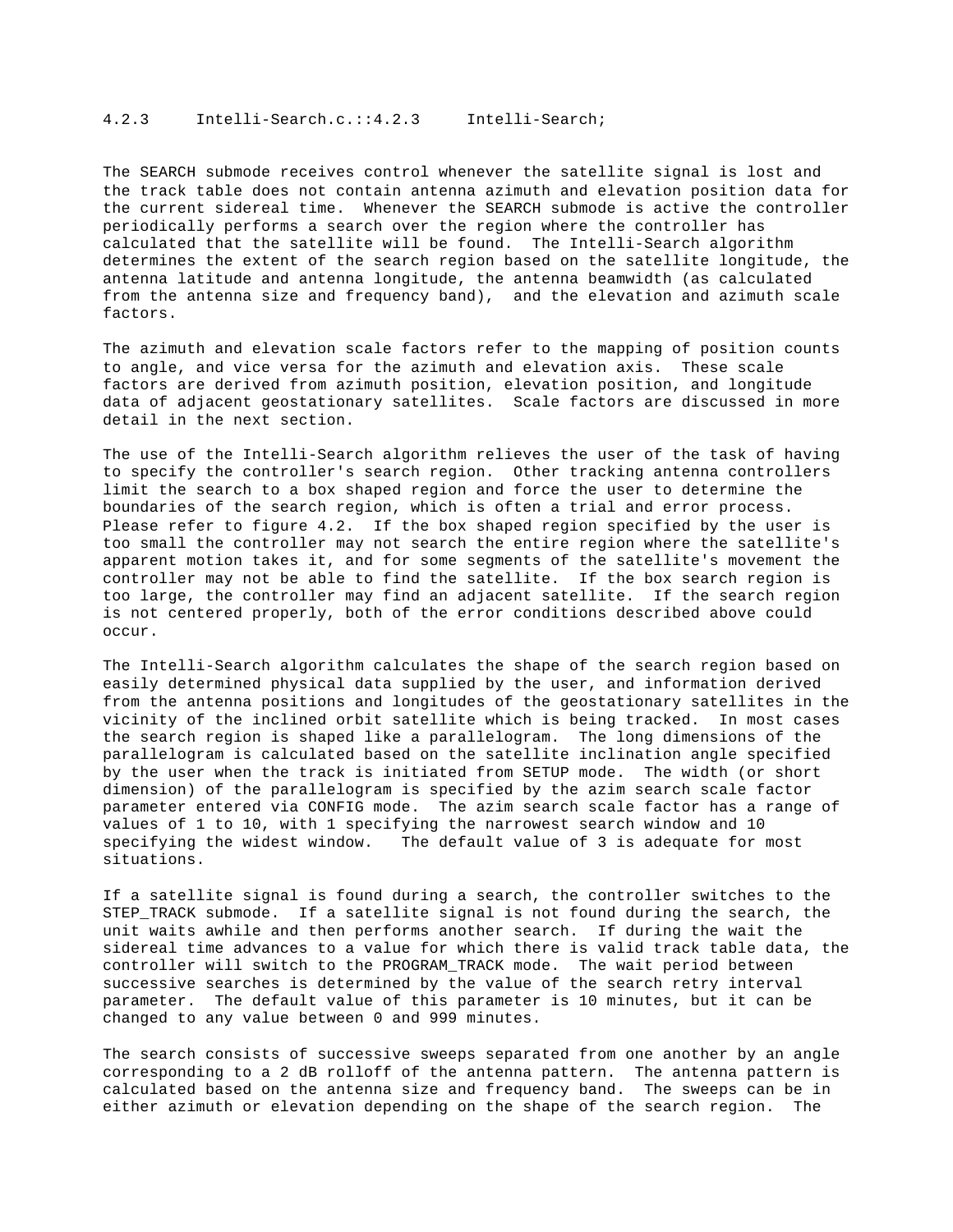### 4.2.3 Intelli-Search.c.::4.2.3 Intelli-Search;

The SEARCH submode receives control whenever the satellite signal is lost and the track table does not contain antenna azimuth and elevation position data for the current sidereal time. Whenever the SEARCH submode is active the controller periodically performs a search over the region where the controller has calculated that the satellite will be found. The Intelli-Search algorithm determines the extent of the search region based on the satellite longitude, the antenna latitude and antenna longitude, the antenna beamwidth (as calculated from the antenna size and frequency band), and the elevation and azimuth scale factors.

The azimuth and elevation scale factors refer to the mapping of position counts to angle, and vice versa for the azimuth and elevation axis. These scale factors are derived from azimuth position, elevation position, and longitude data of adjacent geostationary satellites. Scale factors are discussed in more detail in the next section.

The use of the Intelli-Search algorithm relieves the user of the task of having to specify the controller's search region. Other tracking antenna controllers limit the search to a box shaped region and force the user to determine the boundaries of the search region, which is often a trial and error process. Please refer to figure 4.2. If the box shaped region specified by the user is too small the controller may not search the entire region where the satellite's apparent motion takes it, and for some segments of the satellite's movement the controller may not be able to find the satellite. If the box search region is too large, the controller may find an adjacent satellite. If the search region is not centered properly, both of the error conditions described above could occur.

The Intelli-Search algorithm calculates the shape of the search region based on easily determined physical data supplied by the user, and information derived from the antenna positions and longitudes of the geostationary satellites in the vicinity of the inclined orbit satellite which is being tracked. In most cases the search region is shaped like a parallelogram. The long dimensions of the parallelogram is calculated based on the satellite inclination angle specified by the user when the track is initiated from SETUP mode. The width (or short dimension) of the parallelogram is specified by the azim search scale factor parameter entered via CONFIG mode. The azim search scale factor has a range of values of 1 to 10, with 1 specifying the narrowest search window and 10 specifying the widest window. The default value of 3 is adequate for most situations.

If a satellite signal is found during a search, the controller switches to the STEP_TRACK submode. If a satellite signal is not found during the search, the unit waits awhile and then performs another search. If during the wait the sidereal time advances to a value for which there is valid track table data, the controller will switch to the PROGRAM_TRACK mode. The wait period between successive searches is determined by the value of the search retry interval parameter. The default value of this parameter is 10 minutes, but it can be changed to any value between 0 and 999 minutes.

The search consists of successive sweeps separated from one another by an angle corresponding to a 2 dB rolloff of the antenna pattern. The antenna pattern is calculated based on the antenna size and frequency band. The sweeps can be in either azimuth or elevation depending on the shape of the search region. The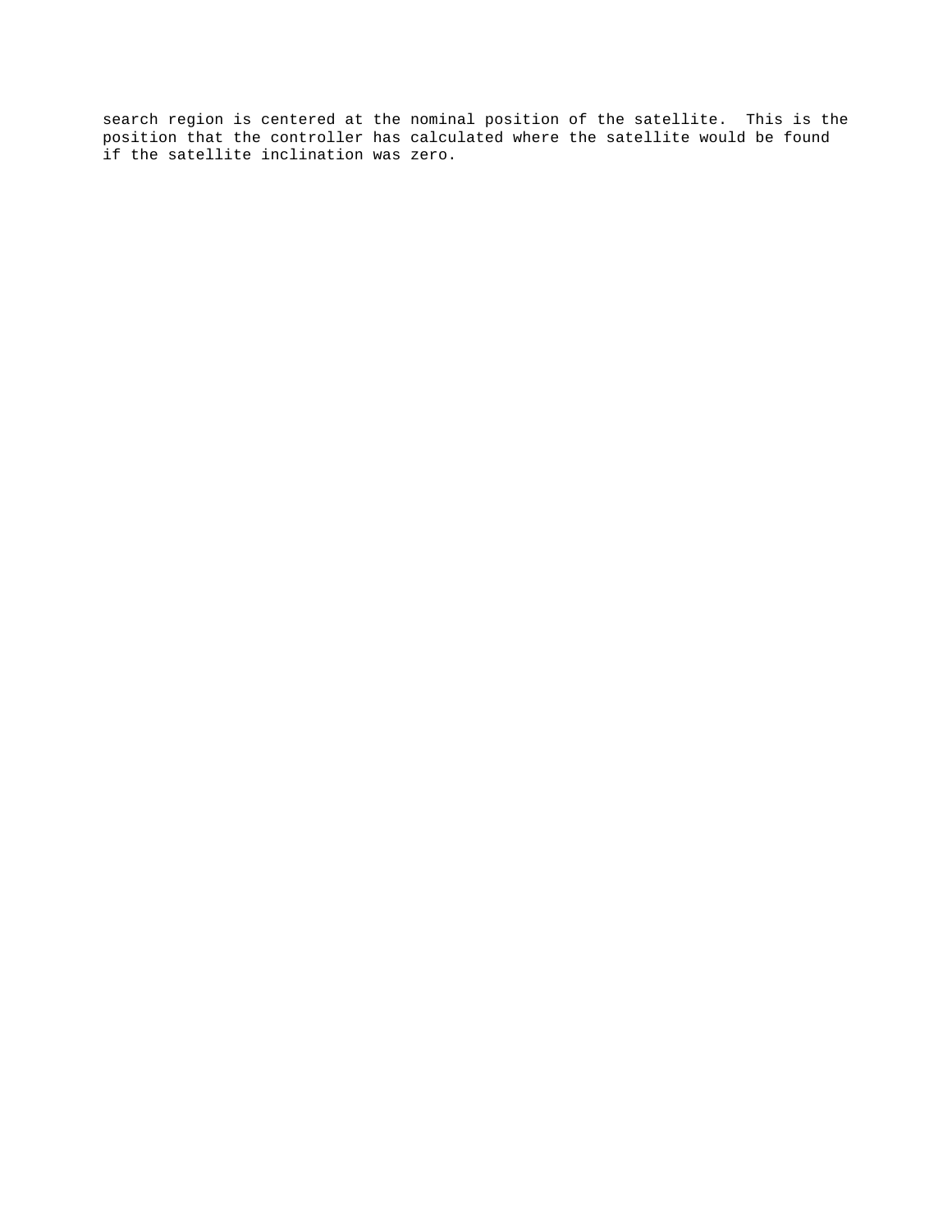search region is centered at the nominal position of the satellite.  This is the position that the controller has calculated where the satellite would be found if the satellite inclination was zero.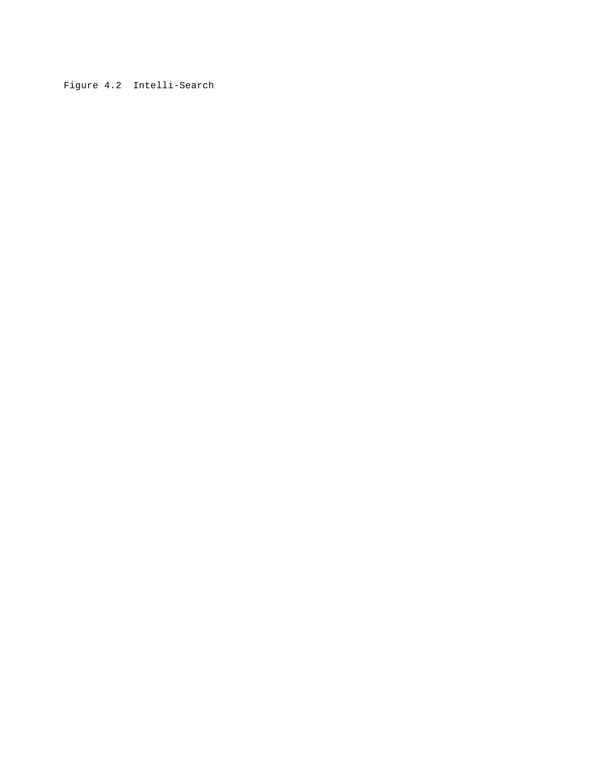Figure 4.2 Intelli-Search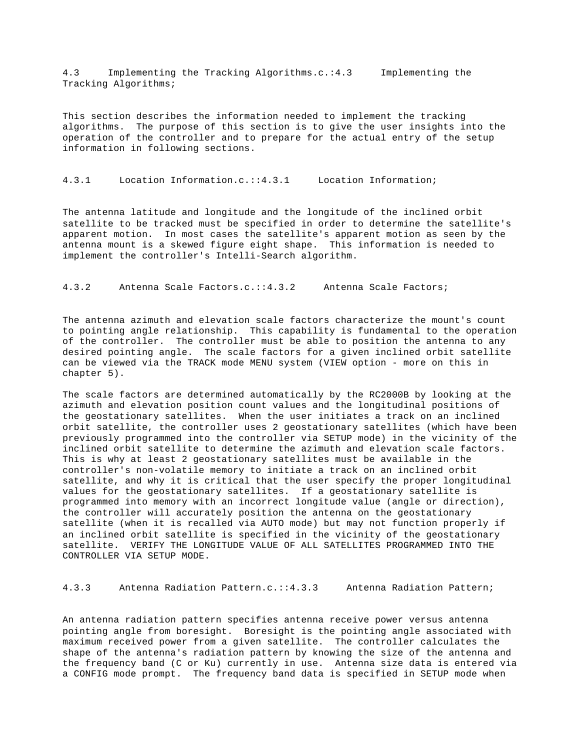## 4.3 Implementing the Tracking Algorithms.c.:4.3 Implementing the Tracking Algorithms;

This section describes the information needed to implement the tracking algorithms. The purpose of this section is to give the user insights into the operation of the controller and to prepare for the actual entry of the setup information in following sections.

### 4.3.1 Location Information.c.::4.3.1 Location Information;

The antenna latitude and longitude and the longitude of the inclined orbit satellite to be tracked must be specified in order to determine the satellite's apparent motion. In most cases the satellite's apparent motion as seen by the antenna mount is a skewed figure eight shape. This information is needed to implement the controller's Intelli-Search algorithm.

### 4.3.2 Antenna Scale Factors.c.::4.3.2 Antenna Scale Factors;

The antenna azimuth and elevation scale factors characterize the mount's count to pointing angle relationship. This capability is fundamental to the operation of the controller. The controller must be able to position the antenna to any desired pointing angle. The scale factors for a given inclined orbit satellite can be viewed via the TRACK mode MENU system (VIEW option - more on this in chapter 5).

The scale factors are determined automatically by the RC2000B by looking at the azimuth and elevation position count values and the longitudinal positions of the geostationary satellites. When the user initiates a track on an inclined orbit satellite, the controller uses 2 geostationary satellites (which have been previously programmed into the controller via SETUP mode) in the vicinity of the inclined orbit satellite to determine the azimuth and elevation scale factors. This is why at least 2 geostationary satellites must be available in the controller's non-volatile memory to initiate a track on an inclined orbit satellite, and why it is critical that the user specify the proper longitudinal values for the geostationary satellites. If a geostationary satellite is programmed into memory with an incorrect longitude value (angle or direction), the controller will accurately position the antenna on the geostationary satellite (when it is recalled via AUTO mode) but may not function properly if an inclined orbit satellite is specified in the vicinity of the geostationary satellite. VERIFY THE LONGITUDE VALUE OF ALL SATELLITES PROGRAMMED INTO THE CONTROLLER VIA SETUP MODE.

### 4.3.3 Antenna Radiation Pattern.c.::4.3.3 Antenna Radiation Pattern;

An antenna radiation pattern specifies antenna receive power versus antenna pointing angle from boresight. Boresight is the pointing angle associated with maximum received power from a given satellite. The controller calculates the shape of the antenna's radiation pattern by knowing the size of the antenna and the frequency band (C or Ku) currently in use. Antenna size data is entered via a CONFIG mode prompt. The frequency band data is specified in SETUP mode when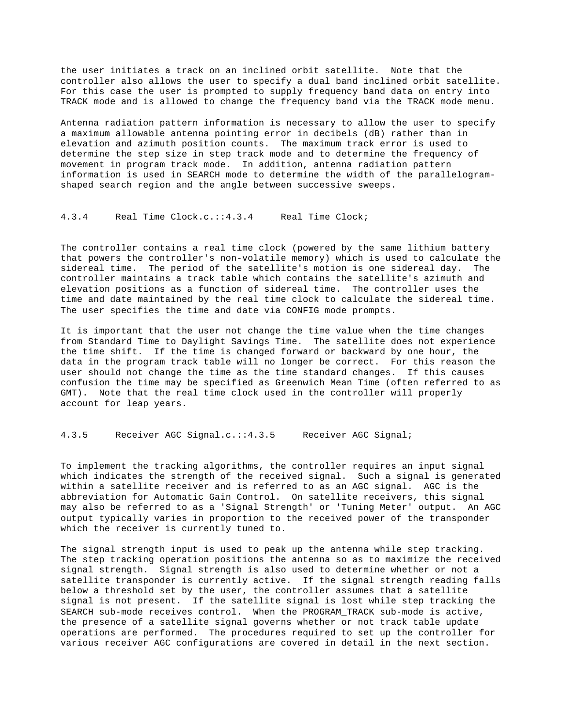the user initiates a track on an inclined orbit satellite. Note that the controller also allows the user to specify a dual band inclined orbit satellite. For this case the user is prompted to supply frequency band data on entry into TRACK mode and is allowed to change the frequency band via the TRACK mode menu.

Antenna radiation pattern information is necessary to allow the user to specify a maximum allowable antenna pointing error in decibels (dB) rather than in elevation and azimuth position counts. The maximum track error is used to determine the step size in step track mode and to determine the frequency of movement in program track mode. In addition, antenna radiation pattern information is used in SEARCH mode to determine the width of the parallelogram-shaped search region and the angle between successive sweeps.

### 4.3.4 Real Time Clock.c.::4.3.4 Real Time Clock;

The controller contains a real time clock (powered by the same lithium battery that powers the controller's non-volatile memory) which is used to calculate the sidereal time. The period of the satellite's motion is one sidereal day. The controller maintains a track table which contains the satellite's azimuth and elevation positions as a function of sidereal time. The controller uses the time and date maintained by the real time clock to calculate the sidereal time. The user specifies the time and date via CONFIG mode prompts.

It is important that the user not change the time value when the time changes from Standard Time to Daylight Savings Time. The satellite does not experience the time shift. If the time is changed forward or backward by one hour, the data in the program track table will no longer be correct. For this reason the user should not change the time as the time standard changes. If this causes confusion the time may be specified as Greenwich Mean Time (often referred to as GMT). Note that the real time clock used in the controller will properly account for leap years.

### 4.3.5 Receiver AGC Signal.c.::4.3.5 Receiver AGC Signal;

To implement the tracking algorithms, the controller requires an input signal which indicates the strength of the received signal. Such a signal is generated within a satellite receiver and is referred to as an AGC signal. AGC is the abbreviation for Automatic Gain Control. On satellite receivers, this signal may also be referred to as a 'Signal Strength' or 'Tuning Meter' output. An AGC output typically varies in proportion to the received power of the transponder which the receiver is currently tuned to.

The signal strength input is used to peak up the antenna while step tracking. The step tracking operation positions the antenna so as to maximize the received signal strength. Signal strength is also used to determine whether or not a satellite transponder is currently active. If the signal strength reading falls below a threshold set by the user, the controller assumes that a satellite signal is not present. If the satellite signal is lost while step tracking the SEARCH sub-mode receives control. When the PROGRAM_TRACK sub-mode is active, the presence of a satellite signal governs whether or not track table update operations are performed. The procedures required to set up the controller for various receiver AGC configurations are covered in detail in the next section.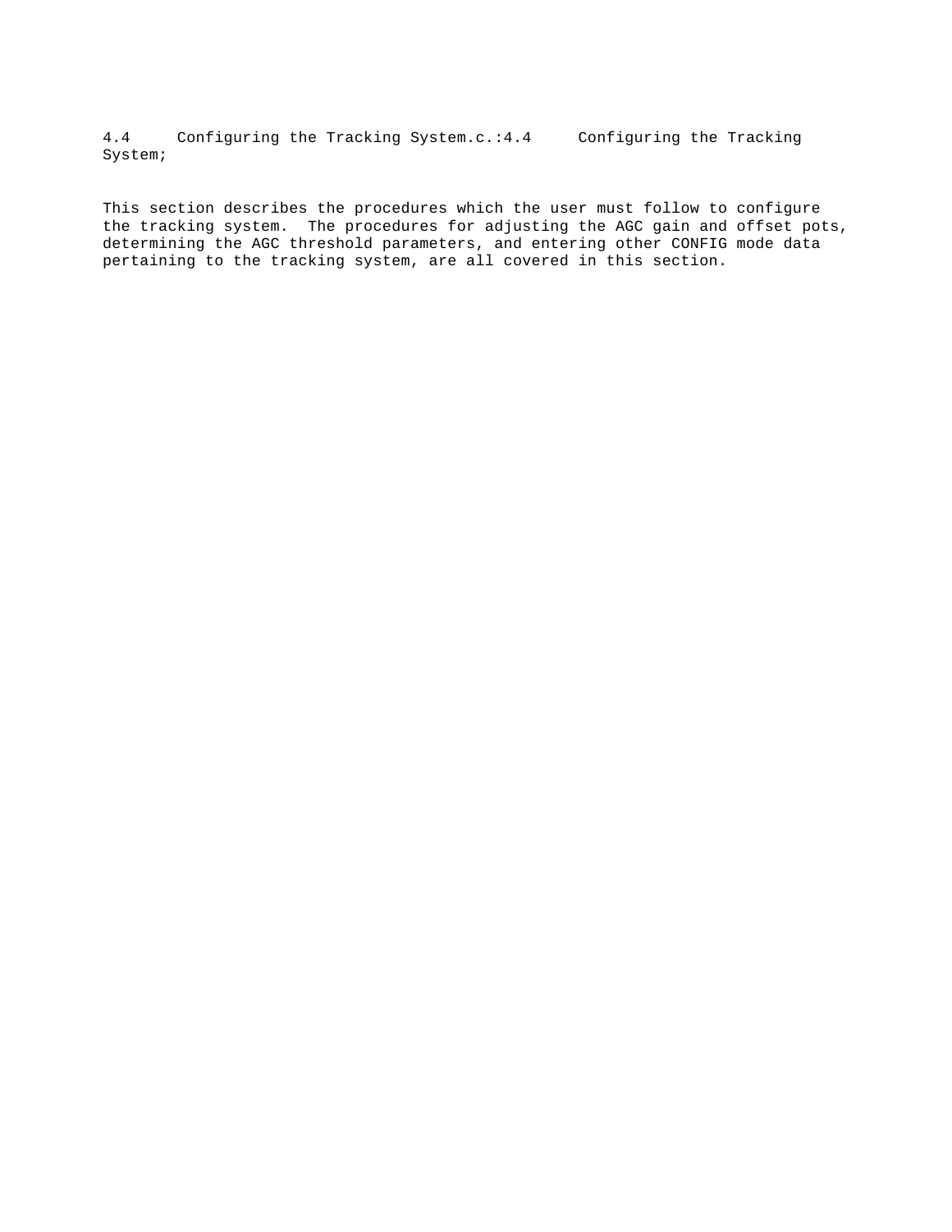4.4     Configuring the Tracking System.c.:4.4     Configuring the Tracking System;

This section describes the procedures which the user must follow to configure the tracking system.  The procedures for adjusting the AGC gain and offset pots, determining the AGC threshold parameters, and entering other CONFIG mode data pertaining to the tracking system, are all covered in this section.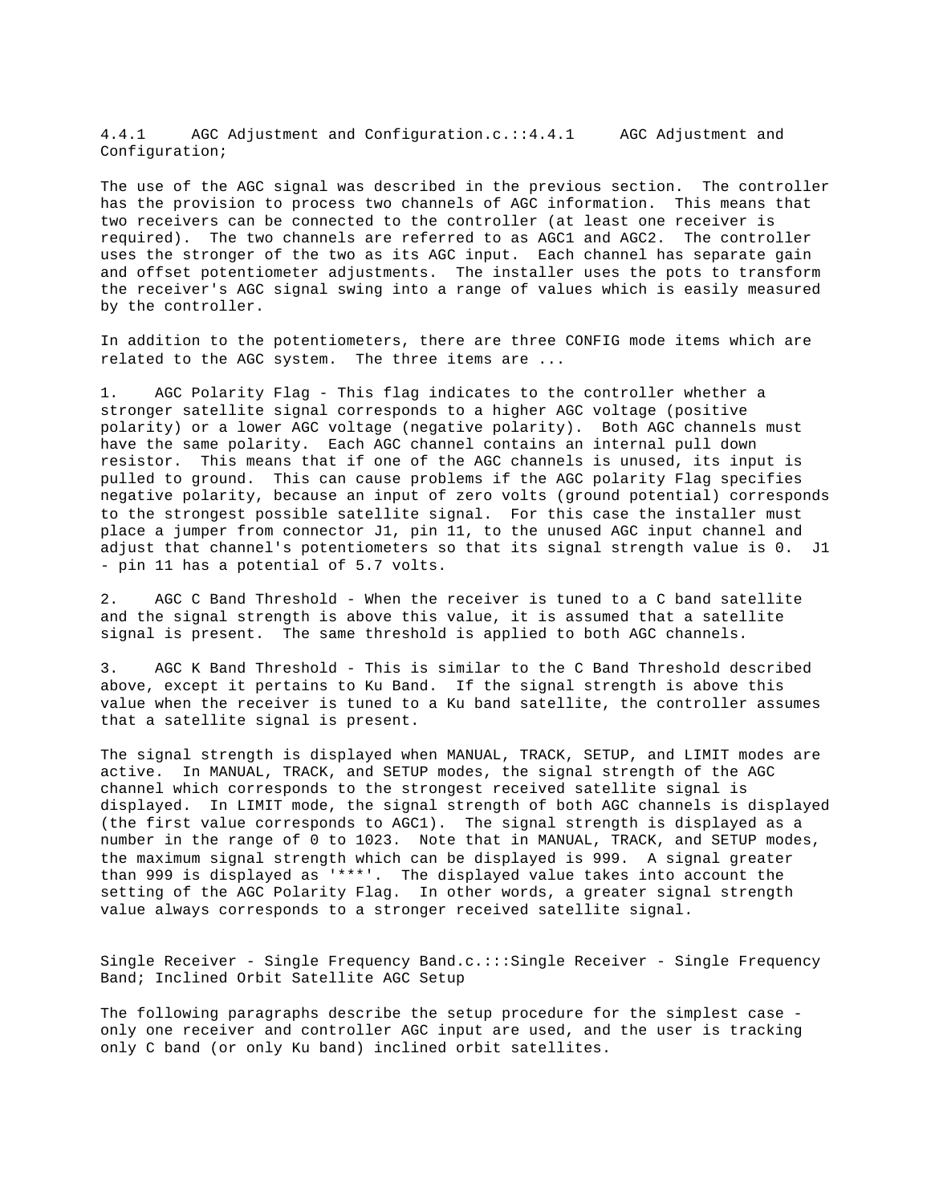4.4.1 AGC Adjustment and Configuration.c.::4.4.1 AGC Adjustment and Configuration;

The use of the AGC signal was described in the previous section. The controller has the provision to process two channels of AGC information. This means that two receivers can be connected to the controller (at least one receiver is required). The two channels are referred to as AGC1 and AGC2. The controller uses the stronger of the two as its AGC input. Each channel has separate gain and offset potentiometer adjustments. The installer uses the pots to transform the receiver's AGC signal swing into a range of values which is easily measured by the controller.

In addition to the potentiometers, there are three CONFIG mode items which are related to the AGC system. The three items are ...

1. AGC Polarity Flag - This flag indicates to the controller whether a stronger satellite signal corresponds to a higher AGC voltage (positive polarity) or a lower AGC voltage (negative polarity). Both AGC channels must have the same polarity. Each AGC channel contains an internal pull down resistor. This means that if one of the AGC channels is unused, its input is pulled to ground. This can cause problems if the AGC polarity Flag specifies negative polarity, because an input of zero volts (ground potential) corresponds to the strongest possible satellite signal. For this case the installer must place a jumper from connector J1, pin 11, to the unused AGC input channel and adjust that channel's potentiometers so that its signal strength value is 0. J1 - pin 11 has a potential of 5.7 volts.

2. AGC C Band Threshold - When the receiver is tuned to a C band satellite and the signal strength is above this value, it is assumed that a satellite signal is present. The same threshold is applied to both AGC channels.

3. AGC K Band Threshold - This is similar to the C Band Threshold described above, except it pertains to Ku Band. If the signal strength is above this value when the receiver is tuned to a Ku band satellite, the controller assumes that a satellite signal is present.

The signal strength is displayed when MANUAL, TRACK, SETUP, and LIMIT modes are active. In MANUAL, TRACK, and SETUP modes, the signal strength of the AGC channel which corresponds to the strongest received satellite signal is displayed. In LIMIT mode, the signal strength of both AGC channels is displayed (the first value corresponds to AGC1). The signal strength is displayed as a number in the range of 0 to 1023. Note that in MANUAL, TRACK, and SETUP modes, the maximum signal strength which can be displayed is 999. A signal greater than 999 is displayed as '***'. The displayed value takes into account the setting of the AGC Polarity Flag. In other words, a greater signal strength value always corresponds to a stronger received satellite signal.

Single Receiver - Single Frequency Band.c.:::Single Receiver - Single Frequency Band; Inclined Orbit Satellite AGC Setup

The following paragraphs describe the setup procedure for the simplest case - only one receiver and controller AGC input are used, and the user is tracking only C band (or only Ku band) inclined orbit satellites.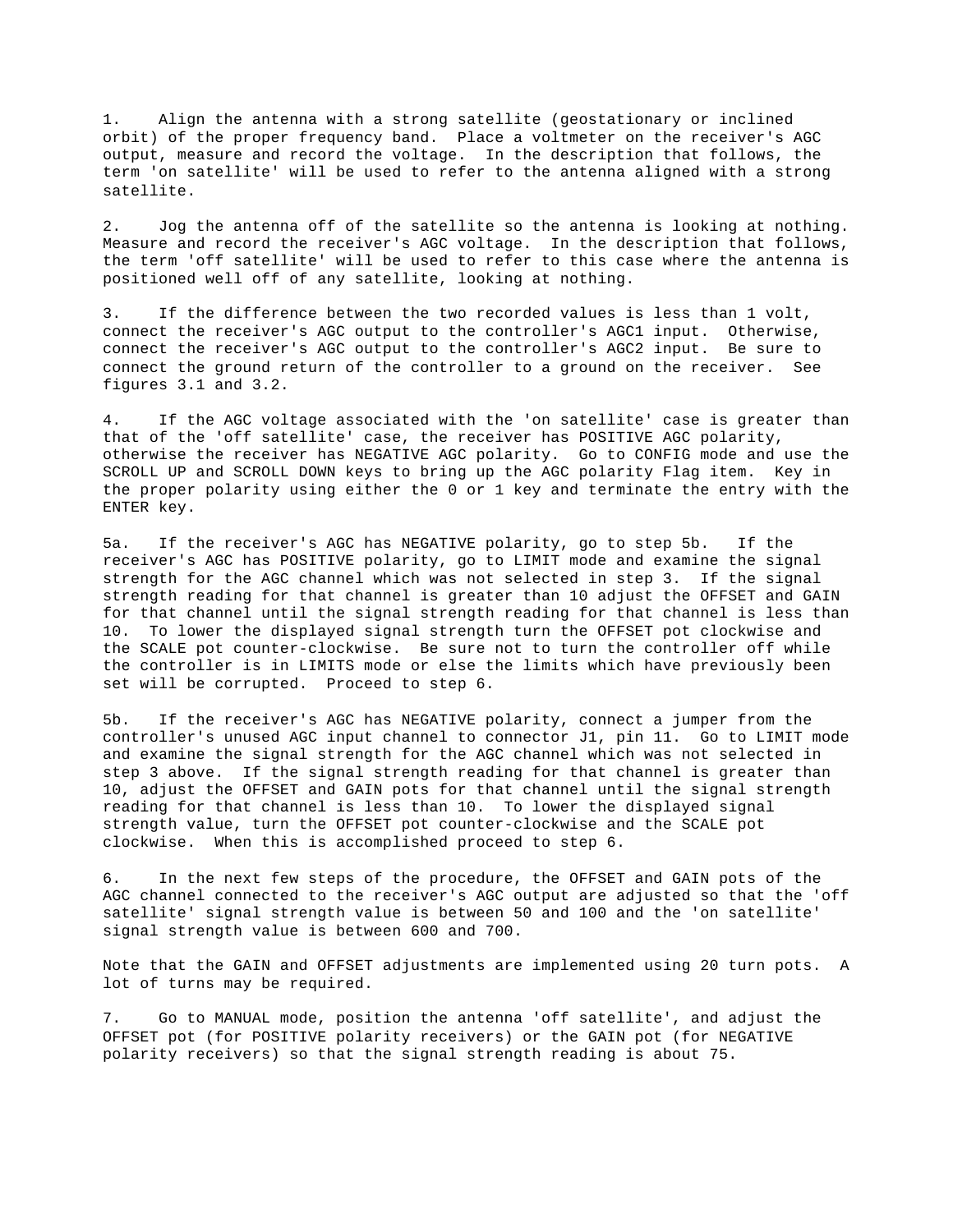1. Align the antenna with a strong satellite (geostationary or inclined orbit) of the proper frequency band. Place a voltmeter on the receiver's AGC output, measure and record the voltage. In the description that follows, the term 'on satellite' will be used to refer to the antenna aligned with a strong satellite.

2. Jog the antenna off of the satellite so the antenna is looking at nothing. Measure and record the receiver's AGC voltage. In the description that follows, the term 'off satellite' will be used to refer to this case where the antenna is positioned well off of any satellite, looking at nothing.

3. If the difference between the two recorded values is less than 1 volt, connect the receiver's AGC output to the controller's AGC1 input. Otherwise, connect the receiver's AGC output to the controller's AGC2 input. Be sure to connect the ground return of the controller to a ground on the receiver. See figures 3.1 and 3.2.

4. If the AGC voltage associated with the 'on satellite' case is greater than that of the 'off satellite' case, the receiver has POSITIVE AGC polarity, otherwise the receiver has NEGATIVE AGC polarity. Go to CONFIG mode and use the SCROLL UP and SCROLL DOWN keys to bring up the AGC polarity Flag item. Key in the proper polarity using either the 0 or 1 key and terminate the entry with the ENTER key.

5a. If the receiver's AGC has NEGATIVE polarity, go to step 5b. If the receiver's AGC has POSITIVE polarity, go to LIMIT mode and examine the signal strength for the AGC channel which was not selected in step 3. If the signal strength reading for that channel is greater than 10 adjust the OFFSET and GAIN for that channel until the signal strength reading for that channel is less than 10. To lower the displayed signal strength turn the OFFSET pot clockwise and the SCALE pot counter-clockwise. Be sure not to turn the controller off while the controller is in LIMITS mode or else the limits which have previously been set will be corrupted. Proceed to step 6.

5b. If the receiver's AGC has NEGATIVE polarity, connect a jumper from the controller's unused AGC input channel to connector J1, pin 11. Go to LIMIT mode and examine the signal strength for the AGC channel which was not selected in step 3 above. If the signal strength reading for that channel is greater than 10, adjust the OFFSET and GAIN pots for that channel until the signal strength reading for that channel is less than 10. To lower the displayed signal strength value, turn the OFFSET pot counter-clockwise and the SCALE pot clockwise. When this is accomplished proceed to step 6.

6. In the next few steps of the procedure, the OFFSET and GAIN pots of the AGC channel connected to the receiver's AGC output are adjusted so that the 'off satellite' signal strength value is between 50 and 100 and the 'on satellite' signal strength value is between 600 and 700.

Note that the GAIN and OFFSET adjustments are implemented using 20 turn pots. A lot of turns may be required.

7. Go to MANUAL mode, position the antenna 'off satellite', and adjust the OFFSET pot (for POSITIVE polarity receivers) or the GAIN pot (for NEGATIVE polarity receivers) so that the signal strength reading is about 75.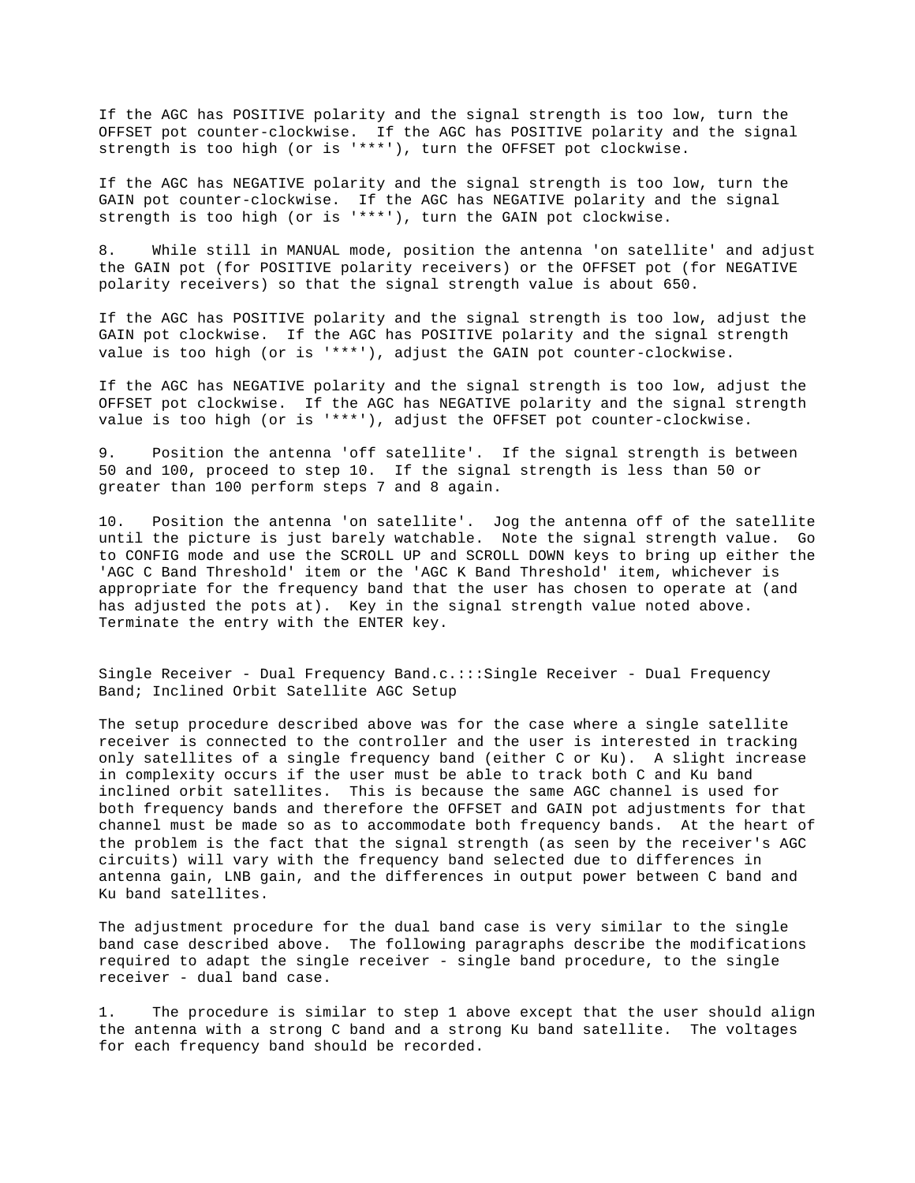If the AGC has POSITIVE polarity and the signal strength is too low, turn the OFFSET pot counter-clockwise. If the AGC has POSITIVE polarity and the signal strength is too high (or is '***'), turn the OFFSET pot clockwise.

If the AGC has NEGATIVE polarity and the signal strength is too low, turn the GAIN pot counter-clockwise. If the AGC has NEGATIVE polarity and the signal strength is too high (or is '***'), turn the GAIN pot clockwise.

8. While still in MANUAL mode, position the antenna 'on satellite' and adjust the GAIN pot (for POSITIVE polarity receivers) or the OFFSET pot (for NEGATIVE polarity receivers) so that the signal strength value is about 650.

If the AGC has POSITIVE polarity and the signal strength is too low, adjust the GAIN pot clockwise. If the AGC has POSITIVE polarity and the signal strength value is too high (or is '***'), adjust the GAIN pot counter-clockwise.

If the AGC has NEGATIVE polarity and the signal strength is too low, adjust the OFFSET pot clockwise. If the AGC has NEGATIVE polarity and the signal strength value is too high (or is '***'), adjust the OFFSET pot counter-clockwise.

9. Position the antenna 'off satellite'. If the signal strength is between 50 and 100, proceed to step 10. If the signal strength is less than 50 or greater than 100 perform steps 7 and 8 again.

10. Position the antenna 'on satellite'. Jog the antenna off of the satellite until the picture is just barely watchable. Note the signal strength value. Go to CONFIG mode and use the SCROLL UP and SCROLL DOWN keys to bring up either the 'AGC C Band Threshold' item or the 'AGC K Band Threshold' item, whichever is appropriate for the frequency band that the user has chosen to operate at (and has adjusted the pots at). Key in the signal strength value noted above. Terminate the entry with the ENTER key.

Single Receiver - Dual Frequency Band.c.:::Single Receiver - Dual Frequency Band; Inclined Orbit Satellite AGC Setup

The setup procedure described above was for the case where a single satellite receiver is connected to the controller and the user is interested in tracking only satellites of a single frequency band (either C or Ku). A slight increase in complexity occurs if the user must be able to track both C and Ku band inclined orbit satellites. This is because the same AGC channel is used for both frequency bands and therefore the OFFSET and GAIN pot adjustments for that channel must be made so as to accommodate both frequency bands. At the heart of the problem is the fact that the signal strength (as seen by the receiver's AGC circuits) will vary with the frequency band selected due to differences in antenna gain, LNB gain, and the differences in output power between C band and Ku band satellites.

The adjustment procedure for the dual band case is very similar to the single band case described above. The following paragraphs describe the modifications required to adapt the single receiver - single band procedure, to the single receiver - dual band case.

1. The procedure is similar to step 1 above except that the user should align the antenna with a strong C band and a strong Ku band satellite. The voltages for each frequency band should be recorded.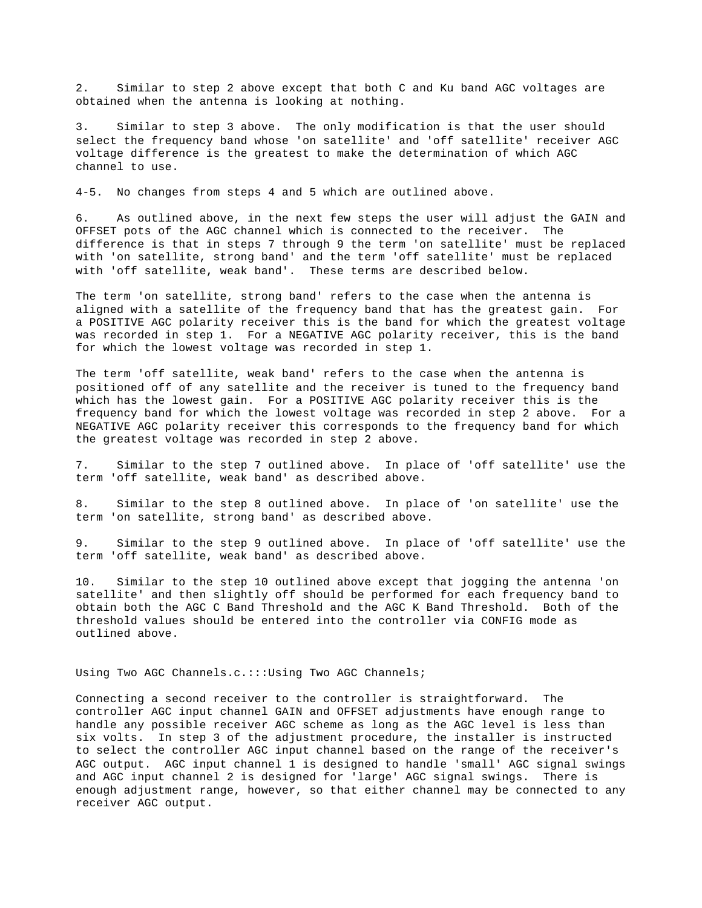2. Similar to step 2 above except that both C and Ku band AGC voltages are obtained when the antenna is looking at nothing.

3. Similar to step 3 above. The only modification is that the user should select the frequency band whose 'on satellite' and 'off satellite' receiver AGC voltage difference is the greatest to make the determination of which AGC channel to use.

4-5. No changes from steps 4 and 5 which are outlined above.

6. As outlined above, in the next few steps the user will adjust the GAIN and OFFSET pots of the AGC channel which is connected to the receiver. The difference is that in steps 7 through 9 the term 'on satellite' must be replaced with 'on satellite, strong band' and the term 'off satellite' must be replaced with 'off satellite, weak band'. These terms are described below.

The term 'on satellite, strong band' refers to the case when the antenna is aligned with a satellite of the frequency band that has the greatest gain. For a POSITIVE AGC polarity receiver this is the band for which the greatest voltage was recorded in step 1. For a NEGATIVE AGC polarity receiver, this is the band for which the lowest voltage was recorded in step 1.

The term 'off satellite, weak band' refers to the case when the antenna is positioned off of any satellite and the receiver is tuned to the frequency band which has the lowest gain. For a POSITIVE AGC polarity receiver this is the frequency band for which the lowest voltage was recorded in step 2 above. For a NEGATIVE AGC polarity receiver this corresponds to the frequency band for which the greatest voltage was recorded in step 2 above.

7. Similar to the step 7 outlined above. In place of 'off satellite' use the term 'off satellite, weak band' as described above.

8. Similar to the step 8 outlined above. In place of 'on satellite' use the term 'on satellite, strong band' as described above.

9. Similar to the step 9 outlined above. In place of 'off satellite' use the term 'off satellite, weak band' as described above.

10. Similar to the step 10 outlined above except that jogging the antenna 'on satellite' and then slightly off should be performed for each frequency band to obtain both the AGC C Band Threshold and the AGC K Band Threshold. Both of the threshold values should be entered into the controller via CONFIG mode as outlined above.

Using Two AGC Channels.c.:::Using Two AGC Channels;

Connecting a second receiver to the controller is straightforward. The controller AGC input channel GAIN and OFFSET adjustments have enough range to handle any possible receiver AGC scheme as long as the AGC level is less than six volts. In step 3 of the adjustment procedure, the installer is instructed to select the controller AGC input channel based on the range of the receiver's AGC output. AGC input channel 1 is designed to handle 'small' AGC signal swings and AGC input channel 2 is designed for 'large' AGC signal swings. There is enough adjustment range, however, so that either channel may be connected to any receiver AGC output.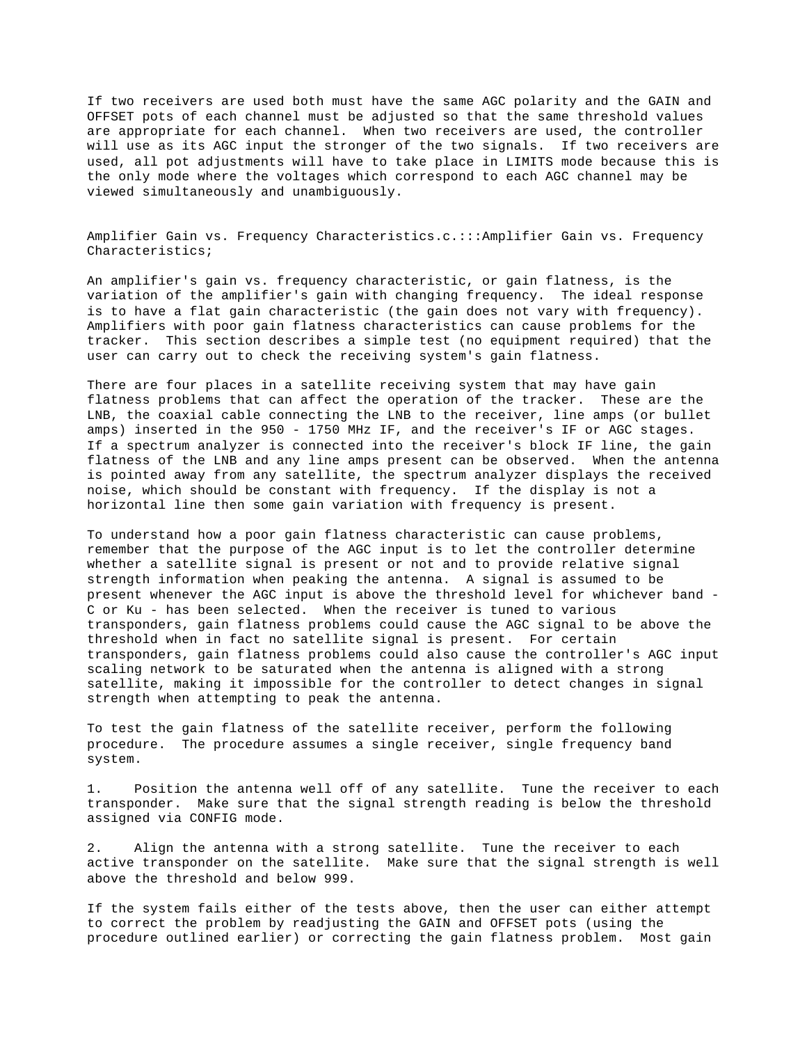If two receivers are used both must have the same AGC polarity and the GAIN and OFFSET pots of each channel must be adjusted so that the same threshold values are appropriate for each channel. When two receivers are used, the controller will use as its AGC input the stronger of the two signals. If two receivers are used, all pot adjustments will have to take place in LIMITS mode because this is the only mode where the voltages which correspond to each AGC channel may be viewed simultaneously and unambiguously.

Amplifier Gain vs. Frequency Characteristics.c.:::Amplifier Gain vs. Frequency Characteristics;

An amplifier's gain vs. frequency characteristic, or gain flatness, is the variation of the amplifier's gain with changing frequency. The ideal response is to have a flat gain characteristic (the gain does not vary with frequency). Amplifiers with poor gain flatness characteristics can cause problems for the tracker. This section describes a simple test (no equipment required) that the user can carry out to check the receiving system's gain flatness.

There are four places in a satellite receiving system that may have gain flatness problems that can affect the operation of the tracker. These are the LNB, the coaxial cable connecting the LNB to the receiver, line amps (or bullet amps) inserted in the 950 - 1750 MHz IF, and the receiver's IF or AGC stages. If a spectrum analyzer is connected into the receiver's block IF line, the gain flatness of the LNB and any line amps present can be observed. When the antenna is pointed away from any satellite, the spectrum analyzer displays the received noise, which should be constant with frequency. If the display is not a horizontal line then some gain variation with frequency is present.

To understand how a poor gain flatness characteristic can cause problems, remember that the purpose of the AGC input is to let the controller determine whether a satellite signal is present or not and to provide relative signal strength information when peaking the antenna. A signal is assumed to be present whenever the AGC input is above the threshold level for whichever band - C or Ku - has been selected. When the receiver is tuned to various transponders, gain flatness problems could cause the AGC signal to be above the threshold when in fact no satellite signal is present. For certain transponders, gain flatness problems could also cause the controller's AGC input scaling network to be saturated when the antenna is aligned with a strong satellite, making it impossible for the controller to detect changes in signal strength when attempting to peak the antenna.

To test the gain flatness of the satellite receiver, perform the following procedure. The procedure assumes a single receiver, single frequency band system.

1. Position the antenna well off of any satellite. Tune the receiver to each transponder. Make sure that the signal strength reading is below the threshold assigned via CONFIG mode.

2. Align the antenna with a strong satellite. Tune the receiver to each active transponder on the satellite. Make sure that the signal strength is well above the threshold and below 999.

If the system fails either of the tests above, then the user can either attempt to correct the problem by readjusting the GAIN and OFFSET pots (using the procedure outlined earlier) or correcting the gain flatness problem. Most gain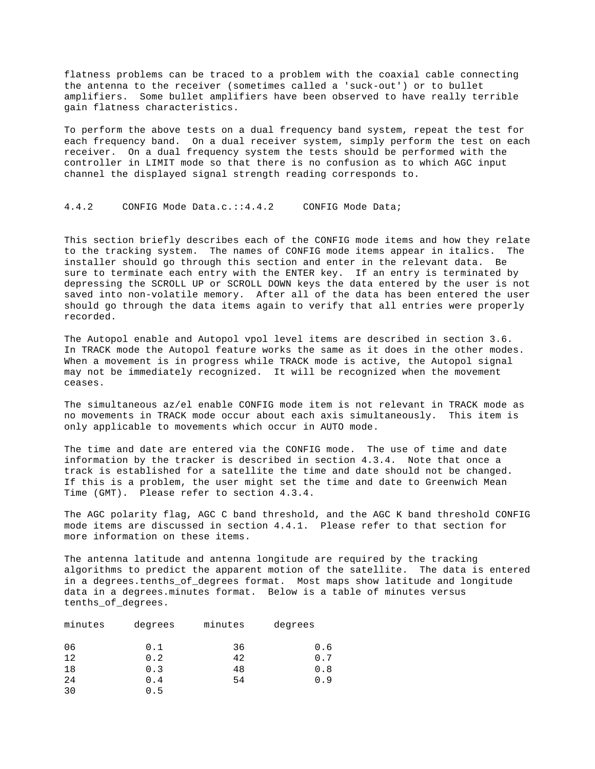flatness problems can be traced to a problem with the coaxial cable connecting the antenna to the receiver (sometimes called a 'suck-out') or to bullet amplifiers. Some bullet amplifiers have been observed to have really terrible gain flatness characteristics.

To perform the above tests on a dual frequency band system, repeat the test for each frequency band. On a dual receiver system, simply perform the test on each receiver. On a dual frequency system the tests should be performed with the controller in LIMIT mode so that there is no confusion as to which AGC input channel the displayed signal strength reading corresponds to.

### 4.4.2 CONFIG Mode Data.c.::4.4.2 CONFIG Mode Data;

This section briefly describes each of the CONFIG mode items and how they relate to the tracking system. The names of CONFIG mode items appear in italics. The installer should go through this section and enter in the relevant data. Be sure to terminate each entry with the ENTER key. If an entry is terminated by depressing the SCROLL UP or SCROLL DOWN keys the data entered by the user is not saved into non-volatile memory. After all of the data has been entered the user should go through the data items again to verify that all entries were properly recorded.

The Autopol enable and Autopol vpol level items are described in section 3.6. In TRACK mode the Autopol feature works the same as it does in the other modes. When a movement is in progress while TRACK mode is active, the Autopol signal may not be immediately recognized. It will be recognized when the movement ceases.

The simultaneous az/el enable CONFIG mode item is not relevant in TRACK mode as no movements in TRACK mode occur about each axis simultaneously. This item is only applicable to movements which occur in AUTO mode.

The time and date are entered via the CONFIG mode. The use of time and date information by the tracker is described in section 4.3.4. Note that once a track is established for a satellite the time and date should not be changed. If this is a problem, the user might set the time and date to Greenwich Mean Time (GMT). Please refer to section 4.3.4.

The AGC polarity flag, AGC C band threshold, and the AGC K band threshold CONFIG mode items are discussed in section 4.4.1. Please refer to that section for more information on these items.

The antenna latitude and antenna longitude are required by the tracking algorithms to predict the apparent motion of the satellite. The data is entered in a degrees.tenths_of_degrees format. Most maps show latitude and longitude data in a degrees.minutes format. Below is a table of minutes versus tenths_of_degrees.

| minutes | degrees | minutes | degrees |
|---|---|---|---|
| 06 | 0.1 | 36 | 0.6 |
| 12 | 0.2 | 42 | 0.7 |
| 18 | 0.3 | 48 | 0.8 |
| 24 | 0.4 | 54 | 0.9 |
| 30 | 0.5 | | |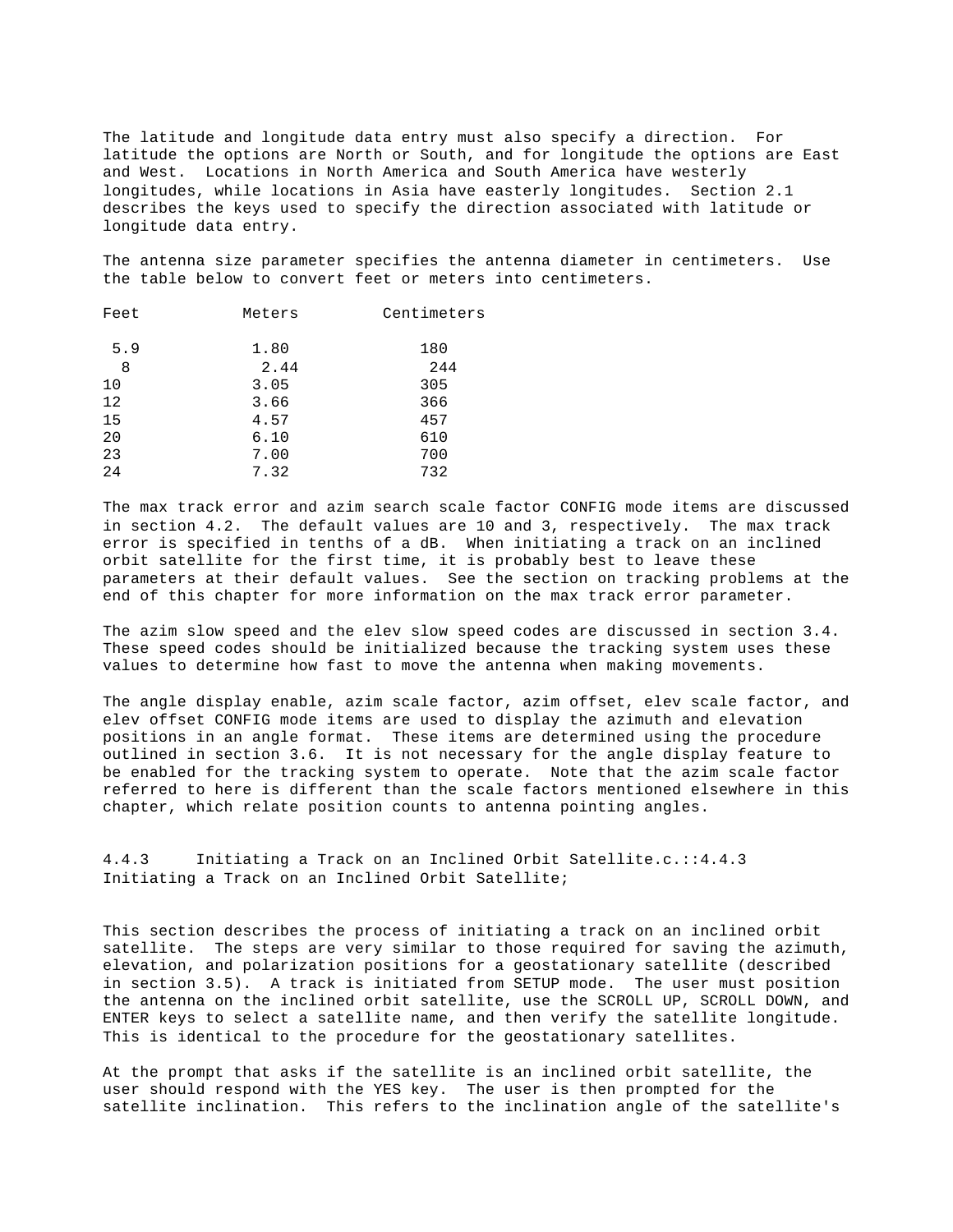The latitude and longitude data entry must also specify a direction. For latitude the options are North or South, and for longitude the options are East and West. Locations in North America and South America have westerly longitudes, while locations in Asia have easterly longitudes. Section 2.1 describes the keys used to specify the direction associated with latitude or longitude data entry.

The antenna size parameter specifies the antenna diameter in centimeters. Use the table below to convert feet or meters into centimeters.

| Feet | Meters | Centimeters |
|---|---|---|
| 5.9 | 1.80 | 180 |
| 8 | 2.44 | 244 |
| 10 | 3.05 | 305 |
| 12 | 3.66 | 366 |
| 15 | 4.57 | 457 |
| 20 | 6.10 | 610 |
| 23 | 7.00 | 700 |
| 24 | 7.32 | 732 |

The max track error and azim search scale factor CONFIG mode items are discussed in section 4.2. The default values are 10 and 3, respectively. The max track error is specified in tenths of a dB. When initiating a track on an inclined orbit satellite for the first time, it is probably best to leave these parameters at their default values. See the section on tracking problems at the end of this chapter for more information on the max track error parameter.

The azim slow speed and the elev slow speed codes are discussed in section 3.4. These speed codes should be initialized because the tracking system uses these values to determine how fast to move the antenna when making movements.

The angle display enable, azim scale factor, azim offset, elev scale factor, and elev offset CONFIG mode items are used to display the azimuth and elevation positions in an angle format. These items are determined using the procedure outlined in section 3.6. It is not necessary for the angle display feature to be enabled for the tracking system to operate. Note that the azim scale factor referred to here is different than the scale factors mentioned elsewhere in this chapter, which relate position counts to antenna pointing angles.

### 4.4.3 Initiating a Track on an Inclined Orbit Satellite.c.::4.4.3 Initiating a Track on an Inclined Orbit Satellite;

This section describes the process of initiating a track on an inclined orbit satellite. The steps are very similar to those required for saving the azimuth, elevation, and polarization positions for a geostationary satellite (described in section 3.5). A track is initiated from SETUP mode. The user must position the antenna on the inclined orbit satellite, use the SCROLL UP, SCROLL DOWN, and ENTER keys to select a satellite name, and then verify the satellite longitude. This is identical to the procedure for the geostationary satellites.

At the prompt that asks if the satellite is an inclined orbit satellite, the user should respond with the YES key. The user is then prompted for the satellite inclination. This refers to the inclination angle of the satellite's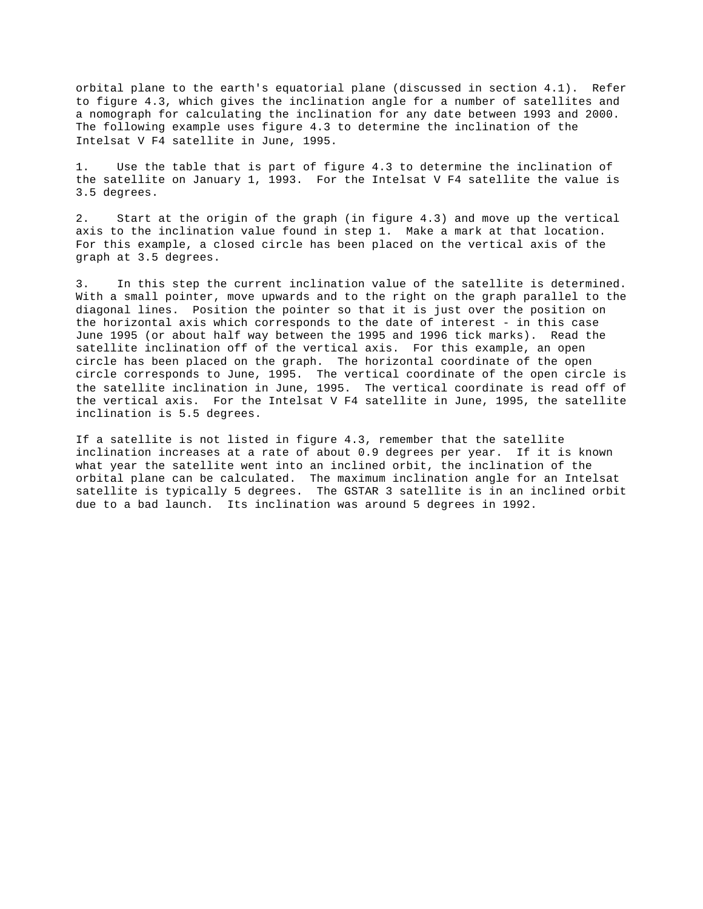orbital plane to the earth's equatorial plane (discussed in section 4.1). Refer to figure 4.3, which gives the inclination angle for a number of satellites and a nomograph for calculating the inclination for any date between 1993 and 2000. The following example uses figure 4.3 to determine the inclination of the Intelsat V F4 satellite in June, 1995.

1. Use the table that is part of figure 4.3 to determine the inclination of the satellite on January 1, 1993. For the Intelsat V F4 satellite the value is 3.5 degrees.

2. Start at the origin of the graph (in figure 4.3) and move up the vertical axis to the inclination value found in step 1. Make a mark at that location. For this example, a closed circle has been placed on the vertical axis of the graph at 3.5 degrees.

3. In this step the current inclination value of the satellite is determined. With a small pointer, move upwards and to the right on the graph parallel to the diagonal lines. Position the pointer so that it is just over the position on the horizontal axis which corresponds to the date of interest - in this case June 1995 (or about half way between the 1995 and 1996 tick marks). Read the satellite inclination off of the vertical axis. For this example, an open circle has been placed on the graph. The horizontal coordinate of the open circle corresponds to June, 1995. The vertical coordinate of the open circle is the satellite inclination in June, 1995. The vertical coordinate is read off of the vertical axis. For the Intelsat V F4 satellite in June, 1995, the satellite inclination is 5.5 degrees.

If a satellite is not listed in figure 4.3, remember that the satellite inclination increases at a rate of about 0.9 degrees per year. If it is known what year the satellite went into an inclined orbit, the inclination of the orbital plane can be calculated. The maximum inclination angle for an Intelsat satellite is typically 5 degrees. The GSTAR 3 satellite is in an inclined orbit due to a bad launch. Its inclination was around 5 degrees in 1992.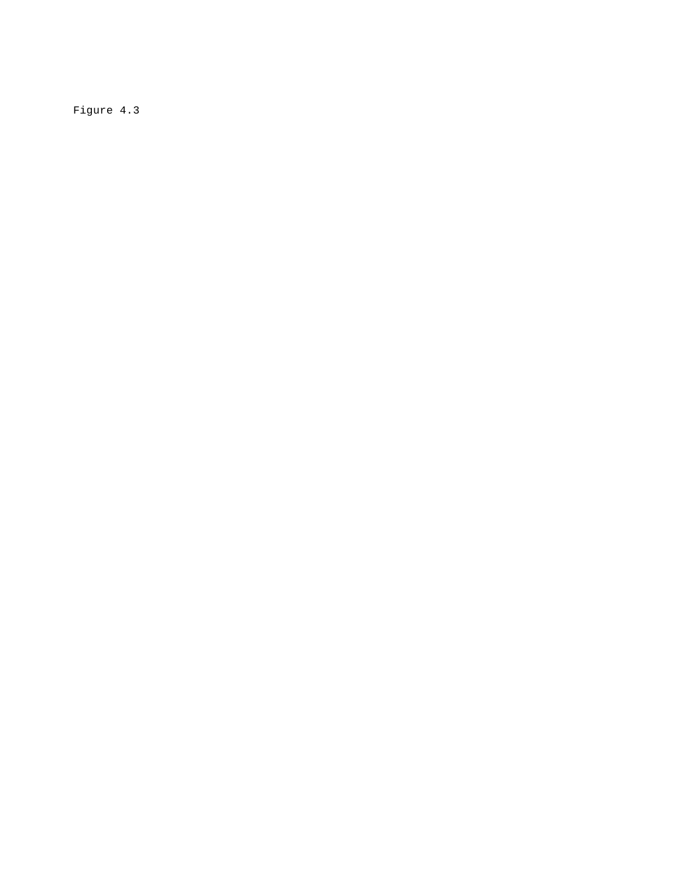Figure 4.3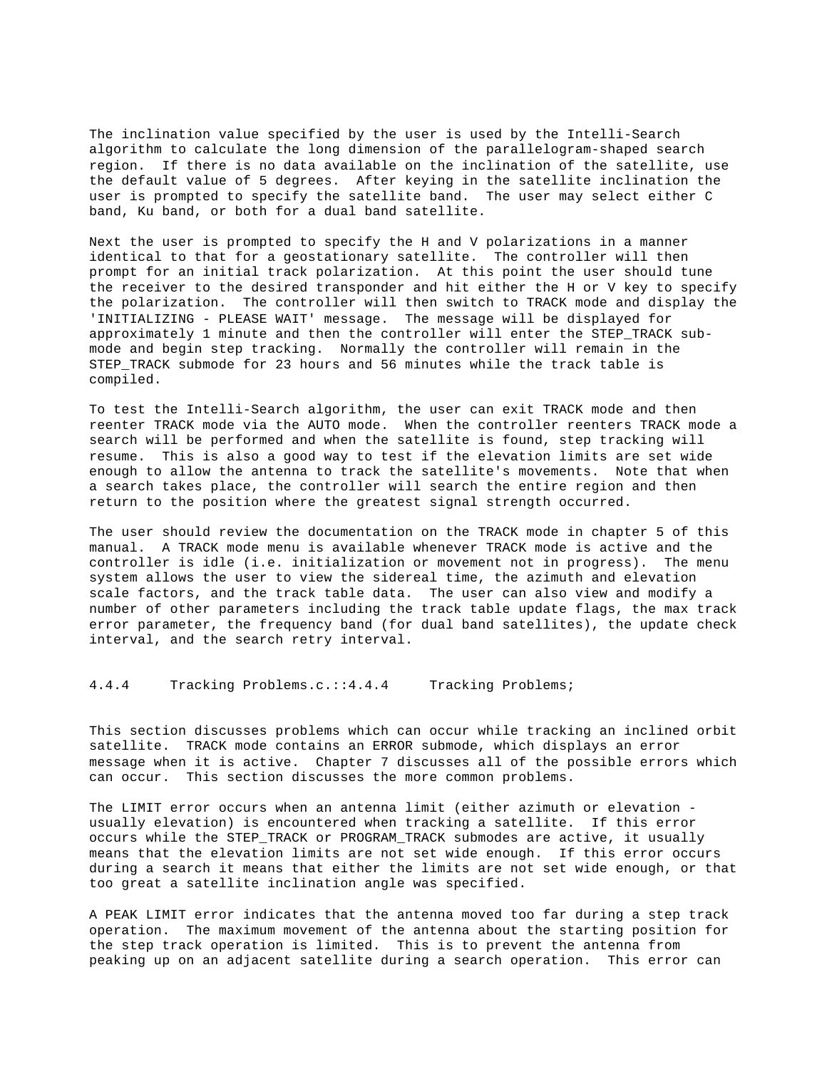The inclination value specified by the user is used by the Intelli-Search algorithm to calculate the long dimension of the parallelogram-shaped search region. If there is no data available on the inclination of the satellite, use the default value of 5 degrees. After keying in the satellite inclination the user is prompted to specify the satellite band. The user may select either C band, Ku band, or both for a dual band satellite.

Next the user is prompted to specify the H and V polarizations in a manner identical to that for a geostationary satellite. The controller will then prompt for an initial track polarization. At this point the user should tune the receiver to the desired transponder and hit either the H or V key to specify the polarization. The controller will then switch to TRACK mode and display the 'INITIALIZING - PLEASE WAIT' message. The message will be displayed for approximately 1 minute and then the controller will enter the STEP_TRACK sub-mode and begin step tracking. Normally the controller will remain in the STEP_TRACK submode for 23 hours and 56 minutes while the track table is compiled.

To test the Intelli-Search algorithm, the user can exit TRACK mode and then reenter TRACK mode via the AUTO mode. When the controller reenters TRACK mode a search will be performed and when the satellite is found, step tracking will resume. This is also a good way to test if the elevation limits are set wide enough to allow the antenna to track the satellite's movements. Note that when a search takes place, the controller will search the entire region and then return to the position where the greatest signal strength occurred.

The user should review the documentation on the TRACK mode in chapter 5 of this manual. A TRACK mode menu is available whenever TRACK mode is active and the controller is idle (i.e. initialization or movement not in progress). The menu system allows the user to view the sidereal time, the azimuth and elevation scale factors, and the track table data. The user can also view and modify a number of other parameters including the track table update flags, the max track error parameter, the frequency band (for dual band satellites), the update check interval, and the search retry interval.

### 4.4.4 Tracking Problems.c.::4.4.4 Tracking Problems;

This section discusses problems which can occur while tracking an inclined orbit satellite. TRACK mode contains an ERROR submode, which displays an error message when it is active. Chapter 7 discusses all of the possible errors which can occur. This section discusses the more common problems.

The LIMIT error occurs when an antenna limit (either azimuth or elevation - usually elevation) is encountered when tracking a satellite. If this error occurs while the STEP_TRACK or PROGRAM_TRACK submodes are active, it usually means that the elevation limits are not set wide enough. If this error occurs during a search it means that either the limits are not set wide enough, or that too great a satellite inclination angle was specified.

A PEAK LIMIT error indicates that the antenna moved too far during a step track operation. The maximum movement of the antenna about the starting position for the step track operation is limited. This is to prevent the antenna from peaking up on an adjacent satellite during a search operation. This error can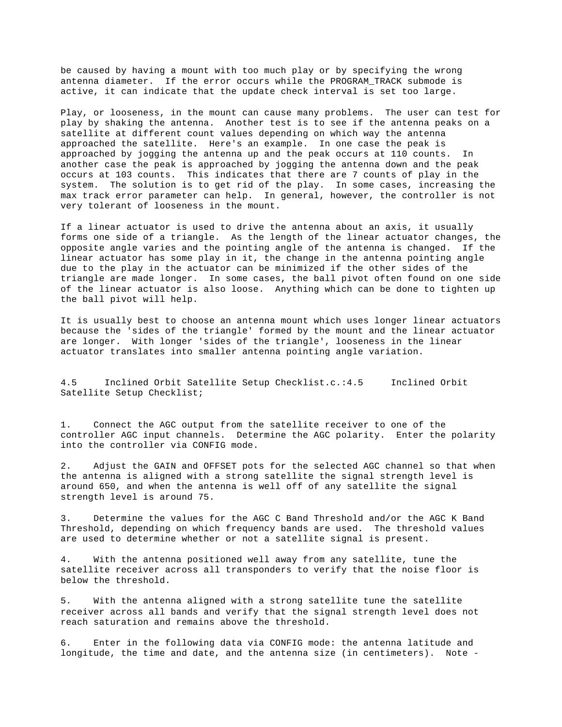be caused by having a mount with too much play or by specifying the wrong antenna diameter. If the error occurs while the PROGRAM_TRACK submode is active, it can indicate that the update check interval is set too large.

Play, or looseness, in the mount can cause many problems. The user can test for play by shaking the antenna. Another test is to see if the antenna peaks on a satellite at different count values depending on which way the antenna approached the satellite. Here's an example. In one case the peak is approached by jogging the antenna up and the peak occurs at 110 counts. In another case the peak is approached by jogging the antenna down and the peak occurs at 103 counts. This indicates that there are 7 counts of play in the system. The solution is to get rid of the play. In some cases, increasing the max track error parameter can help. In general, however, the controller is not very tolerant of looseness in the mount.

If a linear actuator is used to drive the antenna about an axis, it usually forms one side of a triangle. As the length of the linear actuator changes, the opposite angle varies and the pointing angle of the antenna is changed. If the linear actuator has some play in it, the change in the antenna pointing angle due to the play in the actuator can be minimized if the other sides of the triangle are made longer. In some cases, the ball pivot often found on one side of the linear actuator is also loose. Anything which can be done to tighten up the ball pivot will help.

It is usually best to choose an antenna mount which uses longer linear actuators because the 'sides of the triangle' formed by the mount and the linear actuator are longer. With longer 'sides of the triangle', looseness in the linear actuator translates into smaller antenna pointing angle variation.

## 4.5 Inclined Orbit Satellite Setup Checklist.c.:4.5 Inclined Orbit Satellite Setup Checklist;

1. Connect the AGC output from the satellite receiver to one of the controller AGC input channels. Determine the AGC polarity. Enter the polarity into the controller via CONFIG mode.

2. Adjust the GAIN and OFFSET pots for the selected AGC channel so that when the antenna is aligned with a strong satellite the signal strength level is around 650, and when the antenna is well off of any satellite the signal strength level is around 75.

3. Determine the values for the AGC C Band Threshold and/or the AGC K Band Threshold, depending on which frequency bands are used. The threshold values are used to determine whether or not a satellite signal is present.

4. With the antenna positioned well away from any satellite, tune the satellite receiver across all transponders to verify that the noise floor is below the threshold.

5. With the antenna aligned with a strong satellite tune the satellite receiver across all bands and verify that the signal strength level does not reach saturation and remains above the threshold.

6. Enter in the following data via CONFIG mode: the antenna latitude and longitude, the time and date, and the antenna size (in centimeters). Note -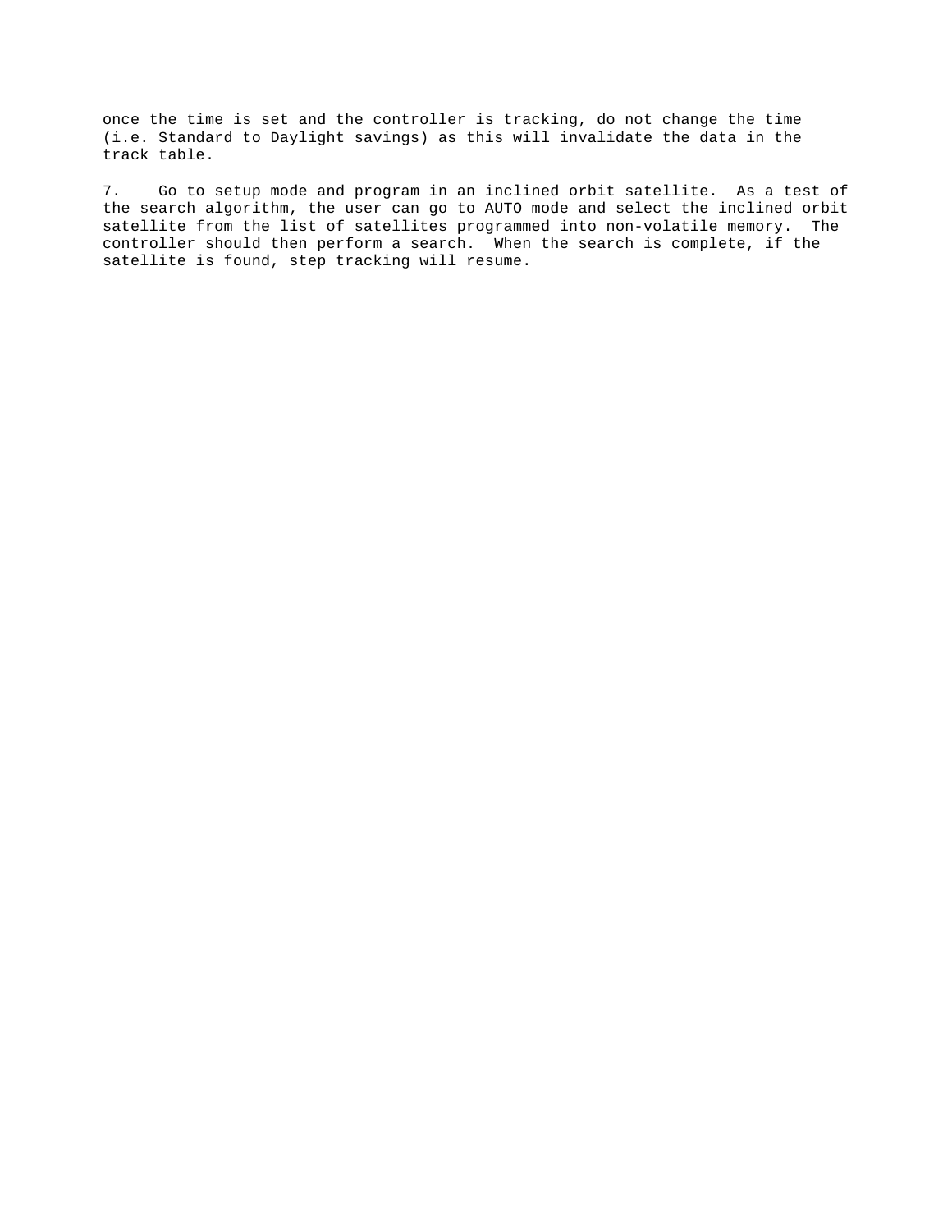once the time is set and the controller is tracking, do not change the time (i.e. Standard to Daylight savings) as this will invalidate the data in the track table.

7. Go to setup mode and program in an inclined orbit satellite. As a test of the search algorithm, the user can go to AUTO mode and select the inclined orbit satellite from the list of satellites programmed into non-volatile memory. The controller should then perform a search. When the search is complete, if the satellite is found, step tracking will resume.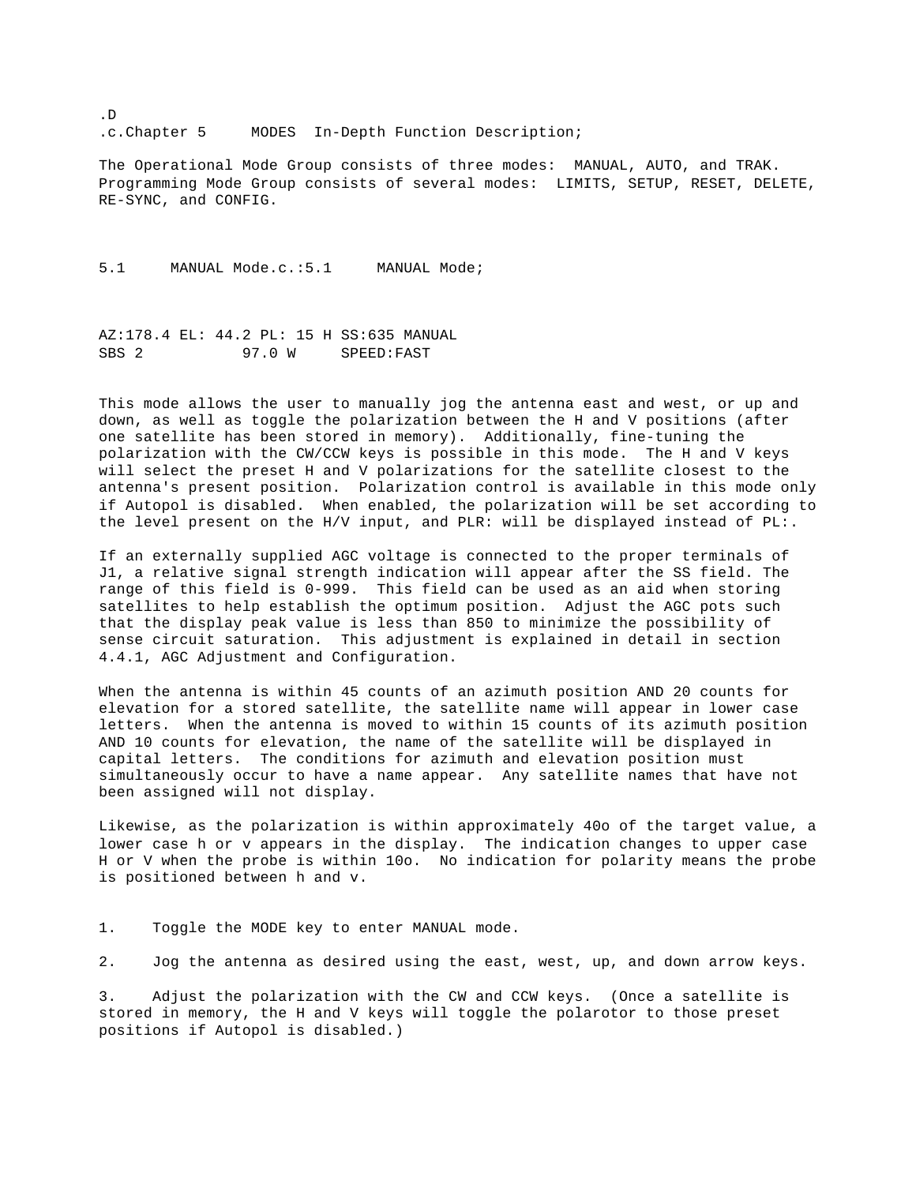.D
.c.Chapter 5     MODES  In-Depth Function Description;

The Operational Mode Group consists of three modes:  MANUAL, AUTO, and TRAK.  Programming Mode Group consists of several modes:  LIMITS, SETUP, RESET, DELETE, RE-SYNC, and CONFIG.

5.1     MANUAL Mode.c.:5.1     MANUAL Mode;

```
AZ:178.4 EL: 44.2 PL: 15 H SS:635 MANUAL
SBS 2          97.0 W     SPEED:FAST
```

This mode allows the user to manually jog the antenna east and west, or up and down, as well as toggle the polarization between the H and V positions (after one satellite has been stored in memory).  Additionally, fine-tuning the polarization with the CW/CCW keys is possible in this mode.  The H and V keys will select the preset H and V polarizations for the satellite closest to the antenna's present position.  Polarization control is available in this mode only if Autopol is disabled.  When enabled, the polarization will be set according to the level present on the H/V input, and PLR: will be displayed instead of PL:.

If an externally supplied AGC voltage is connected to the proper terminals of J1, a relative signal strength indication will appear after the SS field. The range of this field is 0-999.  This field can be used as an aid when storing satellites to help establish the optimum position.  Adjust the AGC pots such that the display peak value is less than 850 to minimize the possibility of sense circuit saturation.  This adjustment is explained in detail in section 4.4.1, AGC Adjustment and Configuration.

When the antenna is within 45 counts of an azimuth position AND 20 counts for elevation for a stored satellite, the satellite name will appear in lower case letters.  When the antenna is moved to within 15 counts of its azimuth position AND 10 counts for elevation, the name of the satellite will be displayed in capital letters.  The conditions for azimuth and elevation position must simultaneously occur to have a name appear.  Any satellite names that have not been assigned will not display.

Likewise, as the polarization is within approximately 40o of the target value, a lower case h or v appears in the display.  The indication changes to upper case H or V when the probe is within 10o.  No indication for polarity means the probe is positioned between h and v.

1. Toggle the MODE key to enter MANUAL mode.

2. Jog the antenna as desired using the east, west, up, and down arrow keys.

3. Adjust the polarization with the CW and CCW keys.  (Once a satellite is stored in memory, the H and V keys will toggle the polarotor to those preset positions if Autopol is disabled.)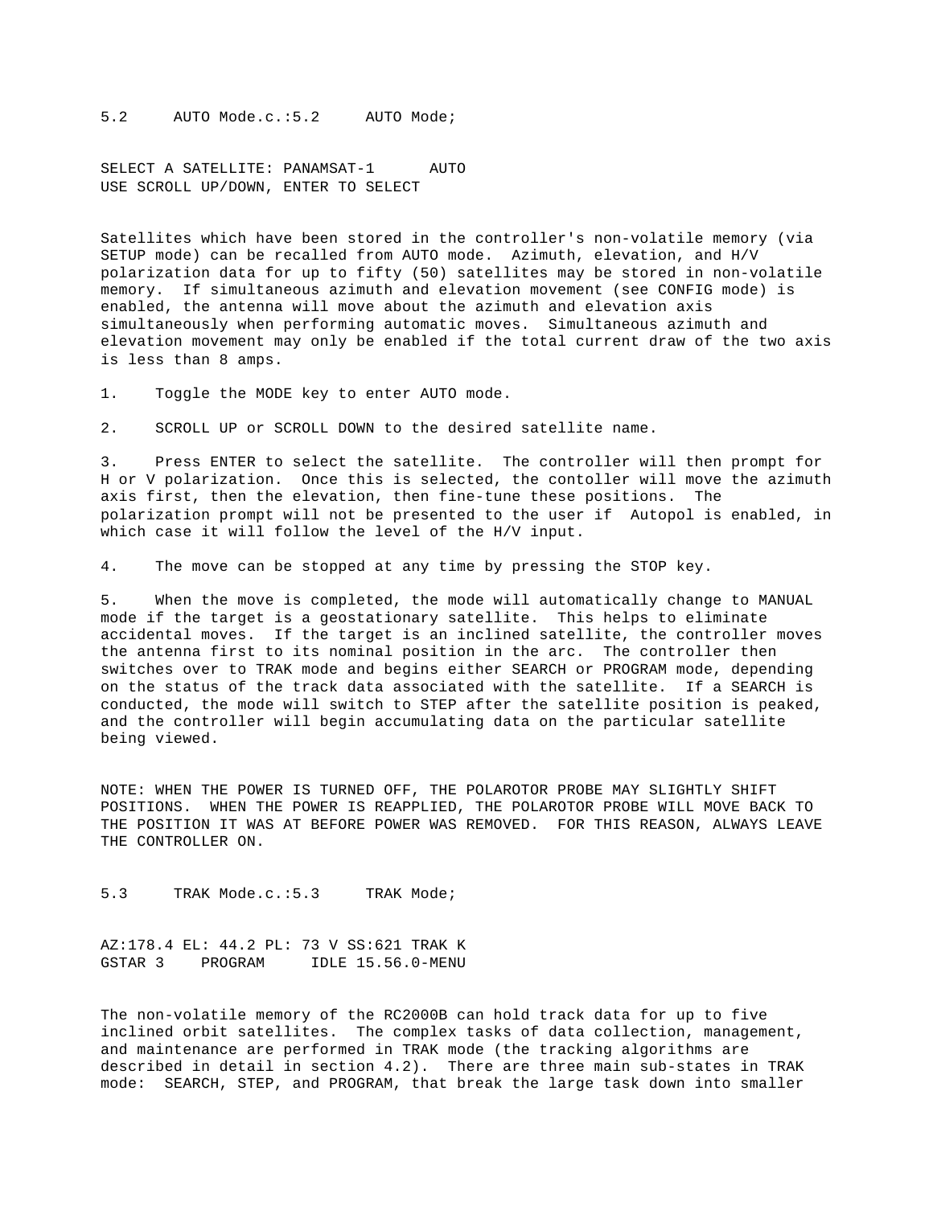## 5.2 AUTO Mode.c.:5.2 AUTO Mode;

```
SELECT A SATELLITE: PANAMSAT-1      AUTO
USE SCROLL UP/DOWN, ENTER TO SELECT
```

Satellites which have been stored in the controller's non-volatile memory (via SETUP mode) can be recalled from AUTO mode. Azimuth, elevation, and H/V polarization data for up to fifty (50) satellites may be stored in non-volatile memory. If simultaneous azimuth and elevation movement (see CONFIG mode) is enabled, the antenna will move about the azimuth and elevation axis simultaneously when performing automatic moves. Simultaneous azimuth and elevation movement may only be enabled if the total current draw of the two axis is less than 8 amps.

1. Toggle the MODE key to enter AUTO mode.

2. SCROLL UP or SCROLL DOWN to the desired satellite name.

3. Press ENTER to select the satellite. The controller will then prompt for H or V polarization. Once this is selected, the contoller will move the azimuth axis first, then the elevation, then fine-tune these positions. The polarization prompt will not be presented to the user if Autopol is enabled, in which case it will follow the level of the H/V input.

4. The move can be stopped at any time by pressing the STOP key.

5. When the move is completed, the mode will automatically change to MANUAL mode if the target is a geostationary satellite. This helps to eliminate accidental moves. If the target is an inclined satellite, the controller moves the antenna first to its nominal position in the arc. The controller then switches over to TRAK mode and begins either SEARCH or PROGRAM mode, depending on the status of the track data associated with the satellite. If a SEARCH is conducted, the mode will switch to STEP after the satellite position is peaked, and the controller will begin accumulating data on the particular satellite being viewed.

NOTE: WHEN THE POWER IS TURNED OFF, THE POLAROTOR PROBE MAY SLIGHTLY SHIFT POSITIONS. WHEN THE POWER IS REAPPLIED, THE POLAROTOR PROBE WILL MOVE BACK TO THE POSITION IT WAS AT BEFORE POWER WAS REMOVED. FOR THIS REASON, ALWAYS LEAVE THE CONTROLLER ON.

## 5.3 TRAK Mode.c.:5.3 TRAK Mode;

```
AZ:178.4 EL: 44.2 PL: 73 V SS:621 TRAK K
GSTAR 3    PROGRAM     IDLE 15.56.0-MENU
```

The non-volatile memory of the RC2000B can hold track data for up to five inclined orbit satellites. The complex tasks of data collection, management, and maintenance are performed in TRAK mode (the tracking algorithms are described in detail in section 4.2). There are three main sub-states in TRAK mode: SEARCH, STEP, and PROGRAM, that break the large task down into smaller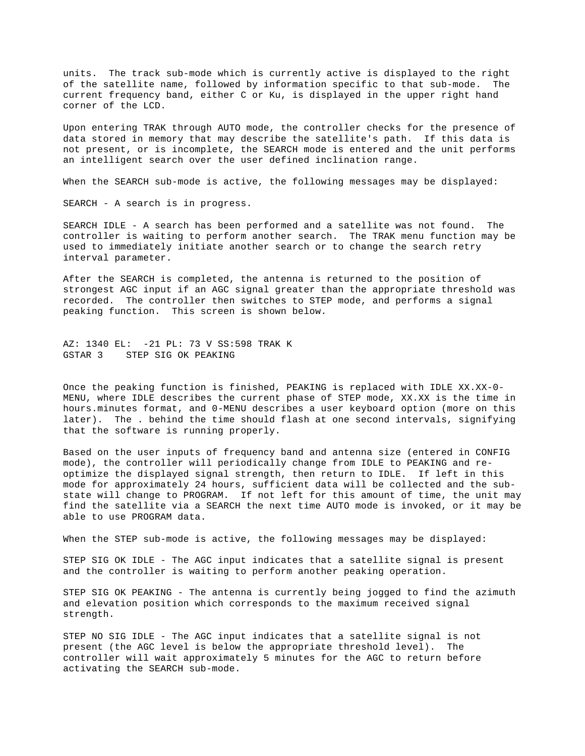units. The track sub-mode which is currently active is displayed to the right of the satellite name, followed by information specific to that sub-mode. The current frequency band, either C or Ku, is displayed in the upper right hand corner of the LCD.

Upon entering TRAK through AUTO mode, the controller checks for the presence of data stored in memory that may describe the satellite's path. If this data is not present, or is incomplete, the SEARCH mode is entered and the unit performs an intelligent search over the user defined inclination range.

When the SEARCH sub-mode is active, the following messages may be displayed:

SEARCH - A search is in progress.

SEARCH IDLE - A search has been performed and a satellite was not found. The controller is waiting to perform another search. The TRAK menu function may be used to immediately initiate another search or to change the search retry interval parameter.

After the SEARCH is completed, the antenna is returned to the position of strongest AGC input if an AGC signal greater than the appropriate threshold was recorded. The controller then switches to STEP mode, and performs a signal peaking function. This screen is shown below.

```
AZ: 1340 EL:  -21 PL: 73 V SS:598 TRAK K
GSTAR 3    STEP SIG OK PEAKING
```

Once the peaking function is finished, PEAKING is replaced with IDLE XX.XX-0-MENU, where IDLE describes the current phase of STEP mode, XX.XX is the time in hours.minutes format, and 0-MENU describes a user keyboard option (more on this later). The . behind the time should flash at one second intervals, signifying that the software is running properly.

Based on the user inputs of frequency band and antenna size (entered in CONFIG mode), the controller will periodically change from IDLE to PEAKING and re-optimize the displayed signal strength, then return to IDLE. If left in this mode for approximately 24 hours, sufficient data will be collected and the sub-state will change to PROGRAM. If not left for this amount of time, the unit may find the satellite via a SEARCH the next time AUTO mode is invoked, or it may be able to use PROGRAM data.

When the STEP sub-mode is active, the following messages may be displayed:

STEP SIG OK IDLE - The AGC input indicates that a satellite signal is present and the controller is waiting to perform another peaking operation.

STEP SIG OK PEAKING - The antenna is currently being jogged to find the azimuth and elevation position which corresponds to the maximum received signal strength.

STEP NO SIG IDLE - The AGC input indicates that a satellite signal is not present (the AGC level is below the appropriate threshold level). The controller will wait approximately 5 minutes for the AGC to return before activating the SEARCH sub-mode.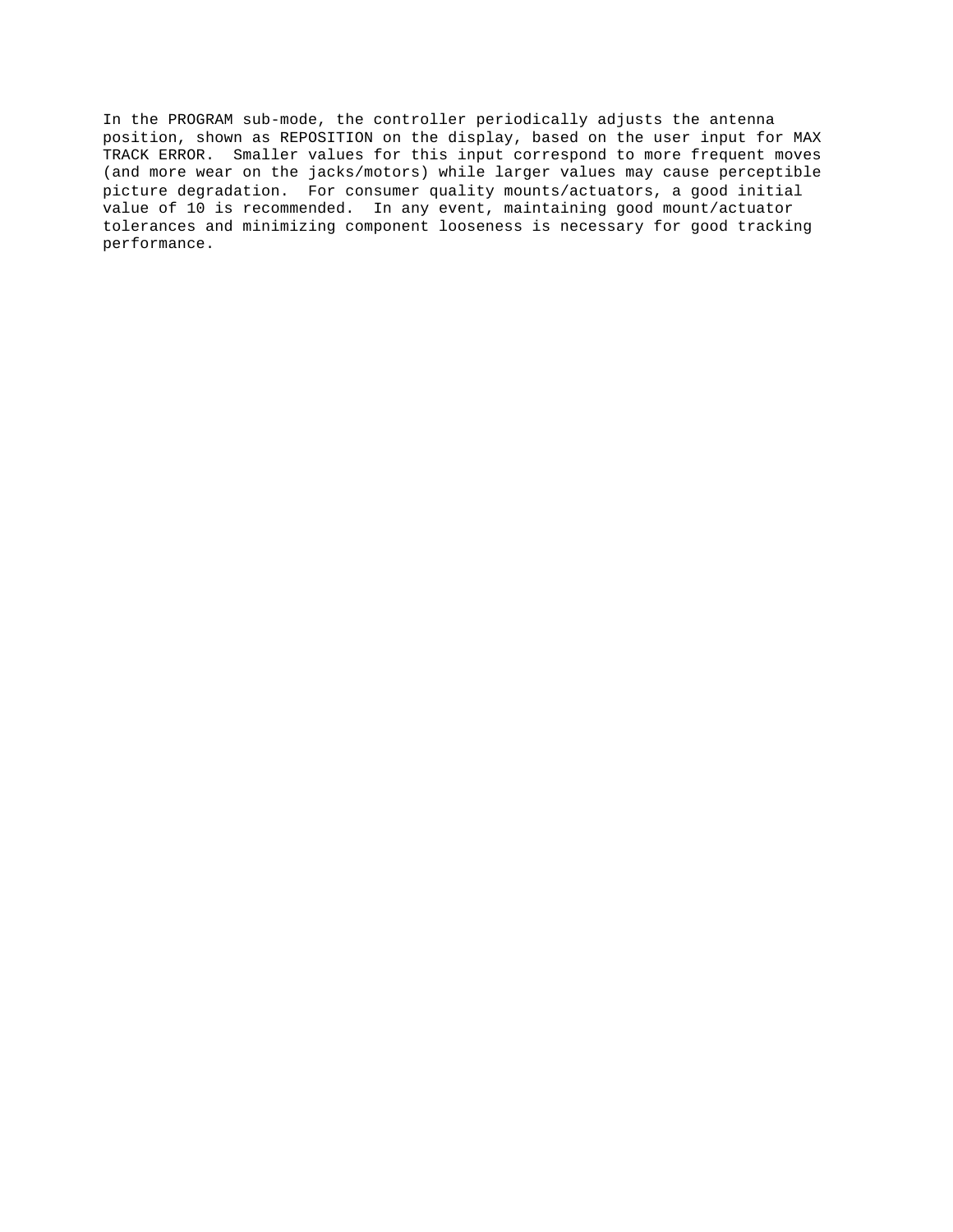In the PROGRAM sub-mode, the controller periodically adjusts the antenna position, shown as REPOSITION on the display, based on the user input for MAX TRACK ERROR. Smaller values for this input correspond to more frequent moves (and more wear on the jacks/motors) while larger values may cause perceptible picture degradation. For consumer quality mounts/actuators, a good initial value of 10 is recommended. In any event, maintaining good mount/actuator tolerances and minimizing component looseness is necessary for good tracking performance.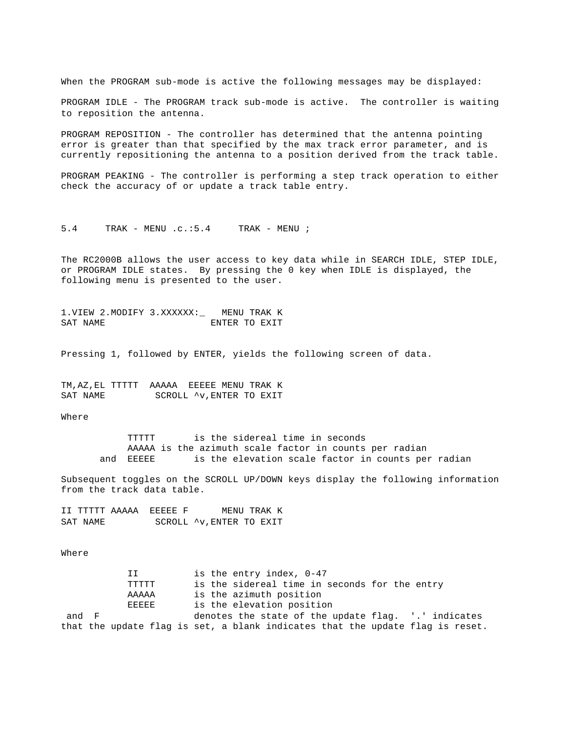When the PROGRAM sub-mode is active the following messages may be displayed:

PROGRAM IDLE - The PROGRAM track sub-mode is active. The controller is waiting to reposition the antenna.

PROGRAM REPOSITION - The controller has determined that the antenna pointing error is greater than that specified by the max track error parameter, and is currently repositioning the antenna to a position derived from the track table.

PROGRAM PEAKING - The controller is performing a step track operation to either check the accuracy of or update a track table entry.

## 5.4 TRAK - MENU .c.:5.4 TRAK - MENU ;

The RC2000B allows the user access to key data while in SEARCH IDLE, STEP IDLE, or PROGRAM IDLE states. By pressing the 0 key when IDLE is displayed, the following menu is presented to the user.

```
1.VIEW 2.MODIFY 3.XXXXXX:_   MENU TRAK K
SAT NAME                    ENTER TO EXIT
```

Pressing 1, followed by ENTER, yields the following screen of data.

```
TM,AZ,EL TTTTT  AAAAA  EEEEE MENU TRAK K
SAT NAME         SCROLL ^v,ENTER TO EXIT
```

Where

- TTTTT is the sidereal time in seconds
- AAAAA is the azimuth scale factor in counts per radian
- and EEEEE is the elevation scale factor in counts per radian

Subsequent toggles on the SCROLL UP/DOWN keys display the following information from the track data table.

```
II TTTTT AAAAA  EEEEE F      MENU TRAK K
SAT NAME         SCROLL ^v,ENTER TO EXIT
```

Where

- II is the entry index, 0-47
- TTTTT is the sidereal time in seconds for the entry
- AAAAA is the azimuth position
- EEEEE is the elevation position
- and F denotes the state of the update flag. '.' indicates that the update flag is set, a blank indicates that the update flag is reset.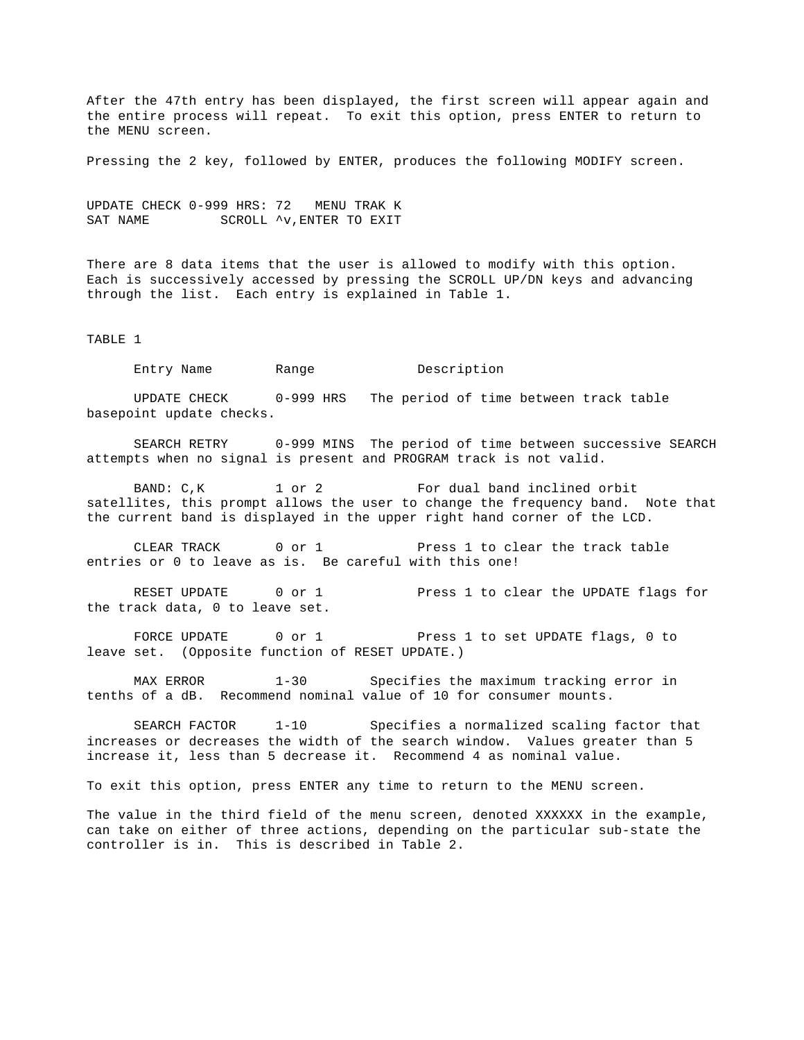After the 47th entry has been displayed, the first screen will appear again and the entire process will repeat. To exit this option, press ENTER to return to the MENU screen.

Pressing the 2 key, followed by ENTER, produces the following MODIFY screen.

```
UPDATE CHECK 0-999 HRS: 72   MENU TRAK K
SAT NAME         SCROLL ^v,ENTER TO EXIT
```

There are 8 data items that the user is allowed to modify with this option. Each is successively accessed by pressing the SCROLL UP/DN keys and advancing through the list. Each entry is explained in Table 1.

TABLE 1

| Entry Name | Range | Description |
|---|---|---|
| UPDATE CHECK | 0-999 HRS | The period of time between track table basepoint update checks. |
| SEARCH RETRY | 0-999 MINS | The period of time between successive SEARCH attempts when no signal is present and PROGRAM track is not valid. |
| BAND: C,K | 1 or 2 | For dual band inclined orbit satellites, this prompt allows the user to change the frequency band. Note that the current band is displayed in the upper right hand corner of the LCD. |
| CLEAR TRACK | 0 or 1 | Press 1 to clear the track table entries or 0 to leave as is. Be careful with this one! |
| RESET UPDATE | 0 or 1 | Press 1 to clear the UPDATE flags for the track data, 0 to leave set. |
| FORCE UPDATE | 0 or 1 | Press 1 to set UPDATE flags, 0 to leave set. (Opposite function of RESET UPDATE.) |
| MAX ERROR | 1-30 | Specifies the maximum tracking error in tenths of a dB. Recommend nominal value of 10 for consumer mounts. |
| SEARCH FACTOR | 1-10 | Specifies a normalized scaling factor that increases or decreases the width of the search window. Values greater than 5 increase it, less than 5 decrease it. Recommend 4 as nominal value. |

To exit this option, press ENTER any time to return to the MENU screen.

The value in the third field of the menu screen, denoted XXXXXX in the example, can take on either of three actions, depending on the particular sub-state the controller is in. This is described in Table 2.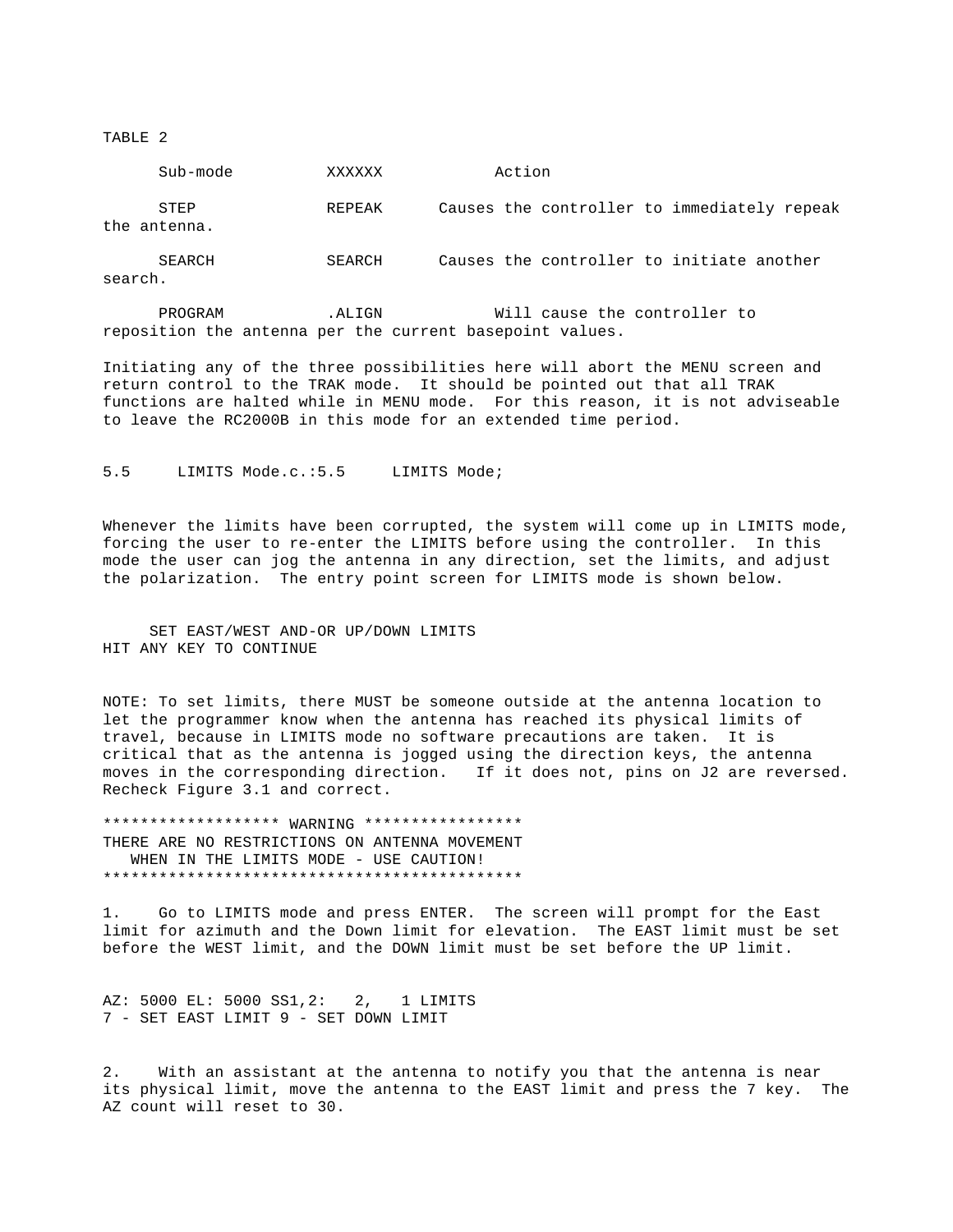TABLE 2

| Sub-mode | XXXXXX | Action |
|---|---|---|
| STEP | REPEAK | Causes the controller to immediately repeak the antenna. |
| SEARCH | SEARCH | Causes the controller to initiate another search. |
| PROGRAM | .ALIGN | Will cause the controller to reposition the antenna per the current basepoint values. |

Initiating any of the three possibilities here will abort the MENU screen and return control to the TRAK mode. It should be pointed out that all TRAK functions are halted while in MENU mode. For this reason, it is not adviseable to leave the RC2000B in this mode for an extended time period.

## 5.5 LIMITS Mode.c.:5.5 LIMITS Mode;

Whenever the limits have been corrupted, the system will come up in LIMITS mode, forcing the user to re-enter the LIMITS before using the controller. In this mode the user can jog the antenna in any direction, set the limits, and adjust the polarization. The entry point screen for LIMITS mode is shown below.

```
     SET EAST/WEST AND-OR UP/DOWN LIMITS
HIT ANY KEY TO CONTINUE
```

NOTE: To set limits, there MUST be someone outside at the antenna location to let the programmer know when the antenna has reached its physical limits of travel, because in LIMITS mode no software precautions are taken. It is critical that as the antenna is jogged using the direction keys, the antenna moves in the corresponding direction. If it does not, pins on J2 are reversed. Recheck Figure 3.1 and correct.

```
******************* WARNING *****************
THERE ARE NO RESTRICTIONS ON ANTENNA MOVEMENT
   WHEN IN THE LIMITS MODE - USE CAUTION!
*********************************************
```

1. Go to LIMITS mode and press ENTER. The screen will prompt for the East limit for azimuth and the Down limit for elevation. The EAST limit must be set before the WEST limit, and the DOWN limit must be set before the UP limit.

```
AZ: 5000 EL: 5000 SS1,2:   2,   1 LIMITS
7 - SET EAST LIMIT 9 - SET DOWN LIMIT
```

2. With an assistant at the antenna to notify you that the antenna is near its physical limit, move the antenna to the EAST limit and press the 7 key. The AZ count will reset to 30.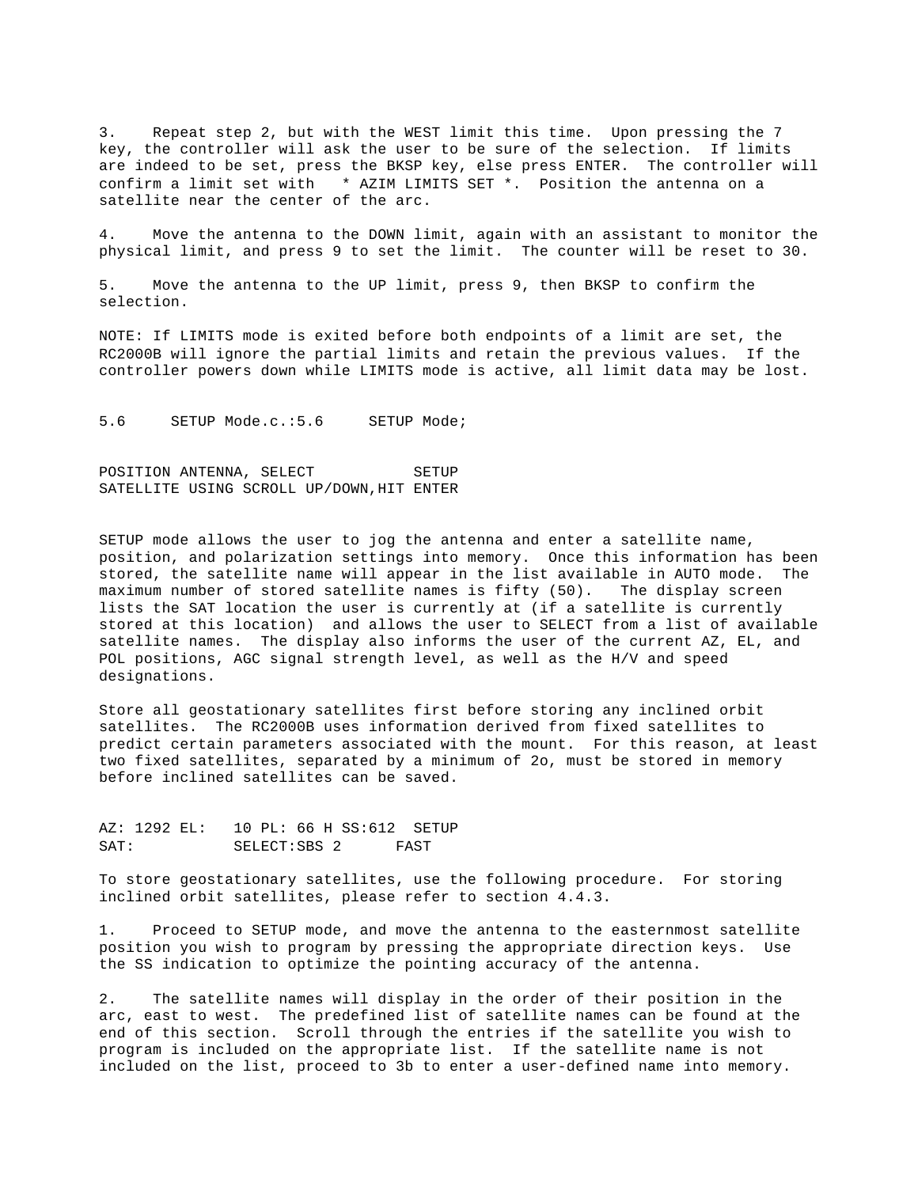3. Repeat step 2, but with the WEST limit this time. Upon pressing the 7 key, the controller will ask the user to be sure of the selection. If limits are indeed to be set, press the BKSP key, else press ENTER. The controller will confirm a limit set with * AZIM LIMITS SET *. Position the antenna on a satellite near the center of the arc.

4. Move the antenna to the DOWN limit, again with an assistant to monitor the physical limit, and press 9 to set the limit. The counter will be reset to 30.

5. Move the antenna to the UP limit, press 9, then BKSP to confirm the selection.

NOTE: If LIMITS mode is exited before both endpoints of a limit are set, the RC2000B will ignore the partial limits and retain the previous values. If the controller powers down while LIMITS mode is active, all limit data may be lost.

## 5.6 SETUP Mode.c.:5.6 SETUP Mode;

```
POSITION ANTENNA, SELECT           SETUP
SATELLITE USING SCROLL UP/DOWN,HIT ENTER
```

SETUP mode allows the user to jog the antenna and enter a satellite name, position, and polarization settings into memory. Once this information has been stored, the satellite name will appear in the list available in AUTO mode. The maximum number of stored satellite names is fifty (50). The display screen lists the SAT location the user is currently at (if a satellite is currently stored at this location) and allows the user to SELECT from a list of available satellite names. The display also informs the user of the current AZ, EL, and POL positions, AGC signal strength level, as well as the H/V and speed designations.

Store all geostationary satellites first before storing any inclined orbit satellites. The RC2000B uses information derived from fixed satellites to predict certain parameters associated with the mount. For this reason, at least two fixed satellites, separated by a minimum of 2o, must be stored in memory before inclined satellites can be saved.

```
AZ: 1292 EL:   10 PL: 66 H SS:612  SETUP
SAT:           SELECT:SBS 2      FAST
```

To store geostationary satellites, use the following procedure. For storing inclined orbit satellites, please refer to section 4.4.3.

1. Proceed to SETUP mode, and move the antenna to the easternmost satellite position you wish to program by pressing the appropriate direction keys. Use the SS indication to optimize the pointing accuracy of the antenna.

2. The satellite names will display in the order of their position in the arc, east to west. The predefined list of satellite names can be found at the end of this section. Scroll through the entries if the satellite you wish to program is included on the appropriate list. If the satellite name is not included on the list, proceed to 3b to enter a user-defined name into memory.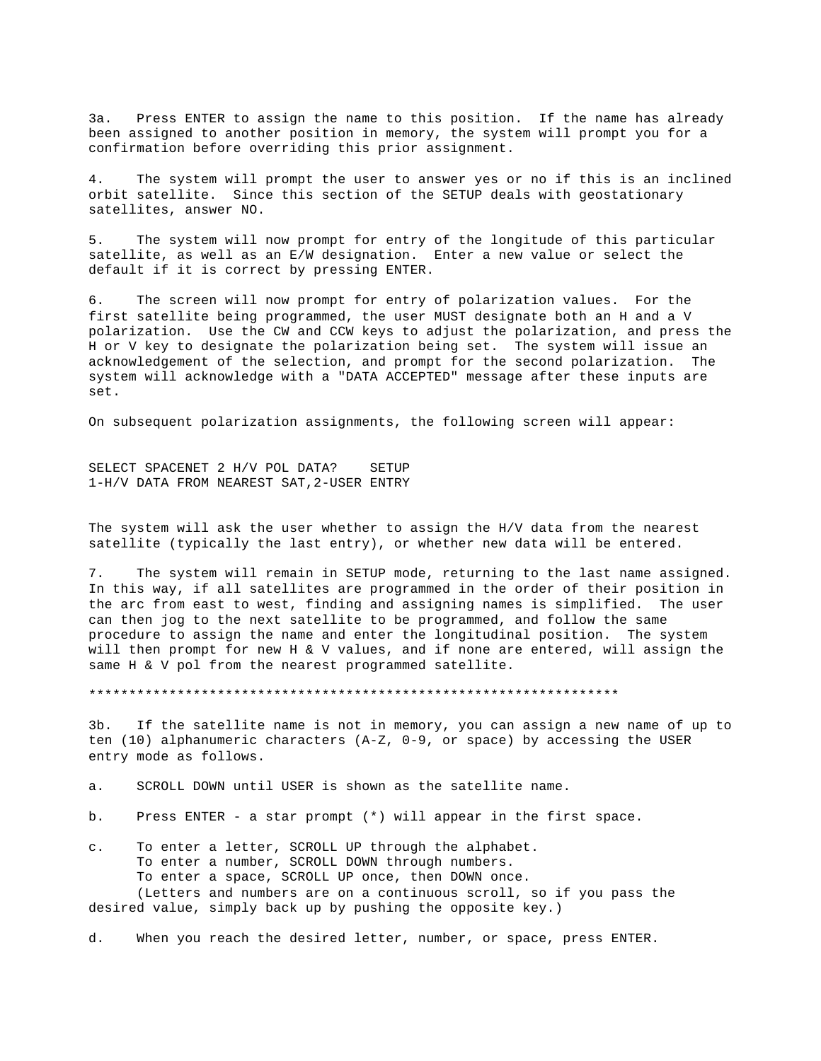3a. Press ENTER to assign the name to this position. If the name has already been assigned to another position in memory, the system will prompt you for a confirmation before overriding this prior assignment.

4. The system will prompt the user to answer yes or no if this is an inclined orbit satellite. Since this section of the SETUP deals with geostationary satellites, answer NO.

5. The system will now prompt for entry of the longitude of this particular satellite, as well as an E/W designation. Enter a new value or select the default if it is correct by pressing ENTER.

6. The screen will now prompt for entry of polarization values. For the first satellite being programmed, the user MUST designate both an H and a V polarization. Use the CW and CCW keys to adjust the polarization, and press the H or V key to designate the polarization being set. The system will issue an acknowledgement of the selection, and prompt for the second polarization. The system will acknowledge with a "DATA ACCEPTED" message after these inputs are set.

On subsequent polarization assignments, the following screen will appear:

```
SELECT SPACENET 2 H/V POL DATA?    SETUP
1-H/V DATA FROM NEAREST SAT,2-USER ENTRY
```

The system will ask the user whether to assign the H/V data from the nearest satellite (typically the last entry), or whether new data will be entered.

7. The system will remain in SETUP mode, returning to the last name assigned. In this way, if all satellites are programmed in the order of their position in the arc from east to west, finding and assigning names is simplified. The user can then jog to the next satellite to be programmed, and follow the same procedure to assign the name and enter the longitudinal position. The system will then prompt for new H & V values, and if none are entered, will assign the same H & V pol from the nearest programmed satellite.

*******************************************************************

3b. If the satellite name is not in memory, you can assign a new name of up to ten (10) alphanumeric characters (A-Z, 0-9, or space) by accessing the USER entry mode as follows.

a. SCROLL DOWN until USER is shown as the satellite name.

b. Press ENTER - a star prompt (*) will appear in the first space.

c. To enter a letter, SCROLL UP through the alphabet.
To enter a number, SCROLL DOWN through numbers.
To enter a space, SCROLL UP once, then DOWN once.
(Letters and numbers are on a continuous scroll, so if you pass the desired value, simply back up by pushing the opposite key.)

d. When you reach the desired letter, number, or space, press ENTER.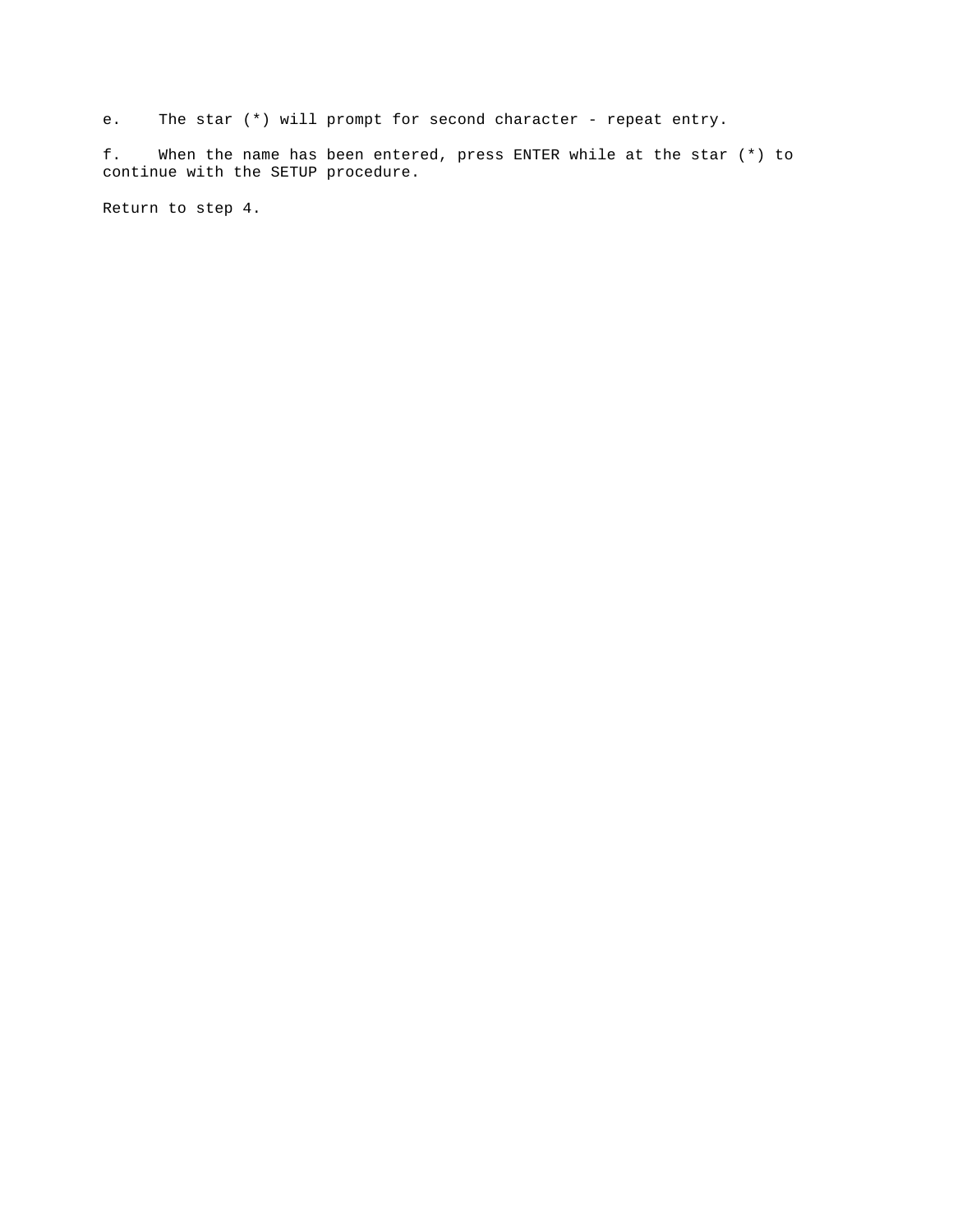e. The star (*) will prompt for second character - repeat entry.

f. When the name has been entered, press ENTER while at the star (*) to continue with the SETUP procedure.

Return to step 4.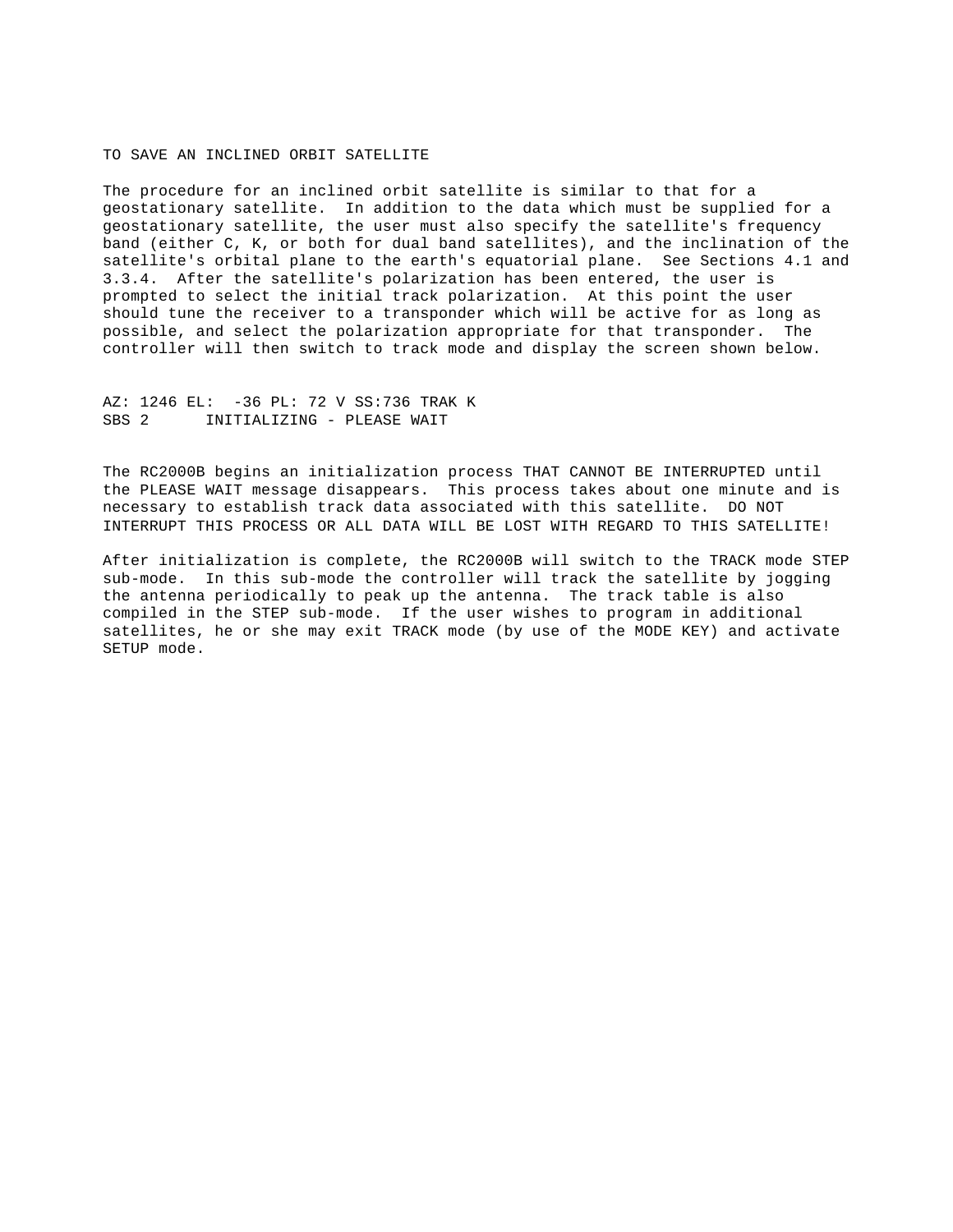### TO SAVE AN INCLINED ORBIT SATELLITE

The procedure for an inclined orbit satellite is similar to that for a geostationary satellite. In addition to the data which must be supplied for a geostationary satellite, the user must also specify the satellite's frequency band (either C, K, or both for dual band satellites), and the inclination of the satellite's orbital plane to the earth's equatorial plane. See Sections 4.1 and 3.3.4. After the satellite's polarization has been entered, the user is prompted to select the initial track polarization. At this point the user should tune the receiver to a transponder which will be active for as long as possible, and select the polarization appropriate for that transponder. The controller will then switch to track mode and display the screen shown below.

```
AZ: 1246 EL:  -36 PL: 72 V SS:736 TRAK K
SBS 2      INITIALIZING - PLEASE WAIT
```

The RC2000B begins an initialization process THAT CANNOT BE INTERRUPTED until the PLEASE WAIT message disappears. This process takes about one minute and is necessary to establish track data associated with this satellite. DO NOT INTERRUPT THIS PROCESS OR ALL DATA WILL BE LOST WITH REGARD TO THIS SATELLITE!

After initialization is complete, the RC2000B will switch to the TRACK mode STEP sub-mode. In this sub-mode the controller will track the satellite by jogging the antenna periodically to peak up the antenna. The track table is also compiled in the STEP sub-mode. If the user wishes to program in additional satellites, he or she may exit TRACK mode (by use of the MODE KEY) and activate SETUP mode.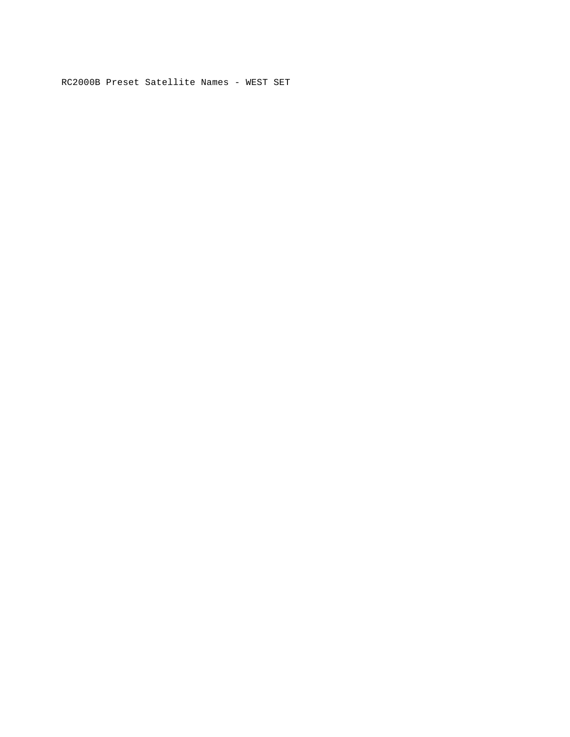RC2000B Preset Satellite Names - WEST SET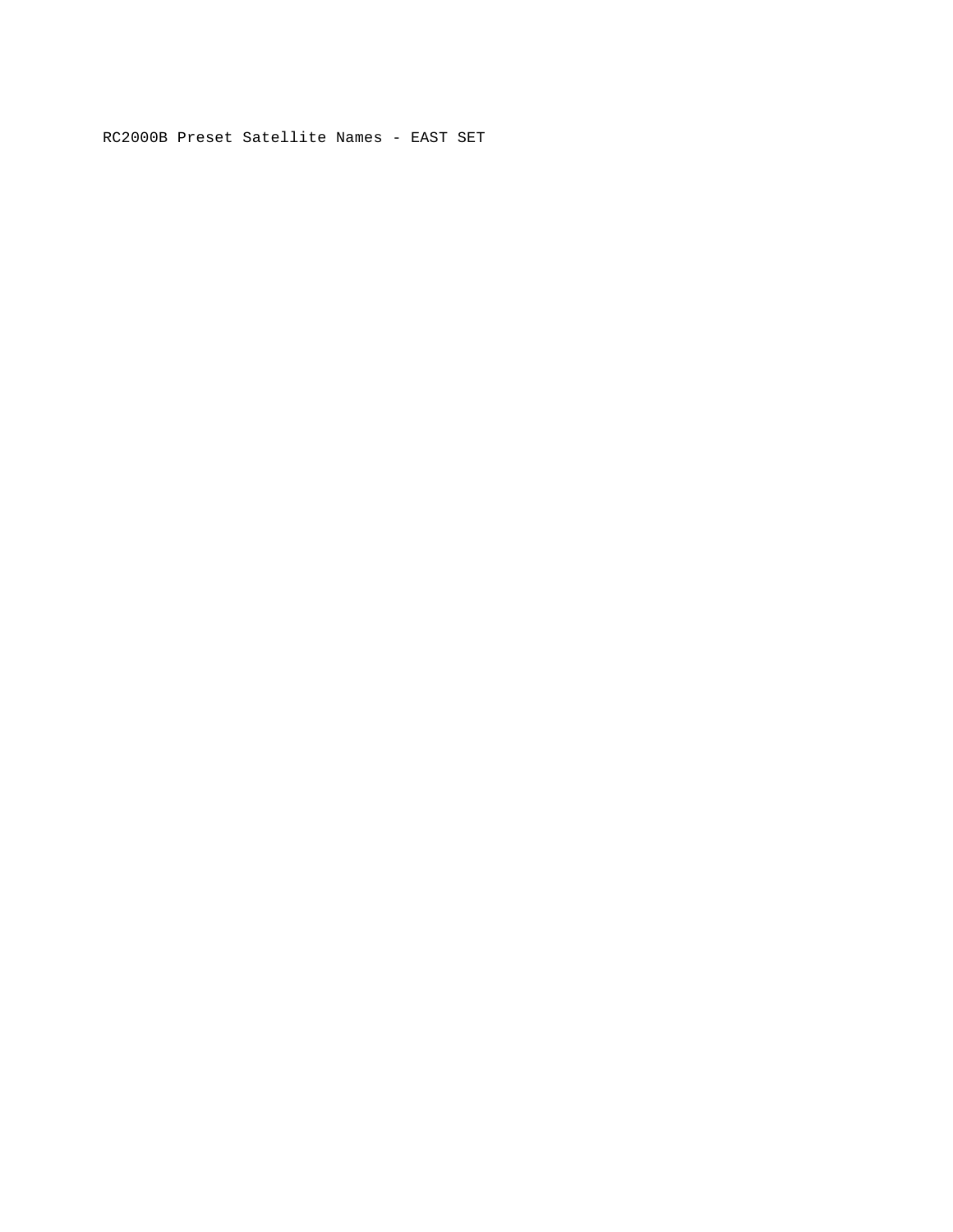RC2000B Preset Satellite Names - EAST SET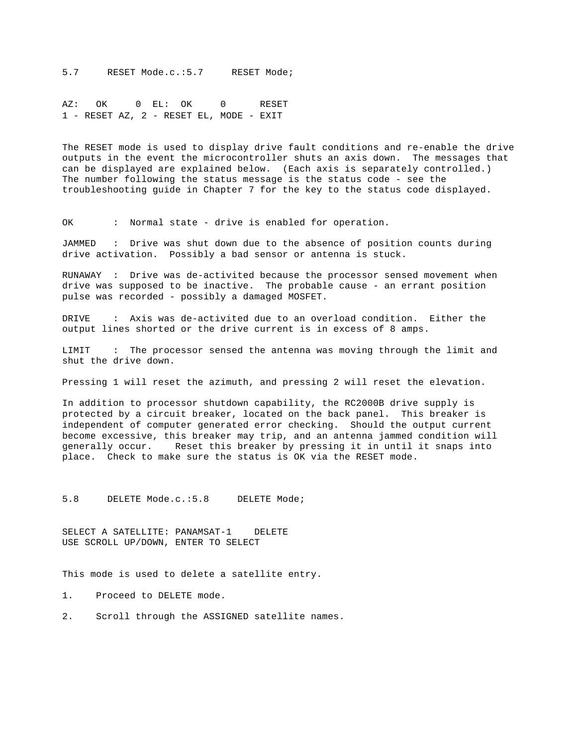## 5.7 RESET Mode.c.:5.7 RESET Mode;

```
AZ:   OK     0  EL:  OK     0      RESET
1 - RESET AZ, 2 - RESET EL, MODE - EXIT
```

The RESET mode is used to display drive fault conditions and re-enable the drive outputs in the event the microcontroller shuts an axis down. The messages that can be displayed are explained below. (Each axis is separately controlled.) The number following the status message is the status code - see the troubleshooting guide in Chapter 7 for the key to the status code displayed.

OK : Normal state - drive is enabled for operation.

JAMMED : Drive was shut down due to the absence of position counts during drive activation. Possibly a bad sensor or antenna is stuck.

RUNAWAY : Drive was de-activited because the processor sensed movement when drive was supposed to be inactive. The probable cause - an errant position pulse was recorded - possibly a damaged MOSFET.

DRIVE : Axis was de-activited due to an overload condition. Either the output lines shorted or the drive current is in excess of 8 amps.

LIMIT : The processor sensed the antenna was moving through the limit and shut the drive down.

Pressing 1 will reset the azimuth, and pressing 2 will reset the elevation.

In addition to processor shutdown capability, the RC2000B drive supply is protected by a circuit breaker, located on the back panel. This breaker is independent of computer generated error checking. Should the output current become excessive, this breaker may trip, and an antenna jammed condition will generally occur. Reset this breaker by pressing it in until it snaps into place. Check to make sure the status is OK via the RESET mode.

## 5.8 DELETE Mode.c.:5.8 DELETE Mode;

```
SELECT A SATELLITE: PANAMSAT-1    DELETE
USE SCROLL UP/DOWN, ENTER TO SELECT
```

This mode is used to delete a satellite entry.

1. Proceed to DELETE mode.

2. Scroll through the ASSIGNED satellite names.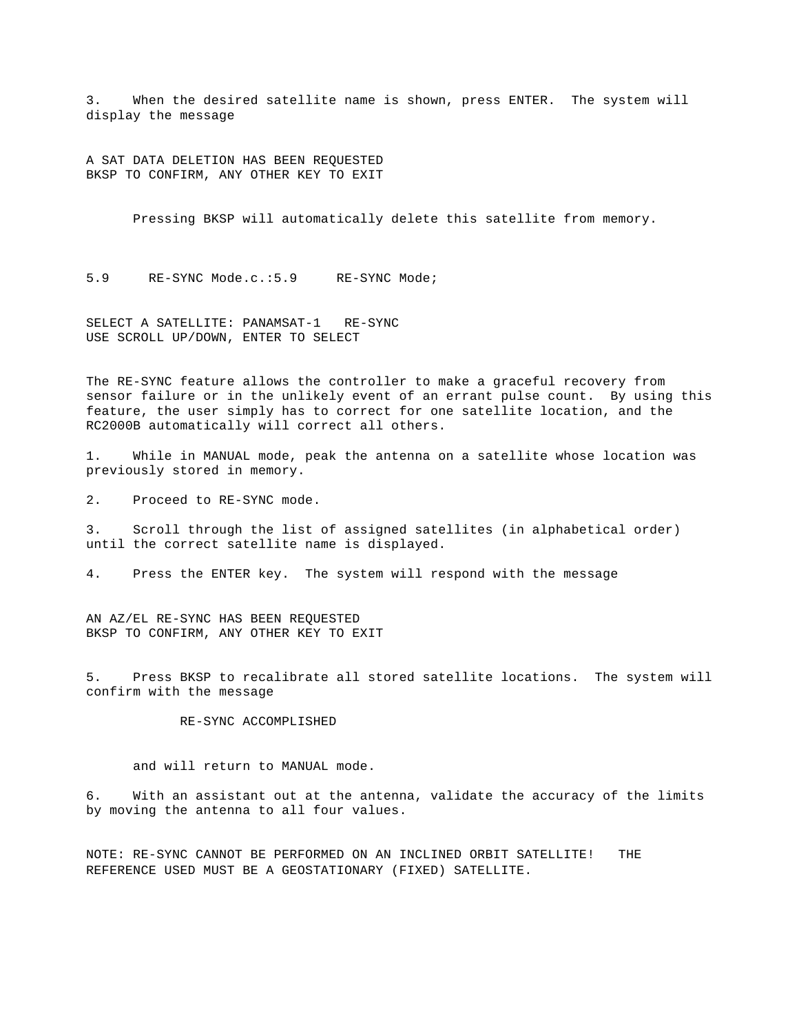3. When the desired satellite name is shown, press ENTER. The system will display the message

```
A SAT DATA DELETION HAS BEEN REQUESTED
BKSP TO CONFIRM, ANY OTHER KEY TO EXIT
```

Pressing BKSP will automatically delete this satellite from memory.

## 5.9 RE-SYNC Mode.c.:5.9 RE-SYNC Mode;

```
SELECT A SATELLITE: PANAMSAT-1   RE-SYNC
USE SCROLL UP/DOWN, ENTER TO SELECT
```

The RE-SYNC feature allows the controller to make a graceful recovery from sensor failure or in the unlikely event of an errant pulse count. By using this feature, the user simply has to correct for one satellite location, and the RC2000B automatically will correct all others.

1. While in MANUAL mode, peak the antenna on a satellite whose location was previously stored in memory.

2. Proceed to RE-SYNC mode.

3. Scroll through the list of assigned satellites (in alphabetical order) until the correct satellite name is displayed.

4. Press the ENTER key. The system will respond with the message

```
AN AZ/EL RE-SYNC HAS BEEN REQUESTED
BKSP TO CONFIRM, ANY OTHER KEY TO EXIT
```

5. Press BKSP to recalibrate all stored satellite locations. The system will confirm with the message

```
RE-SYNC ACCOMPLISHED
```

and will return to MANUAL mode.

6. With an assistant out at the antenna, validate the accuracy of the limits by moving the antenna to all four values.

NOTE: RE-SYNC CANNOT BE PERFORMED ON AN INCLINED ORBIT SATELLITE! THE REFERENCE USED MUST BE A GEOSTATIONARY (FIXED) SATELLITE.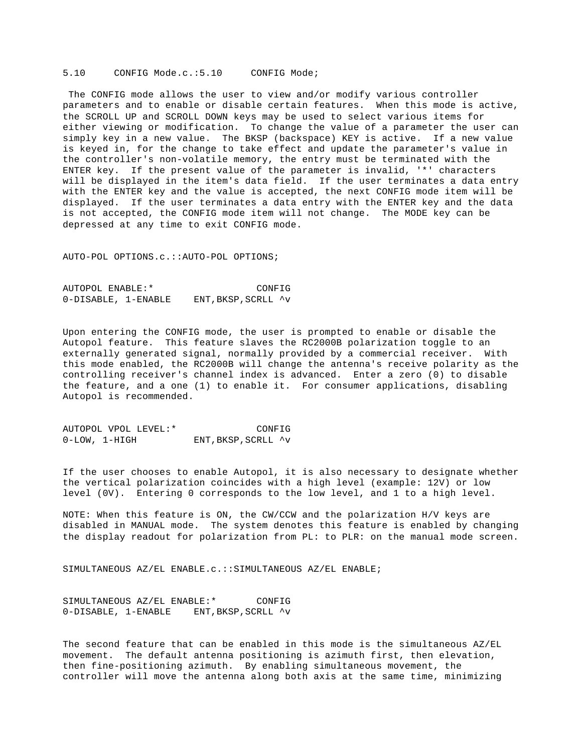5.10 CONFIG Mode.c.:5.10 CONFIG Mode;

The CONFIG mode allows the user to view and/or modify various controller parameters and to enable or disable certain features. When this mode is active, the SCROLL UP and SCROLL DOWN keys may be used to select various items for either viewing or modification. To change the value of a parameter the user can simply key in a new value. The BKSP (backspace) KEY is active. If a new value is keyed in, for the change to take effect and update the parameter's value in the controller's non-volatile memory, the entry must be terminated with the ENTER key. If the present value of the parameter is invalid, '*' characters will be displayed in the item's data field. If the user terminates a data entry with the ENTER key and the value is accepted, the next CONFIG mode item will be displayed. If the user terminates a data entry with the ENTER key and the data is not accepted, the CONFIG mode item will not change. The MODE key can be depressed at any time to exit CONFIG mode.

AUTO-POL OPTIONS.c.::AUTO-POL OPTIONS;

```
AUTOPOL ENABLE:*                 CONFIG
0-DISABLE, 1-ENABLE    ENT,BKSP,SCRLL ^v
```

Upon entering the CONFIG mode, the user is prompted to enable or disable the Autopol feature. This feature slaves the RC2000B polarization toggle to an externally generated signal, normally provided by a commercial receiver. With this mode enabled, the RC2000B will change the antenna's receive polarity as the controlling receiver's channel index is advanced. Enter a zero (0) to disable the feature, and a one (1) to enable it. For consumer applications, disabling Autopol is recommended.

```
AUTOPOL VPOL LEVEL:*             CONFIG
0-LOW, 1-HIGH          ENT,BKSP,SCRLL ^v
```

If the user chooses to enable Autopol, it is also necessary to designate whether the vertical polarization coincides with a high level (example: 12V) or low level (0V). Entering 0 corresponds to the low level, and 1 to a high level.

NOTE: When this feature is ON, the CW/CCW and the polarization H/V keys are disabled in MANUAL mode. The system denotes this feature is enabled by changing the display readout for polarization from PL: to PLR: on the manual mode screen.

SIMULTANEOUS AZ/EL ENABLE.c.::SIMULTANEOUS AZ/EL ENABLE;

```
SIMULTANEOUS AZ/EL ENABLE:*      CONFIG
0-DISABLE, 1-ENABLE    ENT,BKSP,SCRLL ^v
```

The second feature that can be enabled in this mode is the simultaneous AZ/EL movement. The default antenna positioning is azimuth first, then elevation, then fine-positioning azimuth. By enabling simultaneous movement, the controller will move the antenna along both axis at the same time, minimizing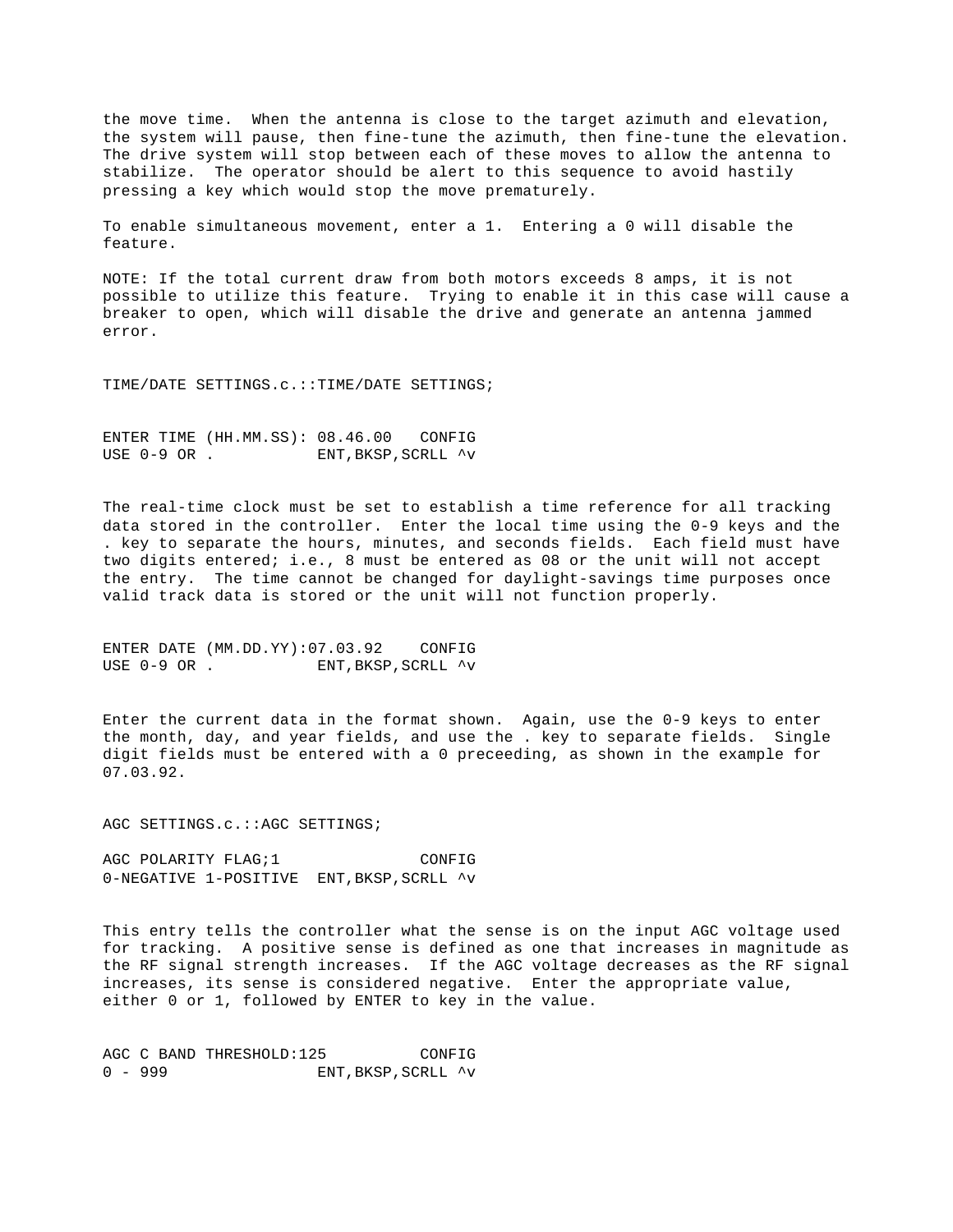the move time. When the antenna is close to the target azimuth and elevation, the system will pause, then fine-tune the azimuth, then fine-tune the elevation. The drive system will stop between each of these moves to allow the antenna to stabilize. The operator should be alert to this sequence to avoid hastily pressing a key which would stop the move prematurely.

To enable simultaneous movement, enter a 1. Entering a 0 will disable the feature.

NOTE: If the total current draw from both motors exceeds 8 amps, it is not possible to utilize this feature. Trying to enable it in this case will cause a breaker to open, which will disable the drive and generate an antenna jammed error.

TIME/DATE SETTINGS.c.::TIME/DATE SETTINGS;

```
ENTER TIME (HH.MM.SS): 08.46.00   CONFIG
USE 0-9 OR .           ENT,BKSP,SCRLL ^v
```

The real-time clock must be set to establish a time reference for all tracking data stored in the controller. Enter the local time using the 0-9 keys and the . key to separate the hours, minutes, and seconds fields. Each field must have two digits entered; i.e., 8 must be entered as 08 or the unit will not accept the entry. The time cannot be changed for daylight-savings time purposes once valid track data is stored or the unit will not function properly.

```
ENTER DATE (MM.DD.YY):07.03.92    CONFIG
USE 0-9 OR .           ENT,BKSP,SCRLL ^v
```

Enter the current data in the format shown. Again, use the 0-9 keys to enter the month, day, and year fields, and use the . key to separate fields. Single digit fields must be entered with a 0 preceeding, as shown in the example for 07.03.92.

AGC SETTINGS.c.::AGC SETTINGS;

```
AGC POLARITY FLAG;1               CONFIG
0-NEGATIVE 1-POSITIVE  ENT,BKSP,SCRLL ^v
```

This entry tells the controller what the sense is on the input AGC voltage used for tracking. A positive sense is defined as one that increases in magnitude as the RF signal strength increases. If the AGC voltage decreases as the RF signal increases, its sense is considered negative. Enter the appropriate value, either 0 or 1, followed by ENTER to key in the value.

```
AGC C BAND THRESHOLD:125          CONFIG
0 - 999                ENT,BKSP,SCRLL ^v
```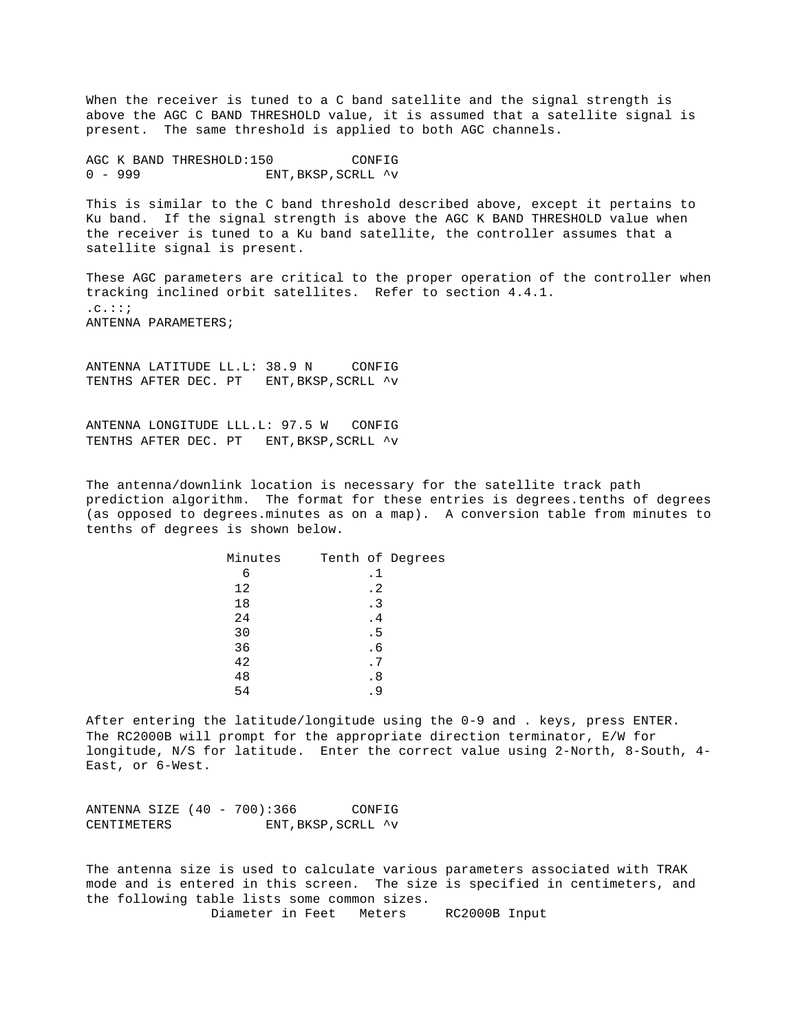When the receiver is tuned to a C band satellite and the signal strength is above the AGC C BAND THRESHOLD value, it is assumed that a satellite signal is present. The same threshold is applied to both AGC channels.

```
AGC K BAND THRESHOLD:150          CONFIG
0 - 999               ENT,BKSP,SCRLL ^v
```

This is similar to the C band threshold described above, except it pertains to Ku band. If the signal strength is above the AGC K BAND THRESHOLD value when the receiver is tuned to a Ku band satellite, the controller assumes that a satellite signal is present.

These AGC parameters are critical to the proper operation of the controller when tracking inclined orbit satellites. Refer to section 4.4.1.
.c.::;
ANTENNA PARAMETERS;

```
ANTENNA LATITUDE LL.L: 38.9 N     CONFIG
TENTHS AFTER DEC. PT   ENT,BKSP,SCRLL ^v
```

```
ANTENNA LONGITUDE LLL.L: 97.5 W   CONFIG
TENTHS AFTER DEC. PT   ENT,BKSP,SCRLL ^v
```

The antenna/downlink location is necessary for the satellite track path prediction algorithm. The format for these entries is degrees.tenths of degrees (as opposed to degrees.minutes as on a map). A conversion table from minutes to tenths of degrees is shown below.

| Minutes | Tenth of Degrees |
|---|---|
| 6 | .1 |
| 12 | .2 |
| 18 | .3 |
| 24 | .4 |
| 30 | .5 |
| 36 | .6 |
| 42 | .7 |
| 48 | .8 |
| 54 | .9 |

After entering the latitude/longitude using the 0-9 and . keys, press ENTER. The RC2000B will prompt for the appropriate direction terminator, E/W for longitude, N/S for latitude. Enter the correct value using 2-North, 8-South, 4-East, or 6-West.

```
ANTENNA SIZE (40 - 700):366       CONFIG
CENTIMETERS           ENT,BKSP,SCRLL ^v
```

The antenna size is used to calculate various parameters associated with TRAK mode and is entered in this screen. The size is specified in centimeters, and the following table lists some common sizes.

| Diameter in Feet | Meters | RC2000B Input |
|---|---|---|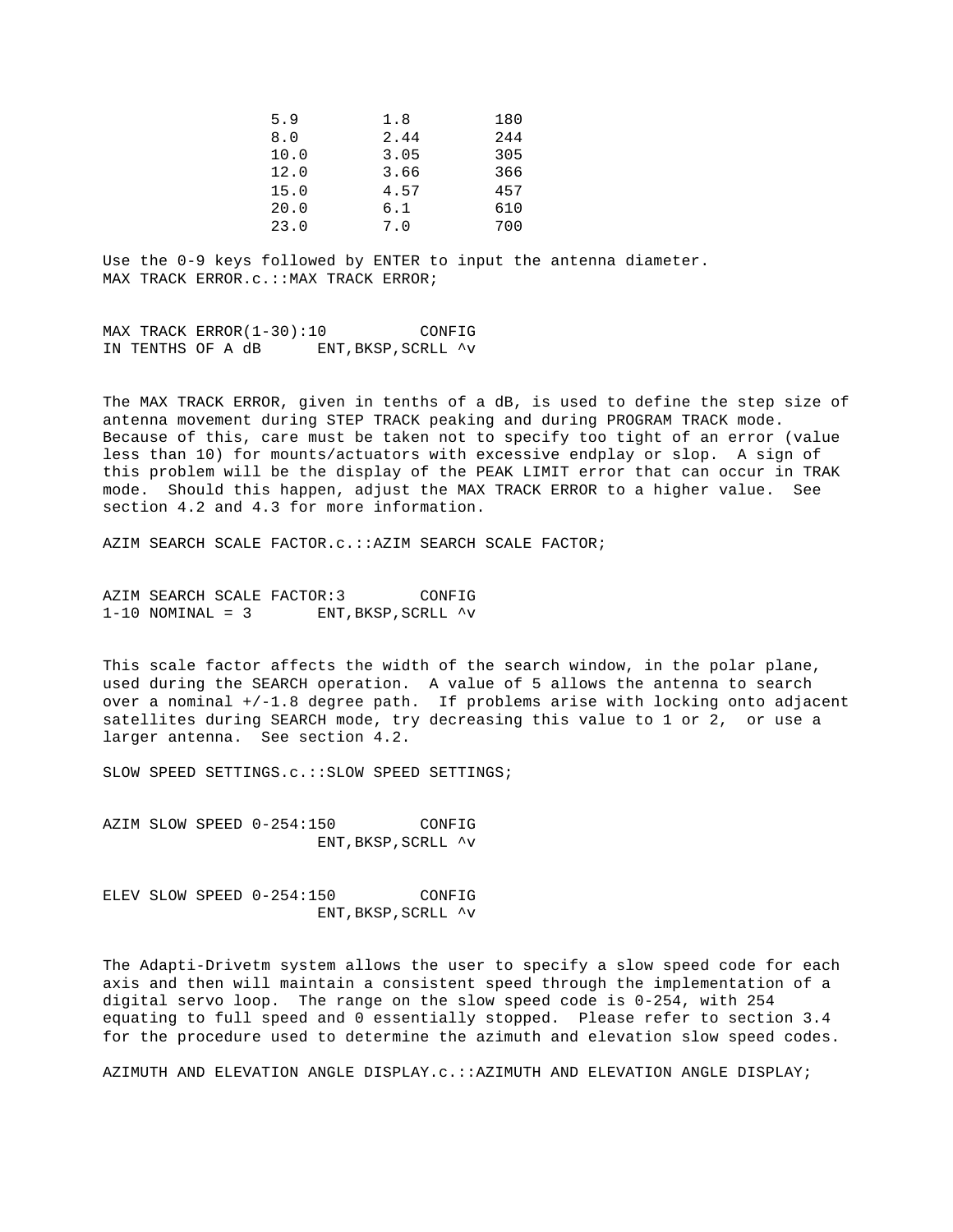| | | |
|---|---|---|
| 5.9 | 1.8 | 180 |
| 8.0 | 2.44 | 244 |
| 10.0 | 3.05 | 305 |
| 12.0 | 3.66 | 366 |
| 15.0 | 4.57 | 457 |
| 20.0 | 6.1 | 610 |
| 23.0 | 7.0 | 700 |

Use the 0-9 keys followed by ENTER to input the antenna diameter.
MAX TRACK ERROR.c.::MAX TRACK ERROR;

```
MAX TRACK ERROR(1-30):10          CONFIG
IN TENTHS OF A dB      ENT,BKSP,SCRLL ^v
```

The MAX TRACK ERROR, given in tenths of a dB, is used to define the step size of antenna movement during STEP TRACK peaking and during PROGRAM TRACK mode. Because of this, care must be taken not to specify too tight of an error (value less than 10) for mounts/actuators with excessive endplay or slop. A sign of this problem will be the display of the PEAK LIMIT error that can occur in TRAK mode. Should this happen, adjust the MAX TRACK ERROR to a higher value. See section 4.2 and 4.3 for more information.

AZIM SEARCH SCALE FACTOR.c.::AZIM SEARCH SCALE FACTOR;

```
AZIM SEARCH SCALE FACTOR:3        CONFIG
1-10 NOMINAL = 3       ENT,BKSP,SCRLL ^v
```

This scale factor affects the width of the search window, in the polar plane, used during the SEARCH operation. A value of 5 allows the antenna to search over a nominal +/-1.8 degree path. If problems arise with locking onto adjacent satellites during SEARCH mode, try decreasing this value to 1 or 2, or use a larger antenna. See section 4.2.

SLOW SPEED SETTINGS.c.::SLOW SPEED SETTINGS;

```
AZIM SLOW SPEED 0-254:150         CONFIG
                       ENT,BKSP,SCRLL ^v
```

```
ELEV SLOW SPEED 0-254:150         CONFIG
                       ENT,BKSP,SCRLL ^v
```

The Adapti-Drivetm system allows the user to specify a slow speed code for each axis and then will maintain a consistent speed through the implementation of a digital servo loop. The range on the slow speed code is 0-254, with 254 equating to full speed and 0 essentially stopped. Please refer to section 3.4 for the procedure used to determine the azimuth and elevation slow speed codes.

AZIMUTH AND ELEVATION ANGLE DISPLAY.c.::AZIMUTH AND ELEVATION ANGLE DISPLAY;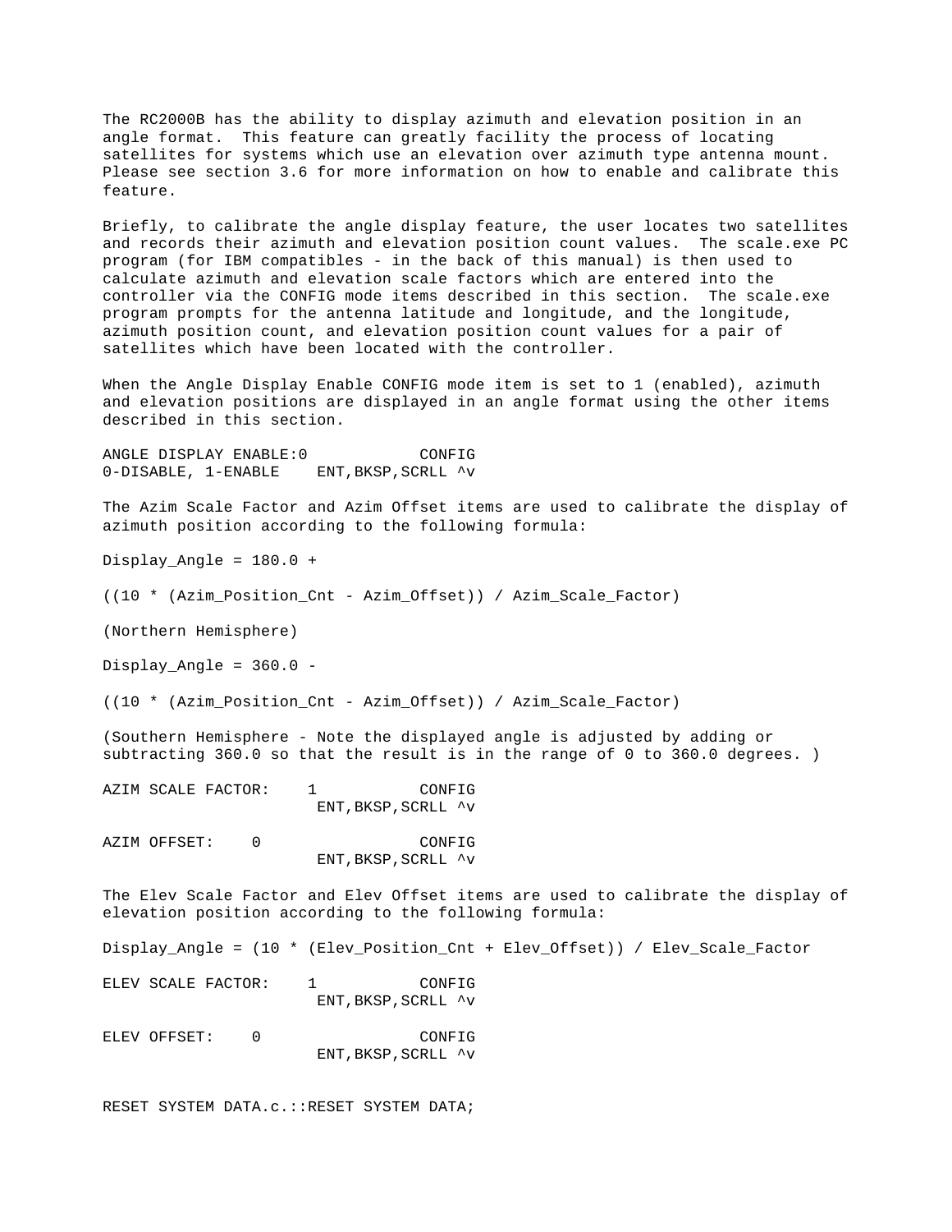The RC2000B has the ability to display azimuth and elevation position in an angle format. This feature can greatly facility the process of locating satellites for systems which use an elevation over azimuth type antenna mount. Please see section 3.6 for more information on how to enable and calibrate this feature.

Briefly, to calibrate the angle display feature, the user locates two satellites and records their azimuth and elevation position count values. The scale.exe PC program (for IBM compatibles - in the back of this manual) is then used to calculate azimuth and elevation scale factors which are entered into the controller via the CONFIG mode items described in this section. The scale.exe program prompts for the antenna latitude and longitude, and the longitude, azimuth position count, and elevation position count values for a pair of satellites which have been located with the controller.

When the Angle Display Enable CONFIG mode item is set to 1 (enabled), azimuth and elevation positions are displayed in an angle format using the other items described in this section.

```
ANGLE DISPLAY ENABLE:0           CONFIG
0-DISABLE, 1-ENABLE    ENT,BKSP,SCRLL ^v
```

The Azim Scale Factor and Azim Offset items are used to calibrate the display of azimuth position according to the following formula:

Display_Angle = 180.0 +

((10 * (Azim_Position_Cnt - Azim_Offset)) / Azim_Scale_Factor)

(Northern Hemisphere)

Display_Angle = 360.0 -

((10 * (Azim_Position_Cnt - Azim_Offset)) / Azim_Scale_Factor)

(Southern Hemisphere - Note the displayed angle is adjusted by adding or subtracting 360.0 so that the result is in the range of 0 to 360.0 degrees. )

```
AZIM SCALE FACTOR:    1          CONFIG
                       ENT,BKSP,SCRLL ^v
```

```
AZIM OFFSET:    0                CONFIG
                       ENT,BKSP,SCRLL ^v
```

The Elev Scale Factor and Elev Offset items are used to calibrate the display of elevation position according to the following formula:

Display_Angle = (10 * (Elev_Position_Cnt + Elev_Offset)) / Elev_Scale_Factor

```
ELEV SCALE FACTOR:    1          CONFIG
                       ENT,BKSP,SCRLL ^v
```

```
ELEV OFFSET:    0                CONFIG
                       ENT,BKSP,SCRLL ^v
```

RESET SYSTEM DATA.c.::RESET SYSTEM DATA;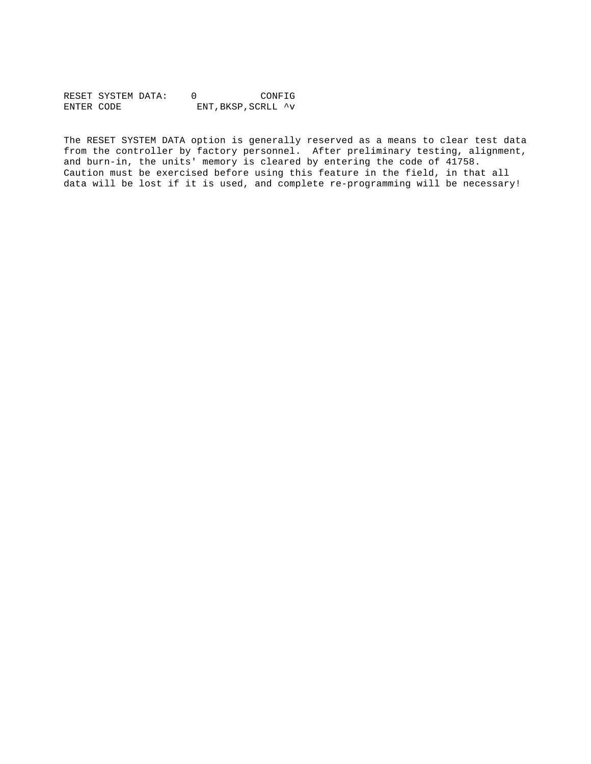```
RESET SYSTEM DATA:    0          CONFIG
ENTER CODE             ENT,BKSP,SCRLL ^v
```

The RESET SYSTEM DATA option is generally reserved as a means to clear test data from the controller by factory personnel. After preliminary testing, alignment, and burn-in, the units' memory is cleared by entering the code of 41758. Caution must be exercised before using this feature in the field, in that all data will be lost if it is used, and complete re-programming will be necessary!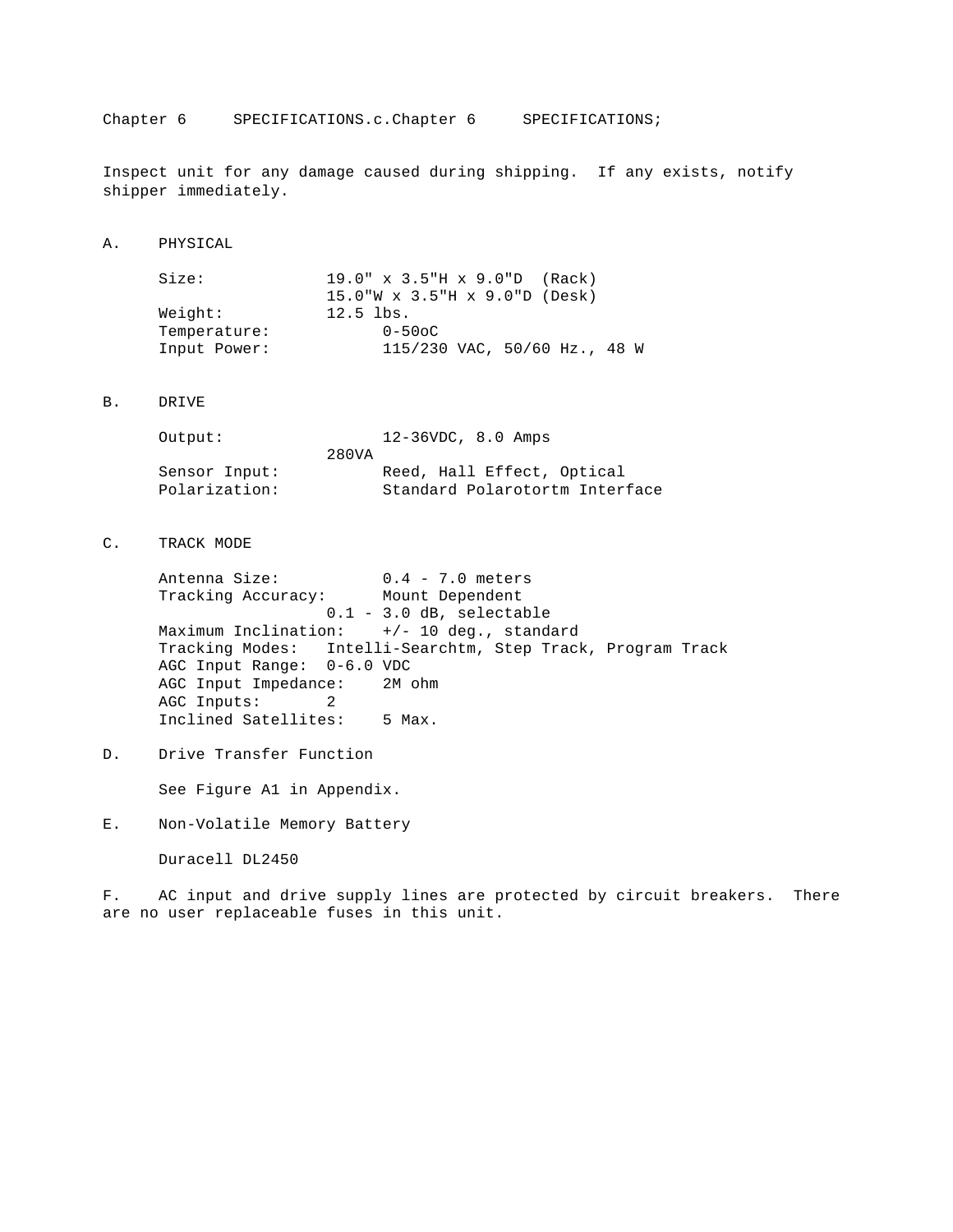# Chapter 6 SPECIFICATIONS.c.Chapter 6 SPECIFICATIONS;

Inspect unit for any damage caused during shipping. If any exists, notify shipper immediately.

## A. PHYSICAL

Size: 19.0" x 3.5"H x 9.0"D (Rack)
15.0"W x 3.5"H x 9.0"D (Desk)
Weight: 12.5 lbs.
Temperature: 0-50oC
Input Power: 115/230 VAC, 50/60 Hz., 48 W

## B. DRIVE

Output: 12-36VDC, 8.0 Amps
280VA
Sensor Input: Reed, Hall Effect, Optical
Polarization: Standard Polarotortm Interface

## C. TRACK MODE

Antenna Size: 0.4 - 7.0 meters
Tracking Accuracy: Mount Dependent
0.1 - 3.0 dB, selectable
Maximum Inclination: +/- 10 deg., standard
Tracking Modes: Intelli-Searchtm, Step Track, Program Track
AGC Input Range: 0-6.0 VDC
AGC Input Impedance: 2M ohm
AGC Inputs: 2
Inclined Satellites: 5 Max.

## D. Drive Transfer Function

See Figure A1 in Appendix.

## E. Non-Volatile Memory Battery

Duracell DL2450

F. AC input and drive supply lines are protected by circuit breakers. There are no user replaceable fuses in this unit.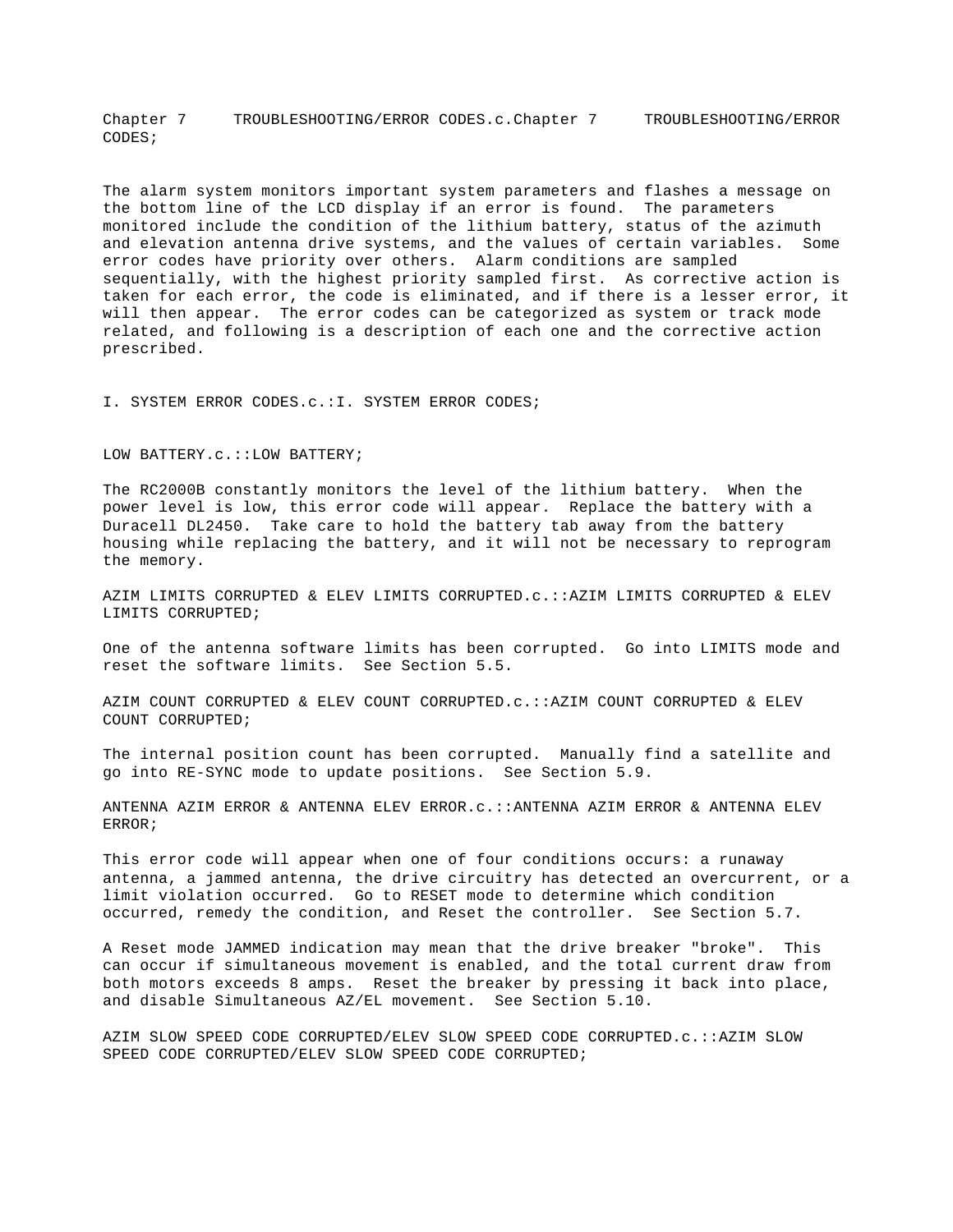Chapter 7 TROUBLESHOOTING/ERROR CODES.c.Chapter 7 TROUBLESHOOTING/ERROR CODES;

The alarm system monitors important system parameters and flashes a message on the bottom line of the LCD display if an error is found. The parameters monitored include the condition of the lithium battery, status of the azimuth and elevation antenna drive systems, and the values of certain variables. Some error codes have priority over others. Alarm conditions are sampled sequentially, with the highest priority sampled first. As corrective action is taken for each error, the code is eliminated, and if there is a lesser error, it will then appear. The error codes can be categorized as system or track mode related, and following is a description of each one and the corrective action prescribed.

I. SYSTEM ERROR CODES.c.:I. SYSTEM ERROR CODES;

LOW BATTERY.c.::LOW BATTERY;

The RC2000B constantly monitors the level of the lithium battery. When the power level is low, this error code will appear. Replace the battery with a Duracell DL2450. Take care to hold the battery tab away from the battery housing while replacing the battery, and it will not be necessary to reprogram the memory.

AZIM LIMITS CORRUPTED & ELEV LIMITS CORRUPTED.c.::AZIM LIMITS CORRUPTED & ELEV LIMITS CORRUPTED;

One of the antenna software limits has been corrupted. Go into LIMITS mode and reset the software limits. See Section 5.5.

AZIM COUNT CORRUPTED & ELEV COUNT CORRUPTED.c.::AZIM COUNT CORRUPTED & ELEV COUNT CORRUPTED;

The internal position count has been corrupted. Manually find a satellite and go into RE-SYNC mode to update positions. See Section 5.9.

ANTENNA AZIM ERROR & ANTENNA ELEV ERROR.c.::ANTENNA AZIM ERROR & ANTENNA ELEV ERROR;

This error code will appear when one of four conditions occurs: a runaway antenna, a jammed antenna, the drive circuitry has detected an overcurrent, or a limit violation occurred. Go to RESET mode to determine which condition occurred, remedy the condition, and Reset the controller. See Section 5.7.

A Reset mode JAMMED indication may mean that the drive breaker "broke". This can occur if simultaneous movement is enabled, and the total current draw from both motors exceeds 8 amps. Reset the breaker by pressing it back into place, and disable Simultaneous AZ/EL movement. See Section 5.10.

AZIM SLOW SPEED CODE CORRUPTED/ELEV SLOW SPEED CODE CORRUPTED.c.::AZIM SLOW SPEED CODE CORRUPTED/ELEV SLOW SPEED CODE CORRUPTED;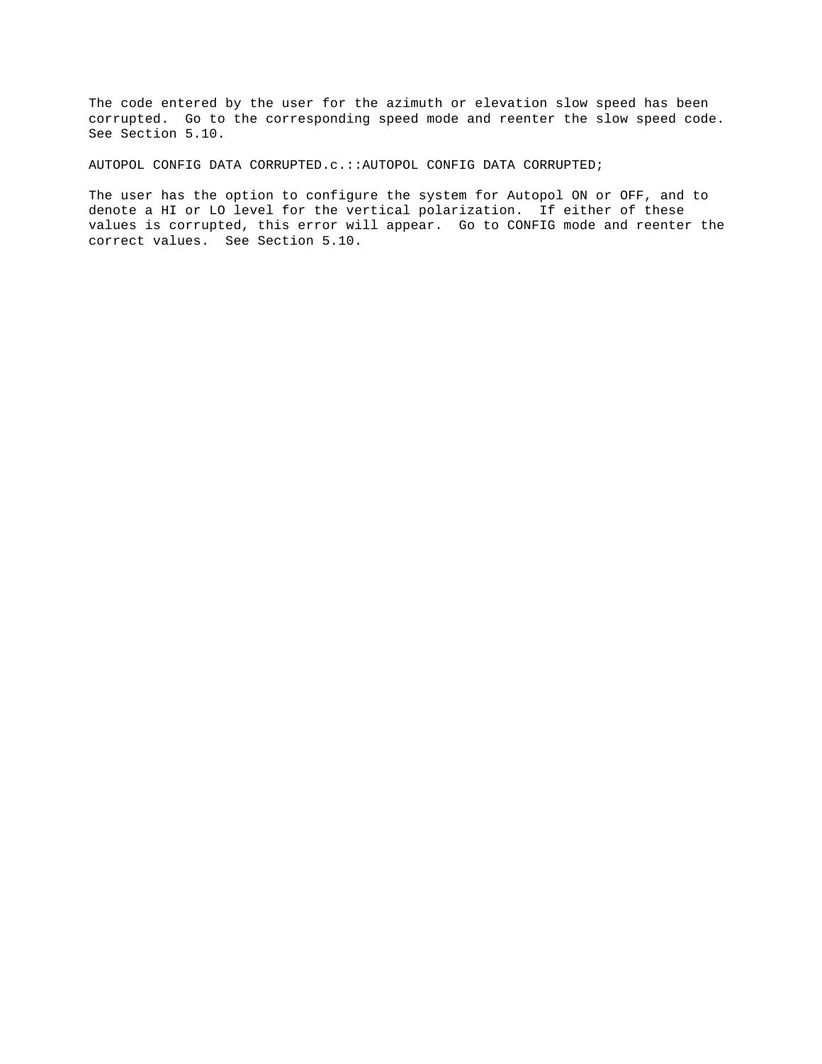The code entered by the user for the azimuth or elevation slow speed has been corrupted. Go to the corresponding speed mode and reenter the slow speed code. See Section 5.10.

AUTOPOL CONFIG DATA CORRUPTED.c.::AUTOPOL CONFIG DATA CORRUPTED;

The user has the option to configure the system for Autopol ON or OFF, and to denote a HI or LO level for the vertical polarization. If either of these values is corrupted, this error will appear. Go to CONFIG mode and reenter the correct values. See Section 5.10.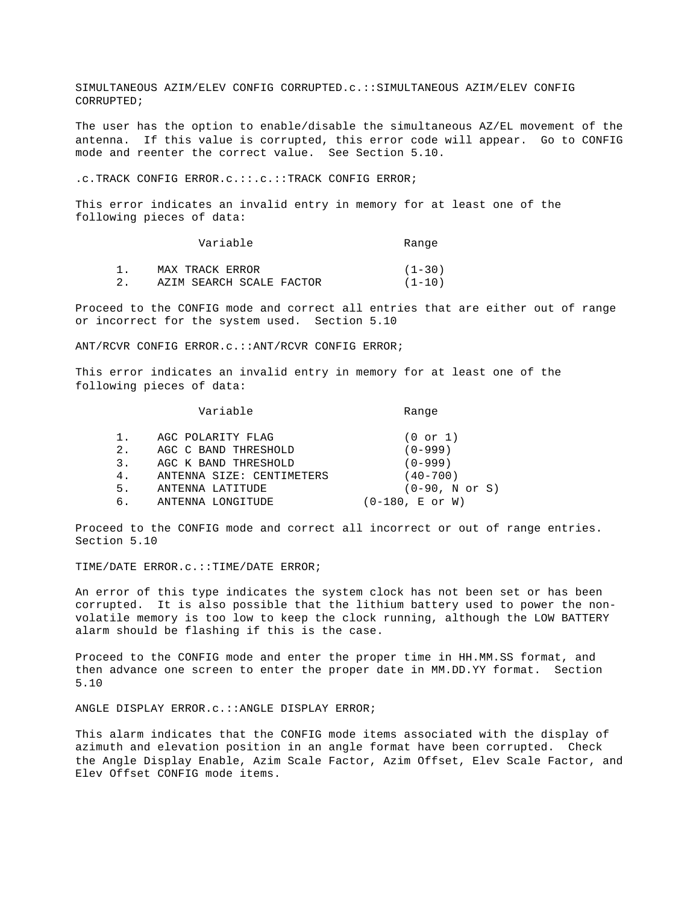SIMULTANEOUS AZIM/ELEV CONFIG CORRUPTED.c.::SIMULTANEOUS AZIM/ELEV CONFIG CORRUPTED;

The user has the option to enable/disable the simultaneous AZ/EL movement of the antenna. If this value is corrupted, this error code will appear. Go to CONFIG mode and reenter the correct value. See Section 5.10.

.c.TRACK CONFIG ERROR.c.::.c.::TRACK CONFIG ERROR;

This error indicates an invalid entry in memory for at least one of the following pieces of data:

| | Variable | Range |
|---|---|---|
| 1. | MAX TRACK ERROR | (1-30) |
| 2. | AZIM SEARCH SCALE FACTOR | (1-10) |

Proceed to the CONFIG mode and correct all entries that are either out of range or incorrect for the system used. Section 5.10

ANT/RCVR CONFIG ERROR.c.::ANT/RCVR CONFIG ERROR;

This error indicates an invalid entry in memory for at least one of the following pieces of data:

| | Variable | Range |
|---|---|---|
| 1. | AGC POLARITY FLAG | (0 or 1) |
| 2. | AGC C BAND THRESHOLD | (0-999) |
| 3. | AGC K BAND THRESHOLD | (0-999) |
| 4. | ANTENNA SIZE: CENTIMETERS | (40-700) |
| 5. | ANTENNA LATITUDE | (0-90, N or S) |
| 6. | ANTENNA LONGITUDE | (0-180, E or W) |

Proceed to the CONFIG mode and correct all incorrect or out of range entries. Section 5.10

TIME/DATE ERROR.c.::TIME/DATE ERROR;

An error of this type indicates the system clock has not been set or has been corrupted. It is also possible that the lithium battery used to power the non-volatile memory is too low to keep the clock running, although the LOW BATTERY alarm should be flashing if this is the case.

Proceed to the CONFIG mode and enter the proper time in HH.MM.SS format, and then advance one screen to enter the proper date in MM.DD.YY format. Section 5.10

ANGLE DISPLAY ERROR.c.::ANGLE DISPLAY ERROR;

This alarm indicates that the CONFIG mode items associated with the display of azimuth and elevation position in an angle format have been corrupted. Check the Angle Display Enable, Azim Scale Factor, Azim Offset, Elev Scale Factor, and Elev Offset CONFIG mode items.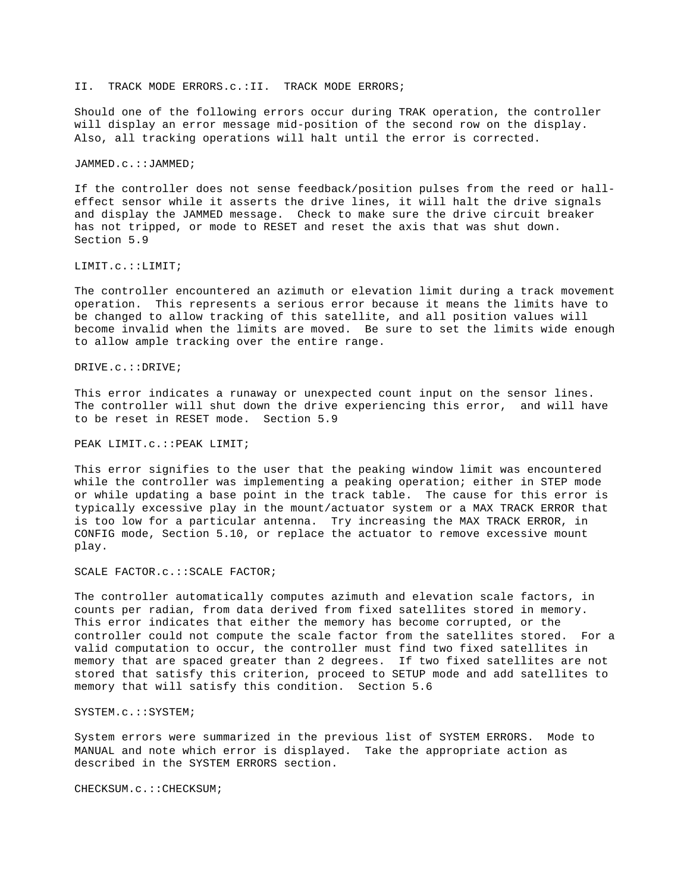II. TRACK MODE ERRORS.c.:II. TRACK MODE ERRORS;

Should one of the following errors occur during TRAK operation, the controller will display an error message mid-position of the second row on the display. Also, all tracking operations will halt until the error is corrected.

JAMMED.c.::JAMMED;

If the controller does not sense feedback/position pulses from the reed or hall-effect sensor while it asserts the drive lines, it will halt the drive signals and display the JAMMED message. Check to make sure the drive circuit breaker has not tripped, or mode to RESET and reset the axis that was shut down. Section 5.9

LIMIT.c.::LIMIT;

The controller encountered an azimuth or elevation limit during a track movement operation. This represents a serious error because it means the limits have to be changed to allow tracking of this satellite, and all position values will become invalid when the limits are moved. Be sure to set the limits wide enough to allow ample tracking over the entire range.

DRIVE.c.::DRIVE;

This error indicates a runaway or unexpected count input on the sensor lines. The controller will shut down the drive experiencing this error, and will have to be reset in RESET mode. Section 5.9

PEAK LIMIT.c.::PEAK LIMIT;

This error signifies to the user that the peaking window limit was encountered while the controller was implementing a peaking operation; either in STEP mode or while updating a base point in the track table. The cause for this error is typically excessive play in the mount/actuator system or a MAX TRACK ERROR that is too low for a particular antenna. Try increasing the MAX TRACK ERROR, in CONFIG mode, Section 5.10, or replace the actuator to remove excessive mount play.

SCALE FACTOR.c.::SCALE FACTOR;

The controller automatically computes azimuth and elevation scale factors, in counts per radian, from data derived from fixed satellites stored in memory. This error indicates that either the memory has become corrupted, or the controller could not compute the scale factor from the satellites stored. For a valid computation to occur, the controller must find two fixed satellites in memory that are spaced greater than 2 degrees. If two fixed satellites are not stored that satisfy this criterion, proceed to SETUP mode and add satellites to memory that will satisfy this condition. Section 5.6

SYSTEM.c.::SYSTEM;

System errors were summarized in the previous list of SYSTEM ERRORS. Mode to MANUAL and note which error is displayed. Take the appropriate action as described in the SYSTEM ERRORS section.

CHECKSUM.c.::CHECKSUM;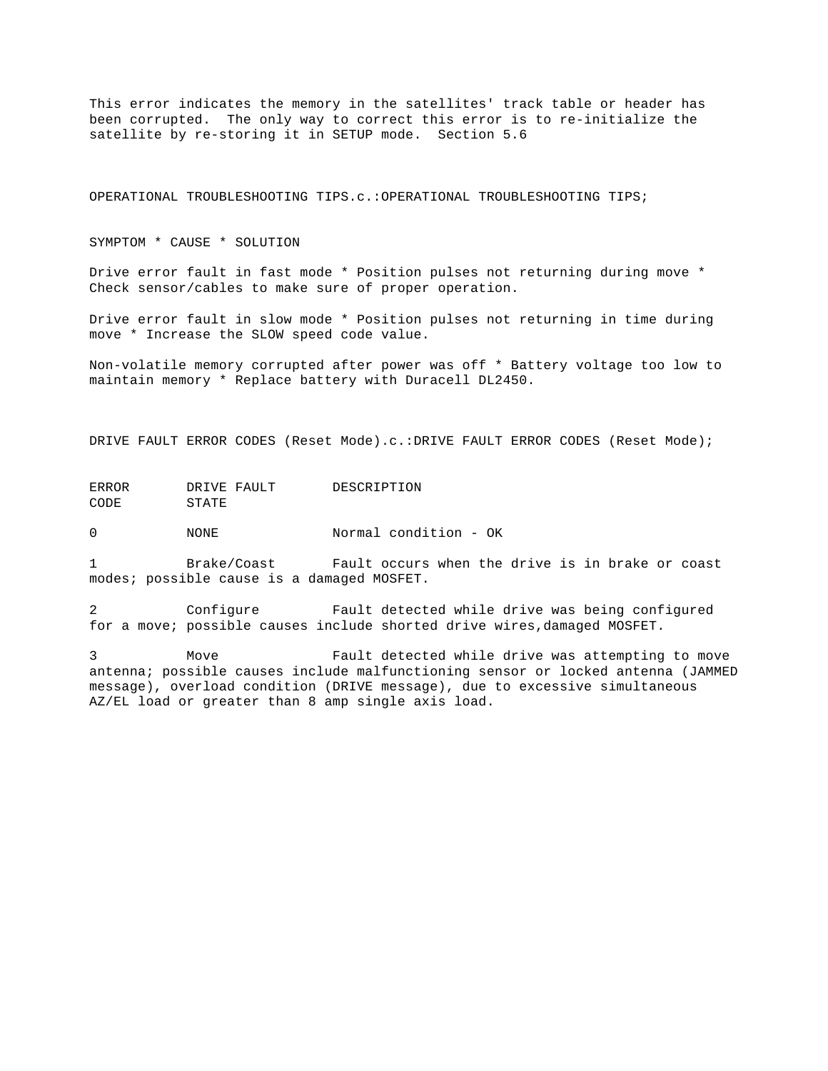This error indicates the memory in the satellites' track table or header has been corrupted. The only way to correct this error is to re-initialize the satellite by re-storing it in SETUP mode. Section 5.6

OPERATIONAL TROUBLESHOOTING TIPS.c.:OPERATIONAL TROUBLESHOOTING TIPS;

SYMPTOM * CAUSE * SOLUTION

Drive error fault in fast mode * Position pulses not returning during move * Check sensor/cables to make sure of proper operation.

Drive error fault in slow mode * Position pulses not returning in time during move * Increase the SLOW speed code value.

Non-volatile memory corrupted after power was off * Battery voltage too low to maintain memory * Replace battery with Duracell DL2450.

DRIVE FAULT ERROR CODES (Reset Mode).c.:DRIVE FAULT ERROR CODES (Reset Mode);

| ERROR CODE | DRIVE FAULT STATE | DESCRIPTION |
|---|---|---|
| 0 | NONE | Normal condition - OK |
| 1 | Brake/Coast | Fault occurs when the drive is in brake or coast modes; possible cause is a damaged MOSFET. |
| 2 | Configure | Fault detected while drive was being configured for a move; possible causes include shorted drive wires,damaged MOSFET. |
| 3 | Move | Fault detected while drive was attempting to move antenna; possible causes include malfunctioning sensor or locked antenna (JAMMED message), overload condition (DRIVE message), due to excessive simultaneous AZ/EL load or greater than 8 amp single axis load. |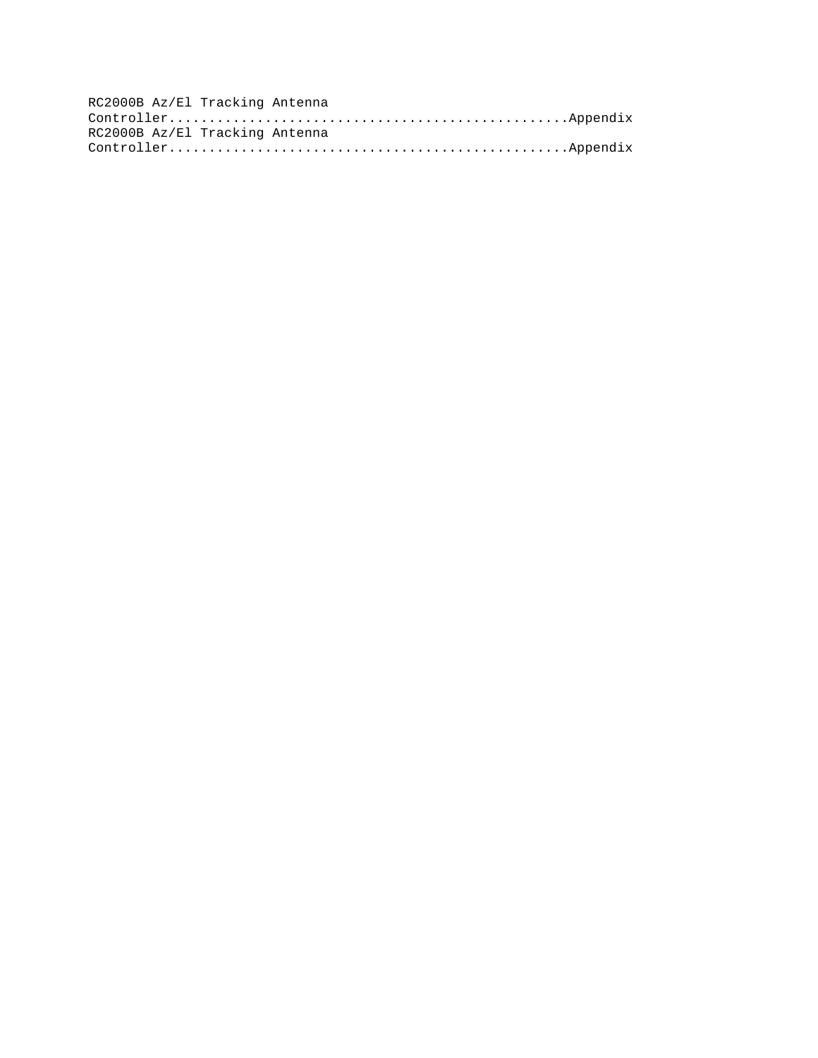RC2000B Az/El Tracking Antenna Controller.................................................Appendix
RC2000B Az/El Tracking Antenna Controller.................................................Appendix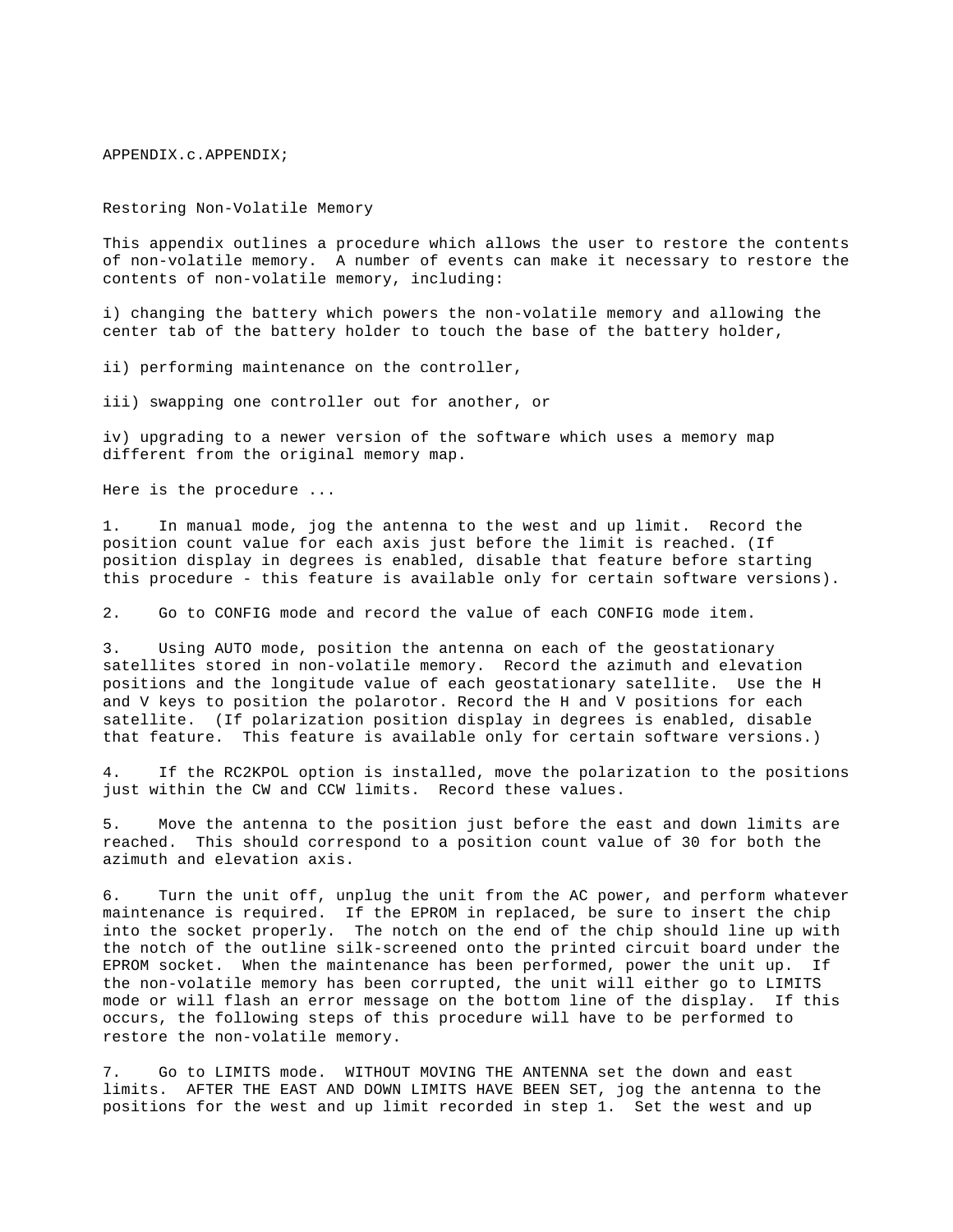APPENDIX.c.APPENDIX;

## Restoring Non-Volatile Memory

This appendix outlines a procedure which allows the user to restore the contents of non-volatile memory. A number of events can make it necessary to restore the contents of non-volatile memory, including:

i) changing the battery which powers the non-volatile memory and allowing the center tab of the battery holder to touch the base of the battery holder,

ii) performing maintenance on the controller,

iii) swapping one controller out for another, or

iv) upgrading to a newer version of the software which uses a memory map different from the original memory map.

Here is the procedure ...

1. In manual mode, jog the antenna to the west and up limit. Record the position count value for each axis just before the limit is reached. (If position display in degrees is enabled, disable that feature before starting this procedure - this feature is available only for certain software versions).

2. Go to CONFIG mode and record the value of each CONFIG mode item.

3. Using AUTO mode, position the antenna on each of the geostationary satellites stored in non-volatile memory. Record the azimuth and elevation positions and the longitude value of each geostationary satellite. Use the H and V keys to position the polarotor. Record the H and V positions for each satellite. (If polarization position display in degrees is enabled, disable that feature. This feature is available only for certain software versions.)

4. If the RC2KPOL option is installed, move the polarization to the positions just within the CW and CCW limits. Record these values.

5. Move the antenna to the position just before the east and down limits are reached. This should correspond to a position count value of 30 for both the azimuth and elevation axis.

6. Turn the unit off, unplug the unit from the AC power, and perform whatever maintenance is required. If the EPROM in replaced, be sure to insert the chip into the socket properly. The notch on the end of the chip should line up with the notch of the outline silk-screened onto the printed circuit board under the EPROM socket. When the maintenance has been performed, power the unit up. If the non-volatile memory has been corrupted, the unit will either go to LIMITS mode or will flash an error message on the bottom line of the display. If this occurs, the following steps of this procedure will have to be performed to restore the non-volatile memory.

7. Go to LIMITS mode. WITHOUT MOVING THE ANTENNA set the down and east limits. AFTER THE EAST AND DOWN LIMITS HAVE BEEN SET, jog the antenna to the positions for the west and up limit recorded in step 1. Set the west and up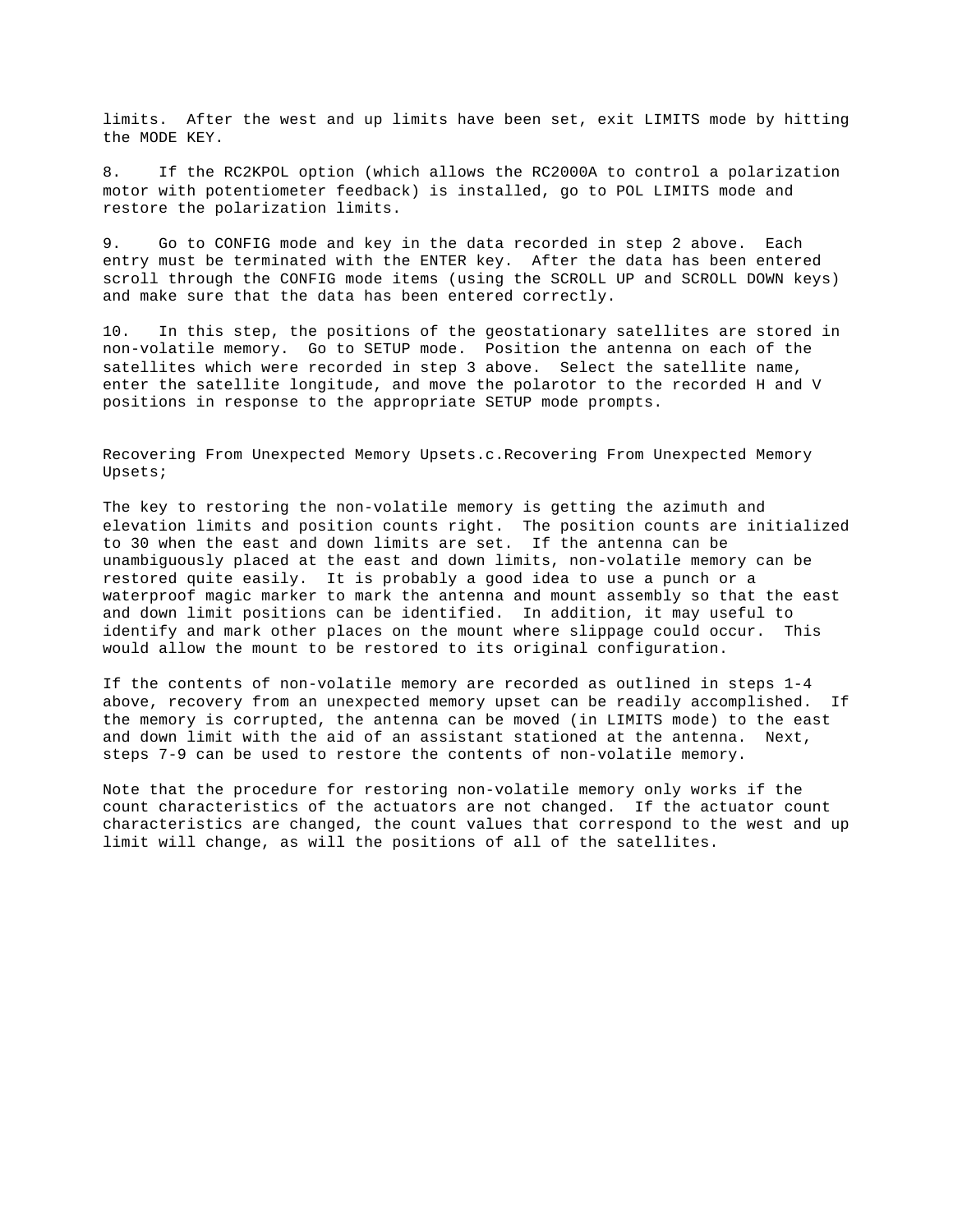limits. After the west and up limits have been set, exit LIMITS mode by hitting the MODE KEY.

8. If the RC2KPOL option (which allows the RC2000A to control a polarization motor with potentiometer feedback) is installed, go to POL LIMITS mode and restore the polarization limits.

9. Go to CONFIG mode and key in the data recorded in step 2 above. Each entry must be terminated with the ENTER key. After the data has been entered scroll through the CONFIG mode items (using the SCROLL UP and SCROLL DOWN keys) and make sure that the data has been entered correctly.

10. In this step, the positions of the geostationary satellites are stored in non-volatile memory. Go to SETUP mode. Position the antenna on each of the satellites which were recorded in step 3 above. Select the satellite name, enter the satellite longitude, and move the polarotor to the recorded H and V positions in response to the appropriate SETUP mode prompts.

Recovering From Unexpected Memory Upsets.c.Recovering From Unexpected Memory Upsets;

The key to restoring the non-volatile memory is getting the azimuth and elevation limits and position counts right. The position counts are initialized to 30 when the east and down limits are set. If the antenna can be unambiguously placed at the east and down limits, non-volatile memory can be restored quite easily. It is probably a good idea to use a punch or a waterproof magic marker to mark the antenna and mount assembly so that the east and down limit positions can be identified. In addition, it may useful to identify and mark other places on the mount where slippage could occur. This would allow the mount to be restored to its original configuration.

If the contents of non-volatile memory are recorded as outlined in steps 1-4 above, recovery from an unexpected memory upset can be readily accomplished. If the memory is corrupted, the antenna can be moved (in LIMITS mode) to the east and down limit with the aid of an assistant stationed at the antenna. Next, steps 7-9 can be used to restore the contents of non-volatile memory.

Note that the procedure for restoring non-volatile memory only works if the count characteristics of the actuators are not changed. If the actuator count characteristics are changed, the count values that correspond to the west and up limit will change, as will the positions of all of the satellites.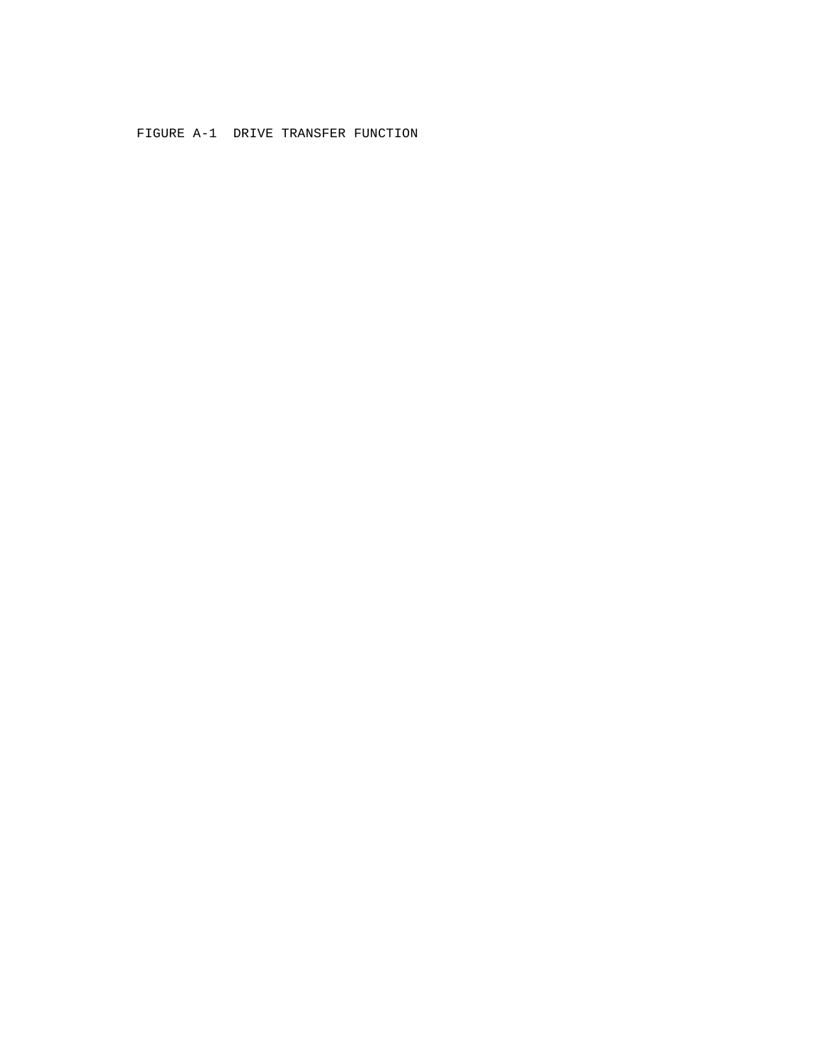FIGURE A-1 DRIVE TRANSFER FUNCTION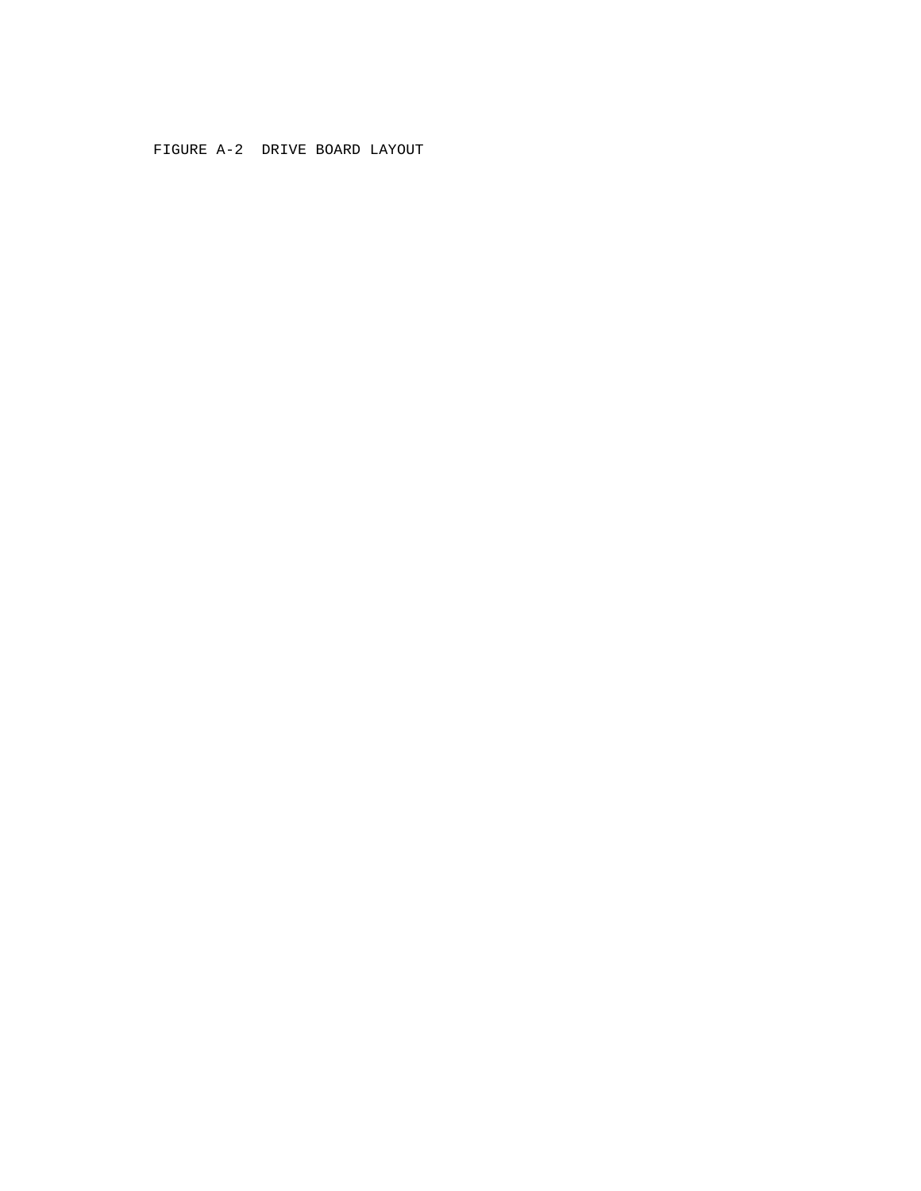FIGURE A-2  DRIVE BOARD LAYOUT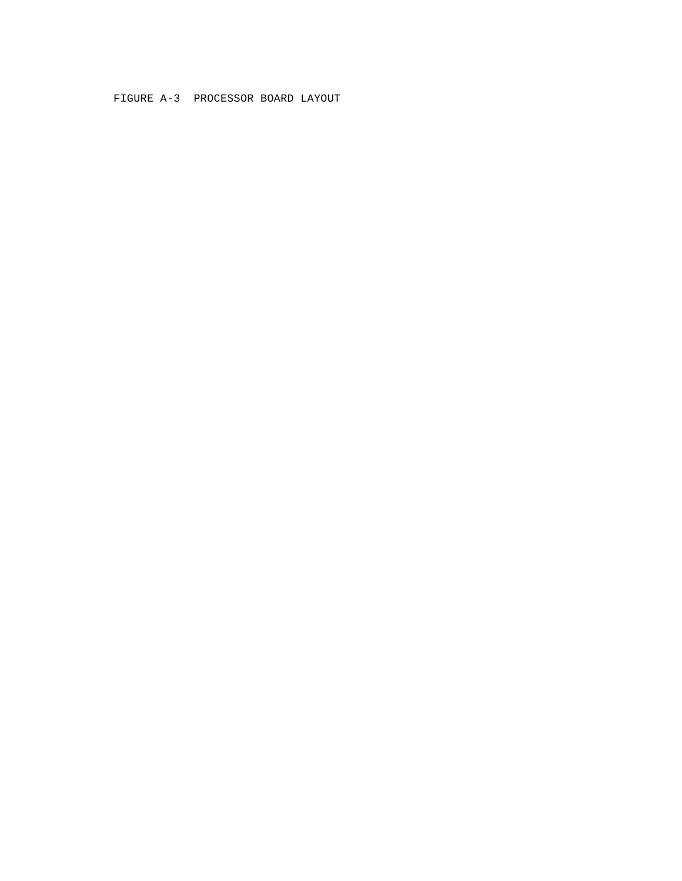FIGURE A-3  PROCESSOR BOARD LAYOUT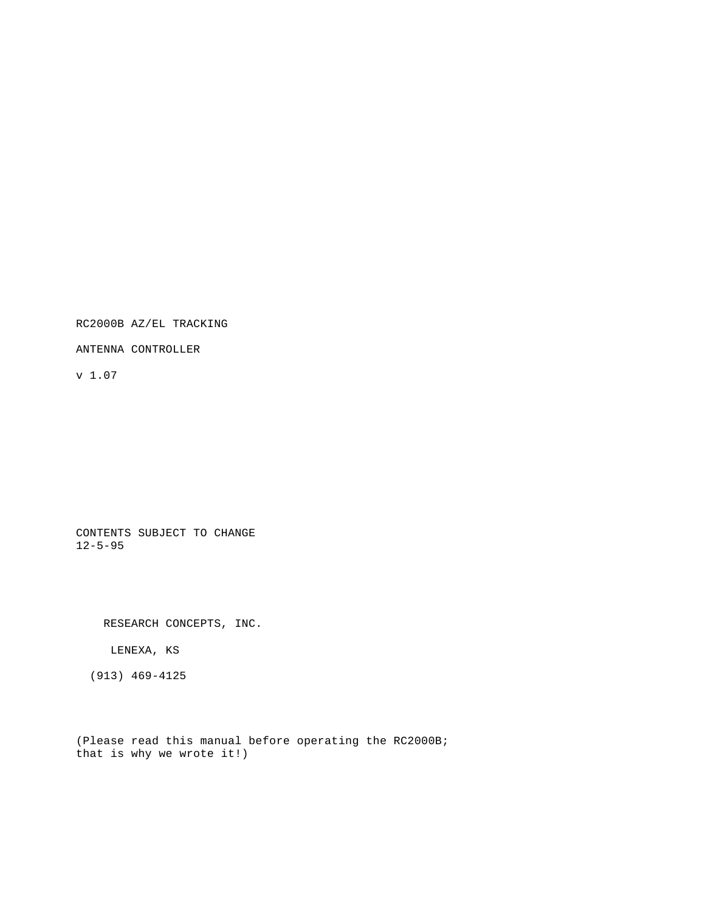RC2000B AZ/EL TRACKING

ANTENNA CONTROLLER

v 1.07

CONTENTS SUBJECT TO CHANGE
12-5-95

RESEARCH CONCEPTS, INC.

LENEXA, KS

(913) 469-4125

(Please read this manual before operating the RC2000B;
that is why we wrote it!)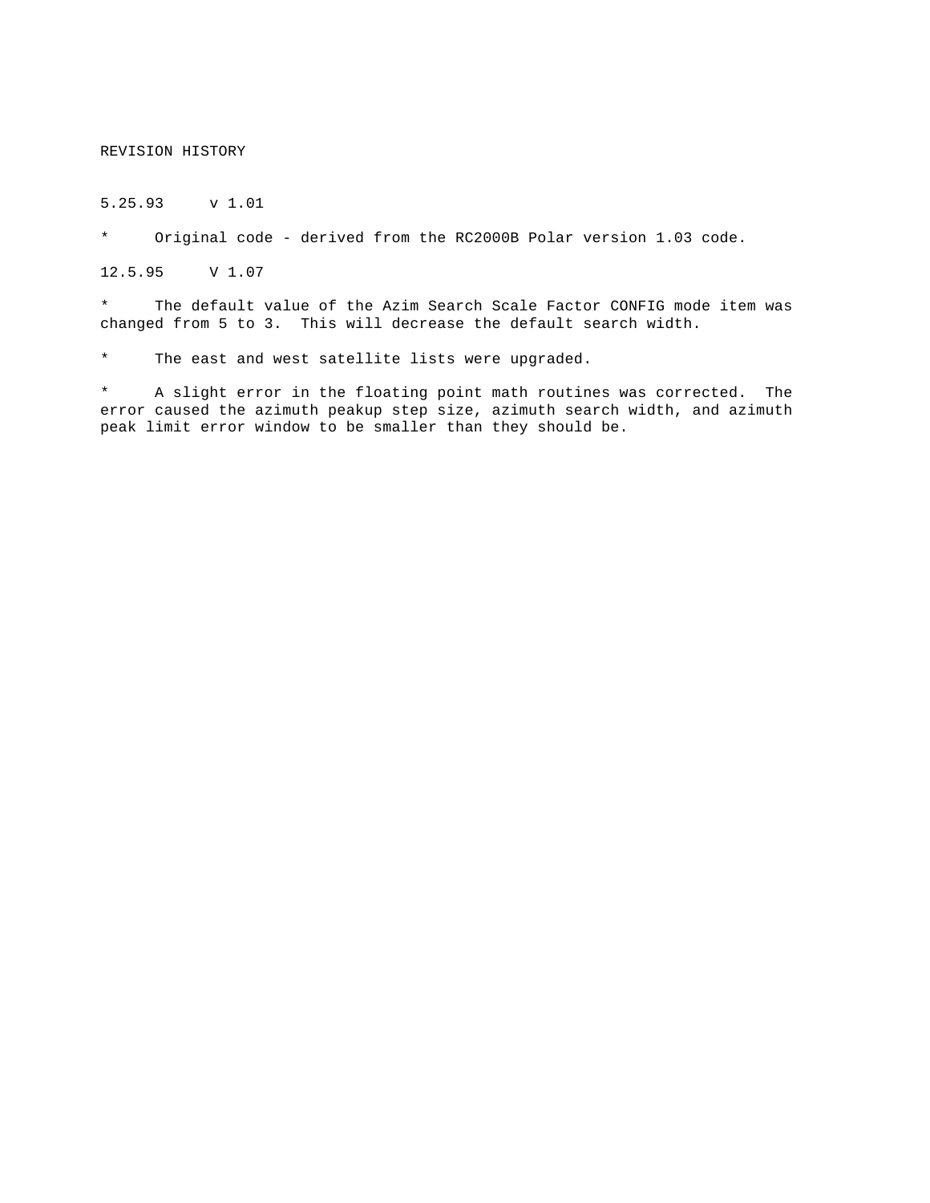# REVISION HISTORY

5.25.93 v 1.01

* Original code - derived from the RC2000B Polar version 1.03 code.

12.5.95 V 1.07

* The default value of the Azim Search Scale Factor CONFIG mode item was changed from 5 to 3. This will decrease the default search width.

* The east and west satellite lists were upgraded.

* A slight error in the floating point math routines was corrected. The error caused the azimuth peakup step size, azimuth search width, and azimuth peak limit error window to be smaller than they should be.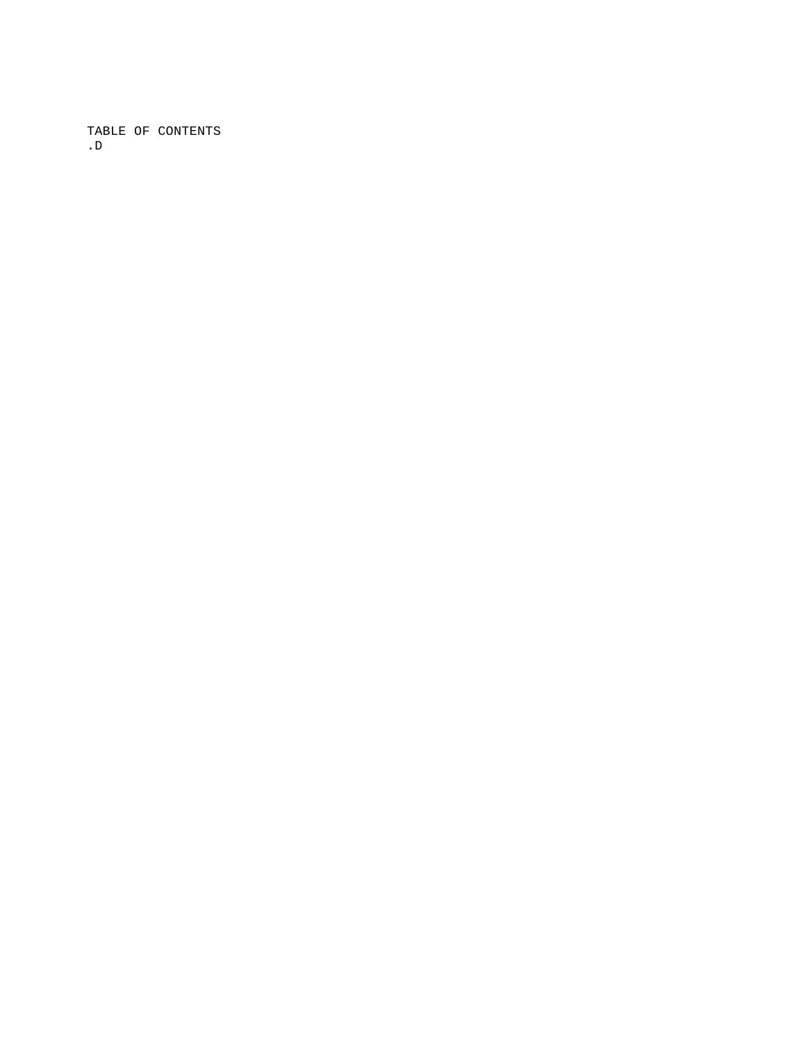TABLE OF CONTENTS
.D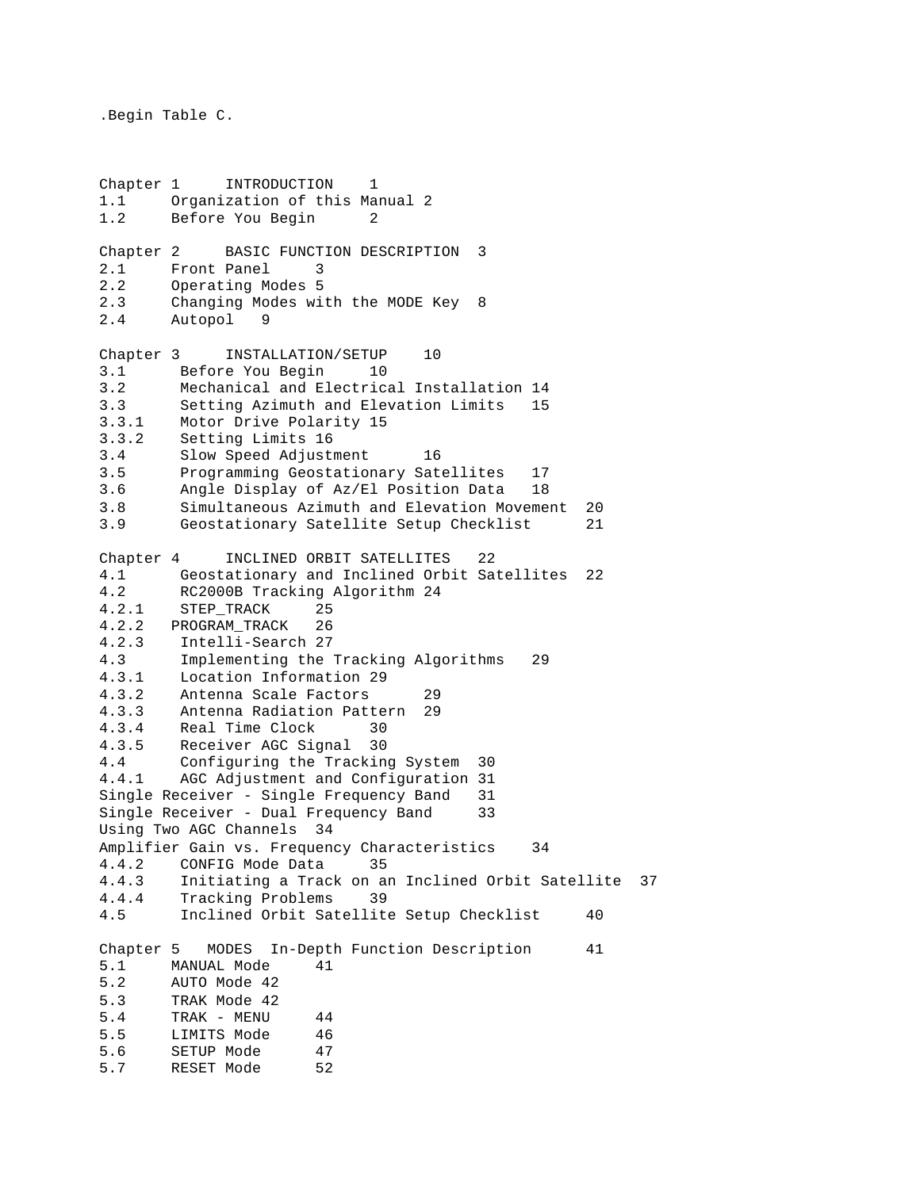.Begin Table C.

Chapter 1 INTRODUCTION 1
1.1 Organization of this Manual 2
1.2 Before You Begin 2

Chapter 2 BASIC FUNCTION DESCRIPTION 3
2.1 Front Panel 3
2.2 Operating Modes 5
2.3 Changing Modes with the MODE Key 8
2.4 Autopol 9

Chapter 3 INSTALLATION/SETUP 10
3.1 Before You Begin 10
3.2 Mechanical and Electrical Installation 14
3.3 Setting Azimuth and Elevation Limits 15
3.3.1 Motor Drive Polarity 15
3.3.2 Setting Limits 16
3.4 Slow Speed Adjustment 16
3.5 Programming Geostationary Satellites 17
3.6 Angle Display of Az/El Position Data 18
3.8 Simultaneous Azimuth and Elevation Movement 20
3.9 Geostationary Satellite Setup Checklist 21

Chapter 4 INCLINED ORBIT SATELLITES 22
4.1 Geostationary and Inclined Orbit Satellites 22
4.2 RC2000B Tracking Algorithm 24
4.2.1 STEP_TRACK 25
4.2.2 PROGRAM_TRACK 26
4.2.3 Intelli-Search 27
4.3 Implementing the Tracking Algorithms 29
4.3.1 Location Information 29
4.3.2 Antenna Scale Factors 29
4.3.3 Antenna Radiation Pattern 29
4.3.4 Real Time Clock 30
4.3.5 Receiver AGC Signal 30
4.4 Configuring the Tracking System 30
4.4.1 AGC Adjustment and Configuration 31
Single Receiver - Single Frequency Band 31
Single Receiver - Dual Frequency Band 33
Using Two AGC Channels 34
Amplifier Gain vs. Frequency Characteristics 34
4.4.2 CONFIG Mode Data 35
4.4.3 Initiating a Track on an Inclined Orbit Satellite 37
4.4.4 Tracking Problems 39
4.5 Inclined Orbit Satellite Setup Checklist 40

Chapter 5 MODES In-Depth Function Description 41
5.1 MANUAL Mode 41
5.2 AUTO Mode 42
5.3 TRAK Mode 42
5.4 TRAK - MENU 44
5.5 LIMITS Mode 46
5.6 SETUP Mode 47
5.7 RESET Mode 52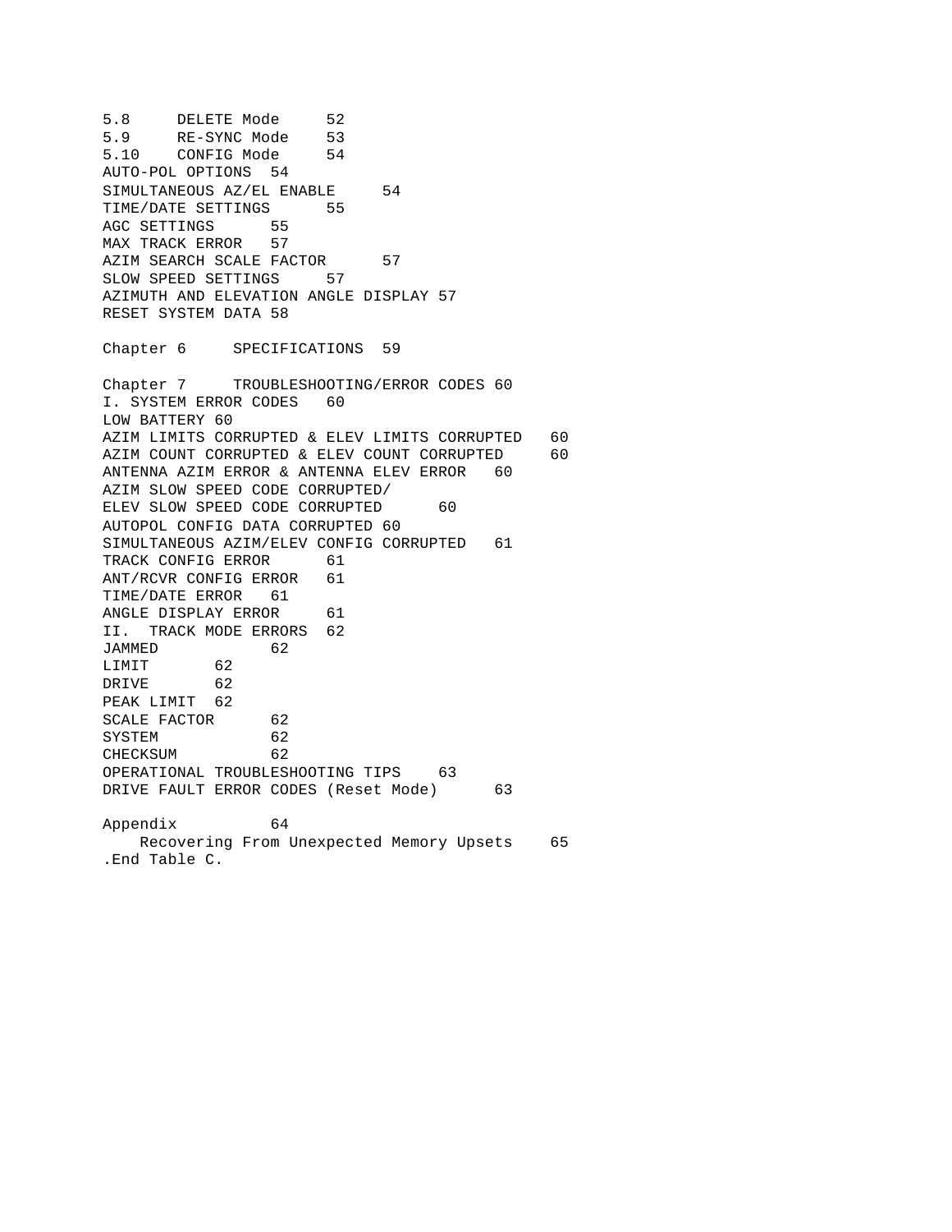5.8 DELETE Mode 52
5.9 RE-SYNC Mode 53
5.10 CONFIG Mode 54
AUTO-POL OPTIONS 54
SIMULTANEOUS AZ/EL ENABLE 54
TIME/DATE SETTINGS 55
AGC SETTINGS 55
MAX TRACK ERROR 57
AZIM SEARCH SCALE FACTOR 57
SLOW SPEED SETTINGS 57
AZIMUTH AND ELEVATION ANGLE DISPLAY 57
RESET SYSTEM DATA 58

Chapter 6 SPECIFICATIONS 59

Chapter 7 TROUBLESHOOTING/ERROR CODES 60
I. SYSTEM ERROR CODES 60
LOW BATTERY 60
AZIM LIMITS CORRUPTED & ELEV LIMITS CORRUPTED 60
AZIM COUNT CORRUPTED & ELEV COUNT CORRUPTED 60
ANTENNA AZIM ERROR & ANTENNA ELEV ERROR 60
AZIM SLOW SPEED CODE CORRUPTED/
ELEV SLOW SPEED CODE CORRUPTED 60
AUTOPOL CONFIG DATA CORRUPTED 60
SIMULTANEOUS AZIM/ELEV CONFIG CORRUPTED 61
TRACK CONFIG ERROR 61
ANT/RCVR CONFIG ERROR 61
TIME/DATE ERROR 61
ANGLE DISPLAY ERROR 61
II. TRACK MODE ERRORS 62
JAMMED 62
LIMIT 62
DRIVE 62
PEAK LIMIT 62
SCALE FACTOR 62
SYSTEM 62
CHECKSUM 62
OPERATIONAL TROUBLESHOOTING TIPS 63
DRIVE FAULT ERROR CODES (Reset Mode) 63

Appendix 64
Recovering From Unexpected Memory Upsets 65
.End Table C.